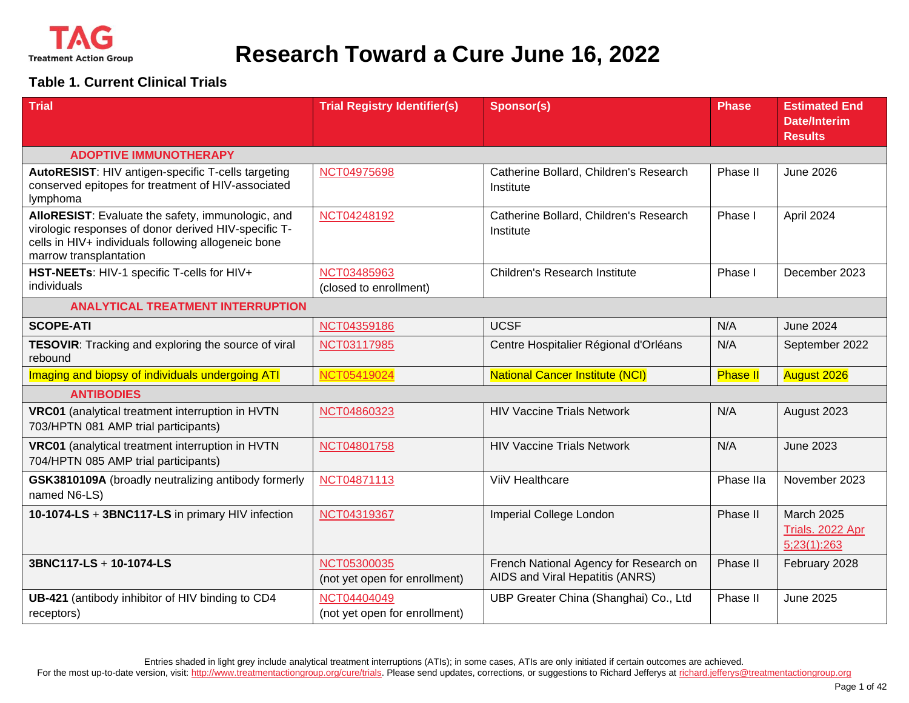# Research Toward a Cure June 16, 2022

## Table 1. Current Clinical Trials

| Trial | Trial Registry Identifier(s) | Sponsor(s) | Phase | Estimated End Date/Interim Results |
|---|---|---|---|---|
| **ADOPTIVE IMMUNOTHERAPY** | | | | |
| **AutoRESIST**: HIV antigen-specific T-cells targeting conserved epitopes for treatment of HIV-associated lymphoma | NCT04975698 | Catherine Bollard, Children's Research Institute | Phase II | June 2026 |
| **AlloRESIST**: Evaluate the safety, immunologic, and virologic responses of donor derived HIV-specific T-cells in HIV+ individuals following allogeneic bone marrow transplantation | NCT04248192 | Catherine Bollard, Children's Research Institute | Phase I | April 2024 |
| **HST-NEETs**: HIV-1 specific T-cells for HIV+ individuals | NCT03485963 (closed to enrollment) | Children's Research Institute | Phase I | December 2023 |
| **ANALYTICAL TREATMENT INTERRUPTION** | | | | |
| **SCOPE-ATI** | NCT04359186 | UCSF | N/A | June 2024 |
| **TESOVIR**: Tracking and exploring the source of viral rebound | NCT03117985 | Centre Hospitalier Régional d'Orléans | N/A | September 2022 |
| Imaging and biopsy of individuals undergoing ATI | NCT05419024 | National Cancer Institute (NCI) | Phase II | August 2026 |
| **ANTIBODIES** | | | | |
| **VRC01** (analytical treatment interruption in HVTN 703/HPTN 081 AMP trial participants) | NCT04860323 | HIV Vaccine Trials Network | N/A | August 2023 |
| **VRC01** (analytical treatment interruption in HVTN 704/HPTN 085 AMP trial participants) | NCT04801758 | HIV Vaccine Trials Network | N/A | June 2023 |
| **GSK3810109A** (broadly neutralizing antibody formerly named N6-LS) | NCT04871113 | ViiV Healthcare | Phase IIa | November 2023 |
| **10-1074-LS** + **3BNC117-LS** in primary HIV infection | NCT04319367 | Imperial College London | Phase II | March 2025 Trials. 2022 Apr 5;23(1):263 |
| **3BNC117-LS** + **10-1074-LS** | NCT05300035 (not yet open for enrollment) | French National Agency for Research on AIDS and Viral Hepatitis (ANRS) | Phase II | February 2028 |
| **UB-421** (antibody inhibitor of HIV binding to CD4 receptors) | NCT04404049 (not yet open for enrollment) | UBP Greater China (Shanghai) Co., Ltd | Phase II | June 2025 |

Entries shaded in light grey include analytical treatment interruptions (ATIs); in some cases, ATIs are only initiated if certain outcomes are achieved.

For the most up-to-date version, visit: http://www.treatmentactiongroup.org/cure/trials. Please send updates, corrections, or suggestions to Richard Jefferys at richard.jefferys@treatmentactiongroup.org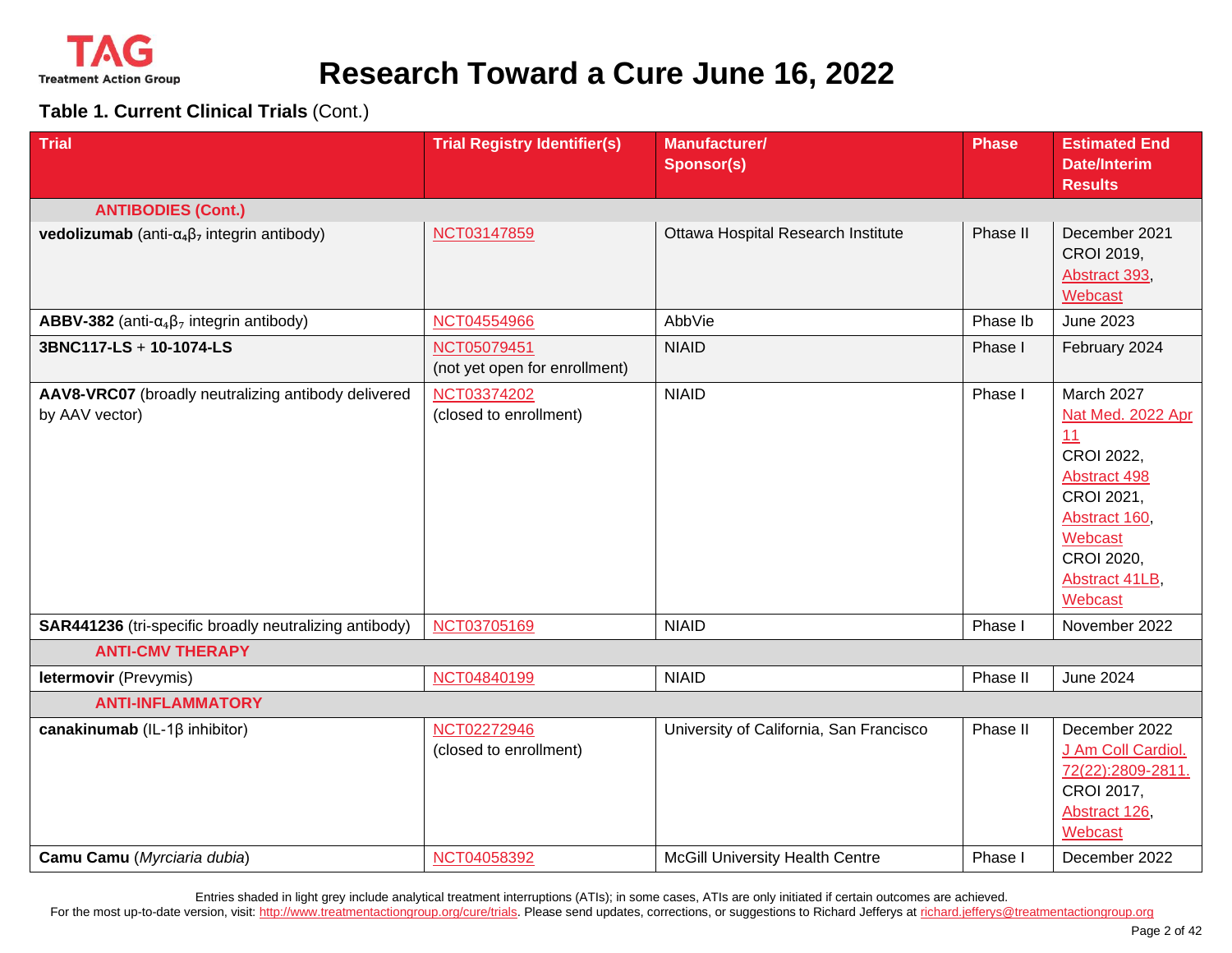# Research Toward a Cure June 16, 2022

**Table 1. Current Clinical Trials** (Cont.)

| Trial | Trial Registry Identifier(s) | Manufacturer/ Sponsor(s) | Phase | Estimated End Date/Interim Results |
|---|---|---|---|---|
| **ANTIBODIES (Cont.)** | | | | |
| **vedolizumab** (anti-$\alpha_4\beta_7$ integrin antibody) | NCT03147859 | Ottawa Hospital Research Institute | Phase II | December 2021 CROI 2019, Abstract 393, Webcast |
| **ABBV-382** (anti-$\alpha_4\beta_7$ integrin antibody) | NCT04554966 | AbbVie | Phase Ib | June 2023 |
| **3BNC117-LS** + **10-1074-LS** | NCT05079451 (not yet open for enrollment) | NIAID | Phase I | February 2024 |
| **AAV8-VRC07** (broadly neutralizing antibody delivered by AAV vector) | NCT03374202 (closed to enrollment) | NIAID | Phase I | March 2027 Nat Med. 2022 Apr 11 CROI 2022, Abstract 498 CROI 2021, Abstract 160, Webcast CROI 2020, Abstract 41LB, Webcast |
| **SAR441236** (tri-specific broadly neutralizing antibody) | NCT03705169 | NIAID | Phase I | November 2022 |
| **ANTI-CMV THERAPY** | | | | |
| **letermovir** (Prevymis) | NCT04840199 | NIAID | Phase II | June 2024 |
| **ANTI-INFLAMMATORY** | | | | |
| **canakinumab** (IL-1β inhibitor) | NCT02272946 (closed to enrollment) | University of California, San Francisco | Phase II | December 2022 J Am Coll Cardiol. 72(22):2809-2811. CROI 2017, Abstract 126, Webcast |
| **Camu Camu** (*Myrciaria dubia*) | NCT04058392 | McGill University Health Centre | Phase I | December 2022 |

Entries shaded in light grey include analytical treatment interruptions (ATIs); in some cases, ATIs are only initiated if certain outcomes are achieved.
For the most up-to-date version, visit: http://www.treatmentactiongroup.org/cure/trials. Please send updates, corrections, or suggestions to Richard Jefferys at richard.jefferys@treatmentactiongroup.org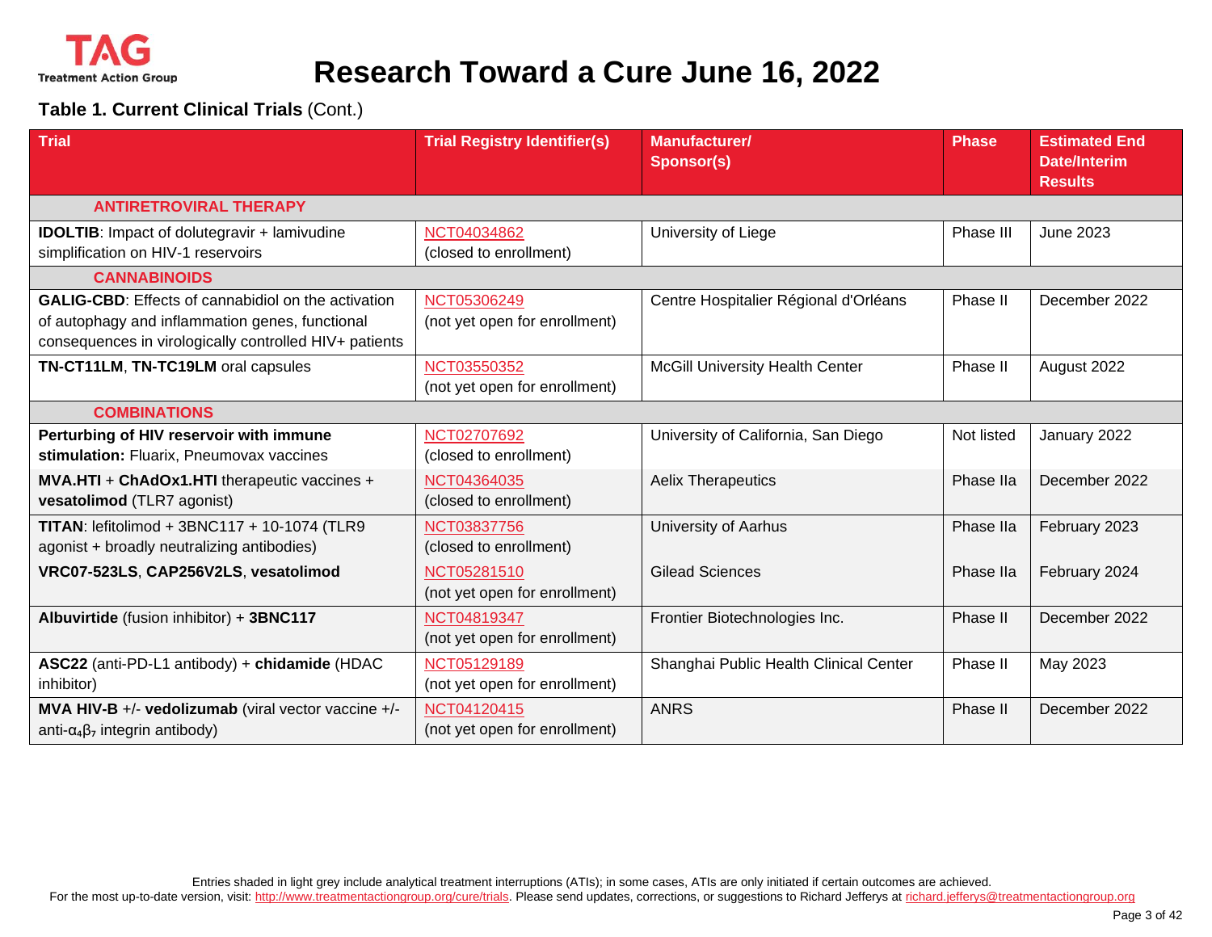# Research Toward a Cure June 16, 2022

**Table 1. Current Clinical Trials** (Cont.)

| Trial | Trial Registry Identifier(s) | Manufacturer/ Sponsor(s) | Phase | Estimated End Date/Interim Results |
|---|---|---|---|---|
| **ANTIRETROVIRAL THERAPY** | | | | |
| **IDOLTIB**: Impact of dolutegravir + lamivudine simplification on HIV-1 reservoirs | NCT04034862 (closed to enrollment) | University of Liege | Phase III | June 2023 |
| **CANNABINOIDS** | | | | |
| **GALIG-CBD**: Effects of cannabidiol on the activation of autophagy and inflammation genes, functional consequences in virologically controlled HIV+ patients | NCT05306249 (not yet open for enrollment) | Centre Hospitalier Régional d'Orléans | Phase II | December 2022 |
| **TN-CT11LM**, **TN-TC19LM** oral capsules | NCT03550352 (not yet open for enrollment) | McGill University Health Center | Phase II | August 2022 |
| **COMBINATIONS** | | | | |
| **Perturbing of HIV reservoir with immune stimulation:** Fluarix, Pneumovax vaccines | NCT02707692 (closed to enrollment) | University of California, San Diego | Not listed | January 2022 |
| **MVA.HTI** + **ChAdOx1.HTI** therapeutic vaccines + **vesatolimod** (TLR7 agonist) | NCT04364035 (closed to enrollment) | Aelix Therapeutics | Phase IIa | December 2022 |
| **TITAN**: lefitolimod + 3BNC117 + 10-1074 (TLR9 agonist + broadly neutralizing antibodies) | NCT03837756 (closed to enrollment) | University of Aarhus | Phase IIa | February 2023 |
| **VRC07-523LS**, **CAP256V2LS**, **vesatolimod** | NCT05281510 (not yet open for enrollment) | Gilead Sciences | Phase IIa | February 2024 |
| **Albuvirtide** (fusion inhibitor) + **3BNC117** | NCT04819347 (not yet open for enrollment) | Frontier Biotechnologies Inc. | Phase II | December 2022 |
| **ASC22** (anti-PD-L1 antibody) + **chidamide** (HDAC inhibitor) | NCT05129189 (not yet open for enrollment) | Shanghai Public Health Clinical Center | Phase II | May 2023 |
| **MVA HIV-B** +/- **vedolizumab** (viral vector vaccine +/- anti-$\alpha_4\beta_7$ integrin antibody) | NCT04120415 (not yet open for enrollment) | ANRS | Phase II | December 2022 |

Entries shaded in light grey include analytical treatment interruptions (ATIs); in some cases, ATIs are only initiated if certain outcomes are achieved.

For the most up-to-date version, visit: http://www.treatmentactiongroup.org/cure/trials. Please send updates, corrections, or suggestions to Richard Jefferys at richard.jefferys@treatmentactiongroup.org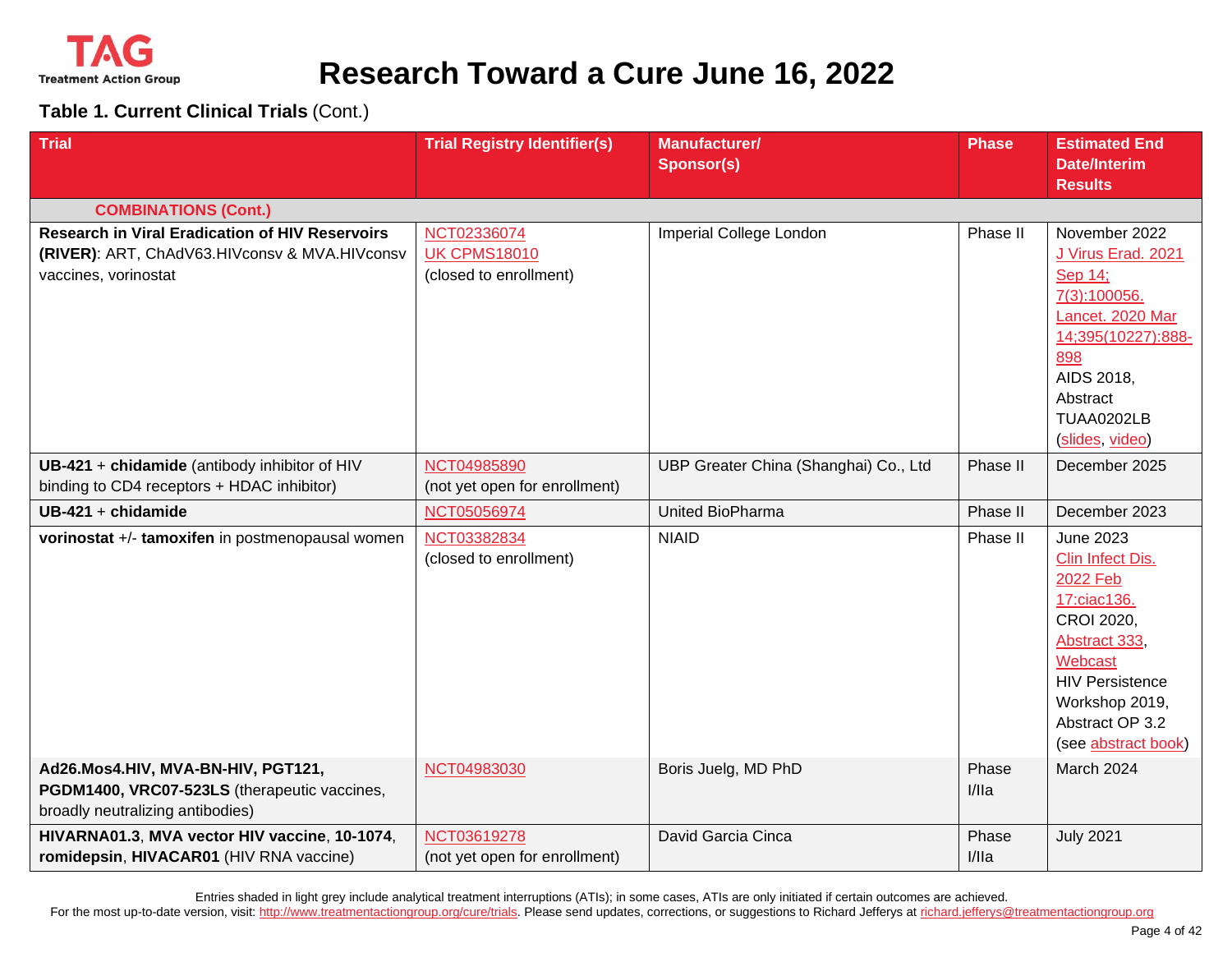# Research Toward a Cure June 16, 2022

**Table 1. Current Clinical Trials** (Cont.)

| Trial | Trial Registry Identifier(s) | Manufacturer/ Sponsor(s) | Phase | Estimated End Date/Interim Results |
|---|---|---|---|---|
| **COMBINATIONS (Cont.)** | | | | |
| **Research in Viral Eradication of HIV Reservoirs (RIVER)**: ART, ChAdV63.HIVconsv & MVA.HIVconsv vaccines, vorinostat | NCT02336074 UK CPMS18010 (closed to enrollment) | Imperial College London | Phase II | November 2022 J Virus Erad. 2021 Sep 14; 7(3):100056. Lancet. 2020 Mar 14;395(10227):888-898 AIDS 2018, Abstract TUAA0202LB (slides, video) |
| **UB-421** + **chidamide** (antibody inhibitor of HIV binding to CD4 receptors + HDAC inhibitor) | NCT04985890 (not yet open for enrollment) | UBP Greater China (Shanghai) Co., Ltd | Phase II | December 2025 |
| **UB-421** + **chidamide** | NCT05056974 | United BioPharma | Phase II | December 2023 |
| **vorinostat** +/- **tamoxifen** in postmenopausal women | NCT03382834 (closed to enrollment) | NIAID | Phase II | June 2023 Clin Infect Dis. 2022 Feb 17:ciac136. CROI 2020, Abstract 333, Webcast HIV Persistence Workshop 2019, Abstract OP 3.2 (see abstract book) |
| **Ad26.Mos4.HIV, MVA-BN-HIV, PGT121, PGDM1400, VRC07-523LS** (therapeutic vaccines, broadly neutralizing antibodies) | NCT04983030 | Boris Juelg, MD PhD | Phase I/IIa | March 2024 |
| **HIVARNA01.3**, **MVA vector HIV vaccine**, **10-1074**, **romidepsin**, **HIVACAR01** (HIV RNA vaccine) | NCT03619278 (not yet open for enrollment) | David Garcia Cinca | Phase I/IIa | July 2021 |

Entries shaded in light grey include analytical treatment interruptions (ATIs); in some cases, ATIs are only initiated if certain outcomes are achieved.

For the most up-to-date version, visit: http://www.treatmentactiongroup.org/cure/trials. Please send updates, corrections, or suggestions to Richard Jefferys at richard.jefferys@treatmentactiongroup.org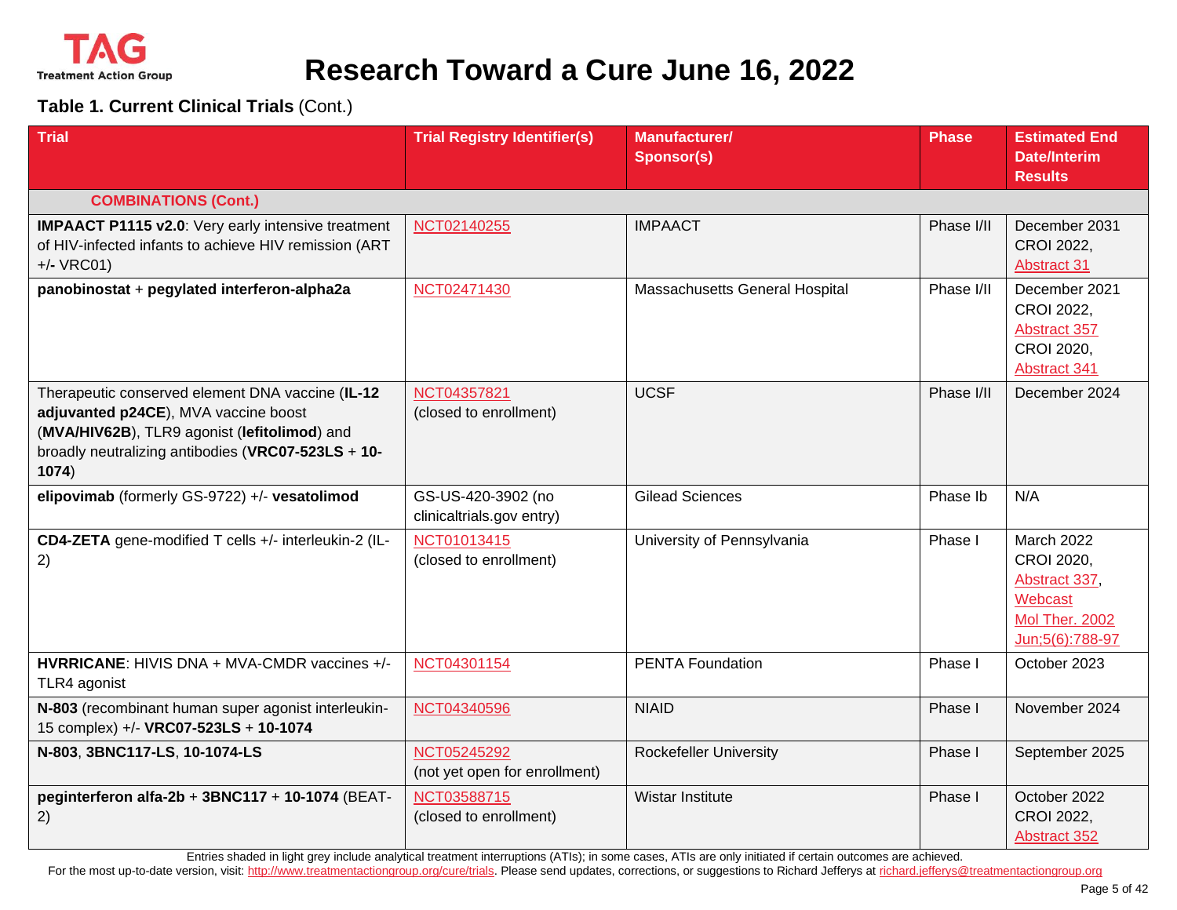## Table 1. Current Clinical Trials (Cont.)

| Trial | Trial Registry Identifier(s) | Manufacturer/ Sponsor(s) | Phase | Estimated End Date/Interim Results |
|---|---|---|---|---|
| **COMBINATIONS (Cont.)** | | | | |
| **IMPAACT P1115 v2.0**: Very early intensive treatment of HIV-infected infants to achieve HIV remission (ART **+/-** VRC01) | NCT02140255 | IMPAACT | Phase I/II | December 2031 CROI 2022, Abstract 31 |
| **panobinostat** + **pegylated interferon-alpha2a** | NCT02471430 | Massachusetts General Hospital | Phase I/II | December 2021 CROI 2022, Abstract 357 CROI 2020, Abstract 341 |
| Therapeutic conserved element DNA vaccine (**IL-12 adjuvanted p24CE**), MVA vaccine boost (**MVA/HIV62B**), TLR9 agonist (**lefitolimod**) and broadly neutralizing antibodies (**VRC07-523LS** + **10-1074**) | NCT04357821 (closed to enrollment) | UCSF | Phase I/II | December 2024 |
| **elipovimab** (formerly GS-9722) +/- **vesatolimod** | GS-US-420-3902 (no clinicaltrials.gov entry) | Gilead Sciences | Phase Ib | N/A |
| **CD4-ZETA** gene-modified T cells +/- interleukin-2 (IL-2) | NCT01013415 (closed to enrollment) | University of Pennsylvania | Phase I | March 2022 CROI 2020, Abstract 337, Webcast Mol Ther. 2002 Jun;5(6):788-97 |
| **HVRRICANE**: HIVIS DNA + MVA-CMDR vaccines +/- TLR4 agonist | NCT04301154 | PENTA Foundation | Phase I | October 2023 |
| **N-803** (recombinant human super agonist interleukin-15 complex) +/- **VRC07-523LS** + **10-1074** | NCT04340596 | NIAID | Phase I | November 2024 |
| **N-803**, **3BNC117-LS**, **10-1074-LS** | NCT05245292 (not yet open for enrollment) | Rockefeller University | Phase I | September 2025 |
| **peginterferon alfa-2b** + **3BNC117** + **10-1074** (BEAT-2) | NCT03588715 (closed to enrollment) | Wistar Institute | Phase I | October 2022 CROI 2022, Abstract 352 |

Entries shaded in light grey include analytical treatment interruptions (ATIs); in some cases, ATIs are only initiated if certain outcomes are achieved.

For the most up-to-date version, visit: http://www.treatmentactiongroup.org/cure/trials. Please send updates, corrections, or suggestions to Richard Jefferys at richard.jefferys@treatmentactiongroup.org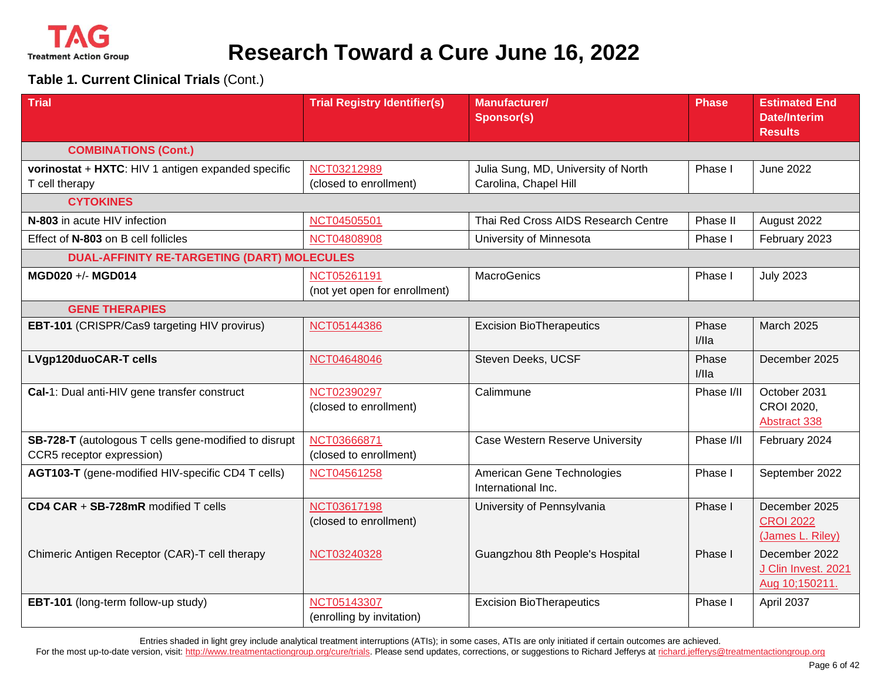# Research Toward a Cure June 16, 2022

**Table 1. Current Clinical Trials** (Cont.)

| Trial | Trial Registry Identifier(s) | Manufacturer/ Sponsor(s) | Phase | Estimated End Date/Interim Results |
|---|---|---|---|---|
| **COMBINATIONS (Cont.)** | | | | |
| **vorinostat** + **HXTC**: HIV 1 antigen expanded specific T cell therapy | NCT03212989 (closed to enrollment) | Julia Sung, MD, University of North Carolina, Chapel Hill | Phase I | June 2022 |
| **CYTOKINES** | | | | |
| **N-803** in acute HIV infection | NCT04505501 | Thai Red Cross AIDS Research Centre | Phase II | August 2022 |
| Effect of **N-803** on B cell follicles | NCT04808908 | University of Minnesota | Phase I | February 2023 |
| **DUAL-AFFINITY RE-TARGETING (DART) MOLECULES** | | | | |
| **MGD020** +/- **MGD014** | NCT05261191 (not yet open for enrollment) | MacroGenics | Phase I | July 2023 |
| **GENE THERAPIES** | | | | |
| **EBT-101** (CRISPR/Cas9 targeting HIV provirus) | NCT05144386 | Excision BioTherapeutics | Phase I/IIa | March 2025 |
| **LVgp120duoCAR-T cells** | NCT04648046 | Steven Deeks, UCSF | Phase I/IIa | December 2025 |
| **Cal-**1: Dual anti-HIV gene transfer construct | NCT02390297 (closed to enrollment) | Calimmune | Phase I/II | October 2031 CROI 2020, Abstract 338 |
| **SB-728-T** (autologous T cells gene-modified to disrupt CCR5 receptor expression) | NCT03666871 (closed to enrollment) | Case Western Reserve University | Phase I/II | February 2024 |
| **AGT103-T** (gene-modified HIV-specific CD4 T cells) | NCT04561258 | American Gene Technologies International Inc. | Phase I | September 2022 |
| **CD4 CAR** + **SB-728mR** modified T cells | NCT03617198 (closed to enrollment) | University of Pennsylvania | Phase I | December 2025 CROI 2022 (James L. Riley) |
| Chimeric Antigen Receptor (CAR)-T cell therapy | NCT03240328 | Guangzhou 8th People's Hospital | Phase I | December 2022 J Clin Invest. 2021 Aug 10;150211. |
| **EBT-101** (long-term follow-up study) | NCT05143307 (enrolling by invitation) | Excision BioTherapeutics | Phase I | April 2037 |

Entries shaded in light grey include analytical treatment interruptions (ATIs); in some cases, ATIs are only initiated if certain outcomes are achieved.

For the most up-to-date version, visit: http://www.treatmentactiongroup.org/cure/trials. Please send updates, corrections, or suggestions to Richard Jefferys at richard.jefferys@treatmentactiongroup.org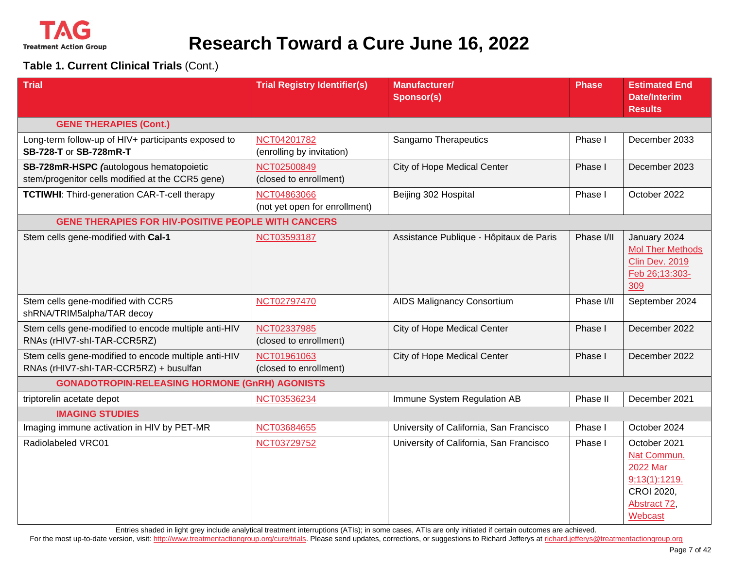# Research Toward a Cure June 16, 2022

**Table 1. Current Clinical Trials** (Cont.)

| Trial | Trial Registry Identifier(s) | Manufacturer/ Sponsor(s) | Phase | Estimated End Date/Interim Results |
|---|---|---|---|---|
| **GENE THERAPIES (Cont.)** | | | | |
| Long-term follow-up of HIV+ participants exposed to **SB-728-T** or **SB-728mR-T** | NCT04201782 (enrolling by invitation) | Sangamo Therapeutics | Phase I | December 2033 |
| **SB-728mR-HSPC (**autologous hematopoietic stem/progenitor cells modified at the CCR5 gene) | NCT02500849 (closed to enrollment) | City of Hope Medical Center | Phase I | December 2023 |
| **TCTIWHI**: Third-generation CAR-T-cell therapy | NCT04863066 (not yet open for enrollment) | Beijing 302 Hospital | Phase I | October 2022 |
| **GENE THERAPIES FOR HIV-POSITIVE PEOPLE WITH CANCERS** | | | | |
| Stem cells gene-modified with **Cal-1** | NCT03593187 | Assistance Publique - Hôpitaux de Paris | Phase I/II | January 2024 Mol Ther Methods Clin Dev. 2019 Feb 26;13:303-309 |
| Stem cells gene-modified with CCR5 shRNA/TRIM5alpha/TAR decoy | NCT02797470 | AIDS Malignancy Consortium | Phase I/II | September 2024 |
| Stem cells gene-modified to encode multiple anti-HIV RNAs (rHIV7-shI-TAR-CCR5RZ) | NCT02337985 (closed to enrollment) | City of Hope Medical Center | Phase I | December 2022 |
| Stem cells gene-modified to encode multiple anti-HIV RNAs (rHIV7-shI-TAR-CCR5RZ) + busulfan | NCT01961063 (closed to enrollment) | City of Hope Medical Center | Phase I | December 2022 |
| **GONADOTROPIN-RELEASING HORMONE (GnRH) AGONISTS** | | | | |
| triptorelin acetate depot | NCT03536234 | Immune System Regulation AB | Phase II | December 2021 |
| **IMAGING STUDIES** | | | | |
| Imaging immune activation in HIV by PET-MR | NCT03684655 | University of California, San Francisco | Phase I | October 2024 |
| Radiolabeled VRC01 | NCT03729752 | University of California, San Francisco | Phase I | October 2021 Nat Commun. 2022 Mar 9;13(1):1219. CROI 2020, Abstract 72, Webcast |

Entries shaded in light grey include analytical treatment interruptions (ATIs); in some cases, ATIs are only initiated if certain outcomes are achieved.

For the most up-to-date version, visit: http://www.treatmentactiongroup.org/cure/trials. Please send updates, corrections, or suggestions to Richard Jefferys at richard.jefferys@treatmentactiongroup.org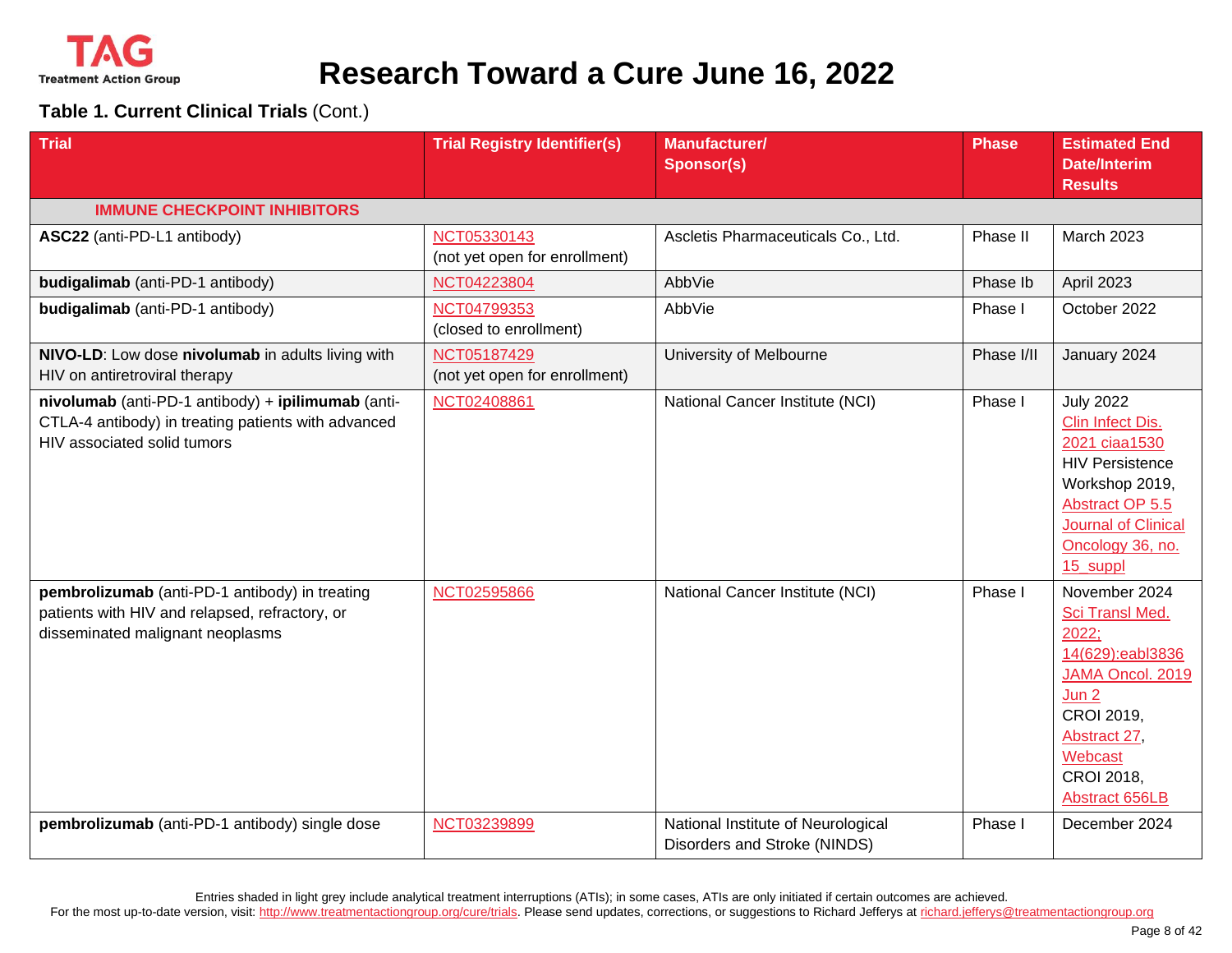# Research Toward a Cure June 16, 2022

**Table 1. Current Clinical Trials** (Cont.)

| Trial | Trial Registry Identifier(s) | Manufacturer/ Sponsor(s) | Phase | Estimated End Date/Interim Results |
|---|---|---|---|---|
| **IMMUNE CHECKPOINT INHIBITORS** | | | | |
| **ASC22** (anti-PD-L1 antibody) | NCT05330143 (not yet open for enrollment) | Ascletis Pharmaceuticals Co., Ltd. | Phase II | March 2023 |
| **budigalimab** (anti-PD-1 antibody) | NCT04223804 | AbbVie | Phase Ib | April 2023 |
| **budigalimab** (anti-PD-1 antibody) | NCT04799353 (closed to enrollment) | AbbVie | Phase I | October 2022 |
| **NIVO-LD**: Low dose **nivolumab** in adults living with HIV on antiretroviral therapy | NCT05187429 (not yet open for enrollment) | University of Melbourne | Phase I/II | January 2024 |
| **nivolumab** (anti-PD-1 antibody) + **ipilimumab** (anti-CTLA-4 antibody) in treating patients with advanced HIV associated solid tumors | NCT02408861 | National Cancer Institute (NCI) | Phase I | July 2022 Clin Infect Dis. 2021 ciaa1530 HIV Persistence Workshop 2019, Abstract OP 5.5 Journal of Clinical Oncology 36, no. 15_suppl |
| **pembrolizumab** (anti-PD-1 antibody) in treating patients with HIV and relapsed, refractory, or disseminated malignant neoplasms | NCT02595866 | National Cancer Institute (NCI) | Phase I | November 2024 Sci Transl Med. 2022; 14(629):eabl3836 JAMA Oncol. 2019 Jun 2 CROI 2019, Abstract 27, Webcast CROI 2018, Abstract 656LB |
| **pembrolizumab** (anti-PD-1 antibody) single dose | NCT03239899 | National Institute of Neurological Disorders and Stroke (NINDS) | Phase I | December 2024 |

Entries shaded in light grey include analytical treatment interruptions (ATIs); in some cases, ATIs are only initiated if certain outcomes are achieved.

For the most up-to-date version, visit: http://www.treatmentactiongroup.org/cure/trials. Please send updates, corrections, or suggestions to Richard Jefferys at richard.jefferys@treatmentactiongroup.org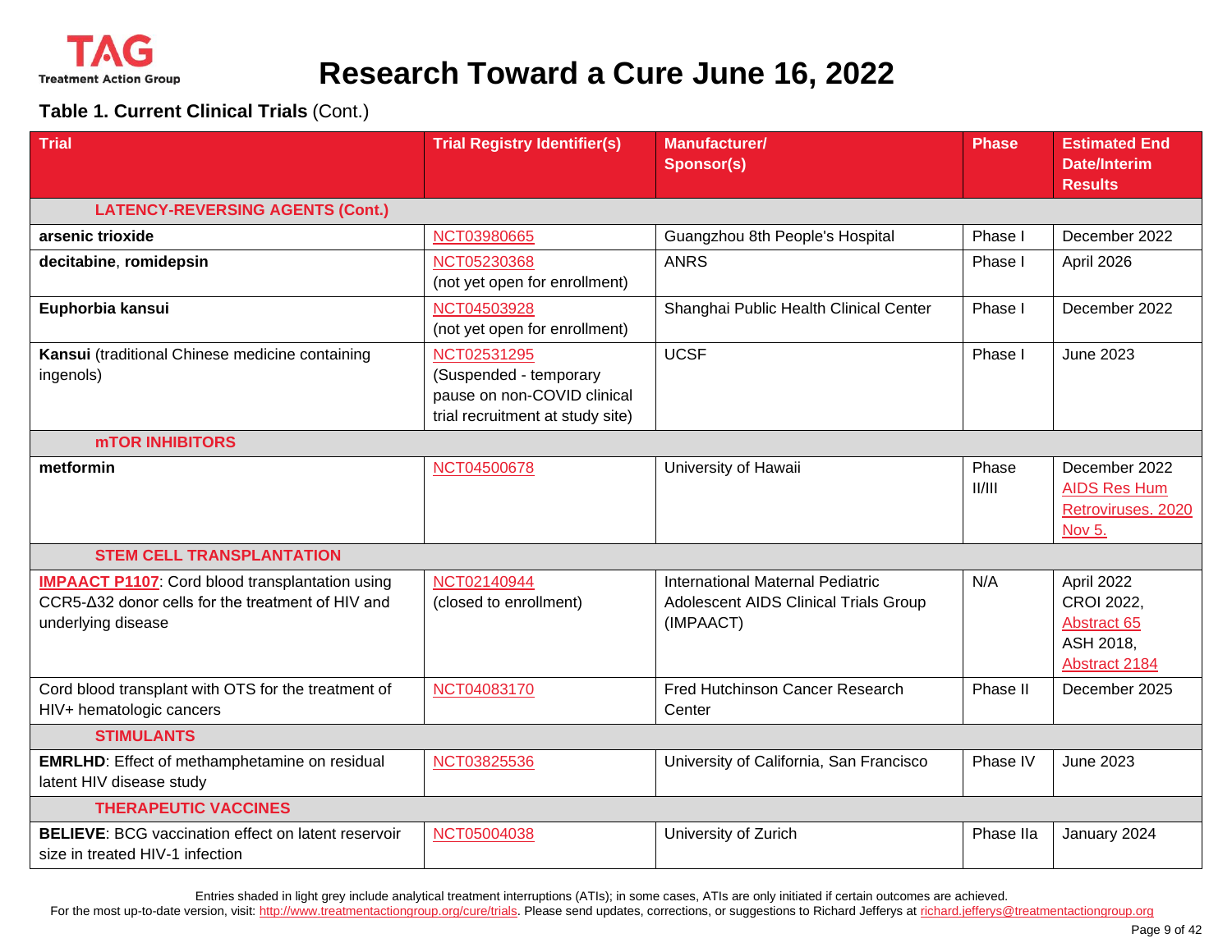# Research Toward a Cure June 16, 2022

**Table 1. Current Clinical Trials** (Cont.)

| Trial | Trial Registry Identifier(s) | Manufacturer/ Sponsor(s) | Phase | Estimated End Date/Interim Results |
|---|---|---|---|---|
| **LATENCY-REVERSING AGENTS (Cont.)** | | | | |
| **arsenic trioxide** | NCT03980665 | Guangzhou 8th People's Hospital | Phase I | December 2022 |
| **decitabine**, **romidepsin** | NCT05230368 (not yet open for enrollment) | ANRS | Phase I | April 2026 |
| **Euphorbia kansui** | NCT04503928 (not yet open for enrollment) | Shanghai Public Health Clinical Center | Phase I | December 2022 |
| **Kansui** (traditional Chinese medicine containing ingenols) | NCT02531295 (Suspended - temporary pause on non-COVID clinical trial recruitment at study site) | UCSF | Phase I | June 2023 |
| **mTOR INHIBITORS** | | | | |
| **metformin** | NCT04500678 | University of Hawaii | Phase II/III | December 2022 AIDS Res Hum Retroviruses. 2020 Nov 5. |
| **STEM CELL TRANSPLANTATION** | | | | |
| **IMPAACT P1107**: Cord blood transplantation using CCR5-Δ32 donor cells for the treatment of HIV and underlying disease | NCT02140944 (closed to enrollment) | International Maternal Pediatric Adolescent AIDS Clinical Trials Group (IMPAACT) | N/A | April 2022 CROI 2022, Abstract 65 ASH 2018, Abstract 2184 |
| Cord blood transplant with OTS for the treatment of HIV+ hematologic cancers | NCT04083170 | Fred Hutchinson Cancer Research Center | Phase II | December 2025 |
| **STIMULANTS** | | | | |
| **EMRLHD**: Effect of methamphetamine on residual latent HIV disease study | NCT03825536 | University of California, San Francisco | Phase IV | June 2023 |
| **THERAPEUTIC VACCINES** | | | | |
| **BELIEVE**: BCG vaccination effect on latent reservoir size in treated HIV-1 infection | NCT05004038 | University of Zurich | Phase IIa | January 2024 |

Entries shaded in light grey include analytical treatment interruptions (ATIs); in some cases, ATIs are only initiated if certain outcomes are achieved.

For the most up-to-date version, visit: http://www.treatmentactiongroup.org/cure/trials. Please send updates, corrections, or suggestions to Richard Jefferys at richard.jefferys@treatmentactiongroup.org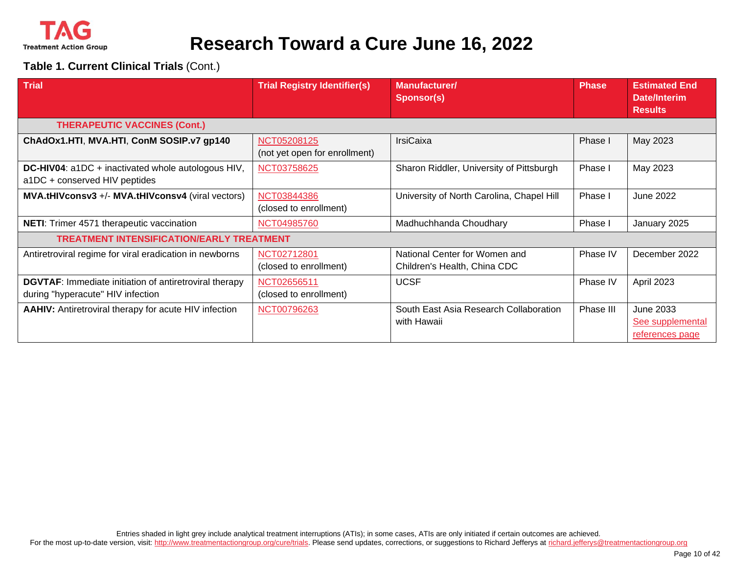# Research Toward a Cure June 16, 2022

**Table 1. Current Clinical Trials** (Cont.)

| Trial | Trial Registry Identifier(s) | Manufacturer/ Sponsor(s) | Phase | Estimated End Date/Interim Results |
|---|---|---|---|---|
| **THERAPEUTIC VACCINES (Cont.)** | | | | |
| **ChAdOx1.HTI**, **MVA.HTI**, **ConM SOSIP.v7 gp140** | NCT05208125 (not yet open for enrollment) | IrsiCaixa | Phase I | May 2023 |
| **DC-HIV04**: a1DC + inactivated whole autologous HIV, a1DC + conserved HIV peptides | NCT03758625 | Sharon Riddler, University of Pittsburgh | Phase I | May 2023 |
| **MVA.tHIVconsv3** +/- **MVA.tHIVconsv4** (viral vectors) | NCT03844386 (closed to enrollment) | University of North Carolina, Chapel Hill | Phase I | June 2022 |
| **NETI**: Trimer 4571 therapeutic vaccination | NCT04985760 | Madhuchhanda Choudhary | Phase I | January 2025 |
| **TREATMENT INTENSIFICATION/EARLY TREATMENT** | | | | |
| Antiretroviral regime for viral eradication in newborns | NCT02712801 (closed to enrollment) | National Center for Women and Children's Health, China CDC | Phase IV | December 2022 |
| **DGVTAF**: Immediate initiation of antiretroviral therapy during "hyperacute" HIV infection | NCT02656511 (closed to enrollment) | UCSF | Phase IV | April 2023 |
| **AAHIV:** Antiretroviral therapy for acute HIV infection | NCT00796263 | South East Asia Research Collaboration with Hawaii | Phase III | June 2033 See supplemental references page |

Entries shaded in light grey include analytical treatment interruptions (ATIs); in some cases, ATIs are only initiated if certain outcomes are achieved.

For the most up-to-date version, visit: http://www.treatmentactiongroup.org/cure/trials. Please send updates, corrections, or suggestions to Richard Jefferys at richard.jefferys@treatmentactiongroup.org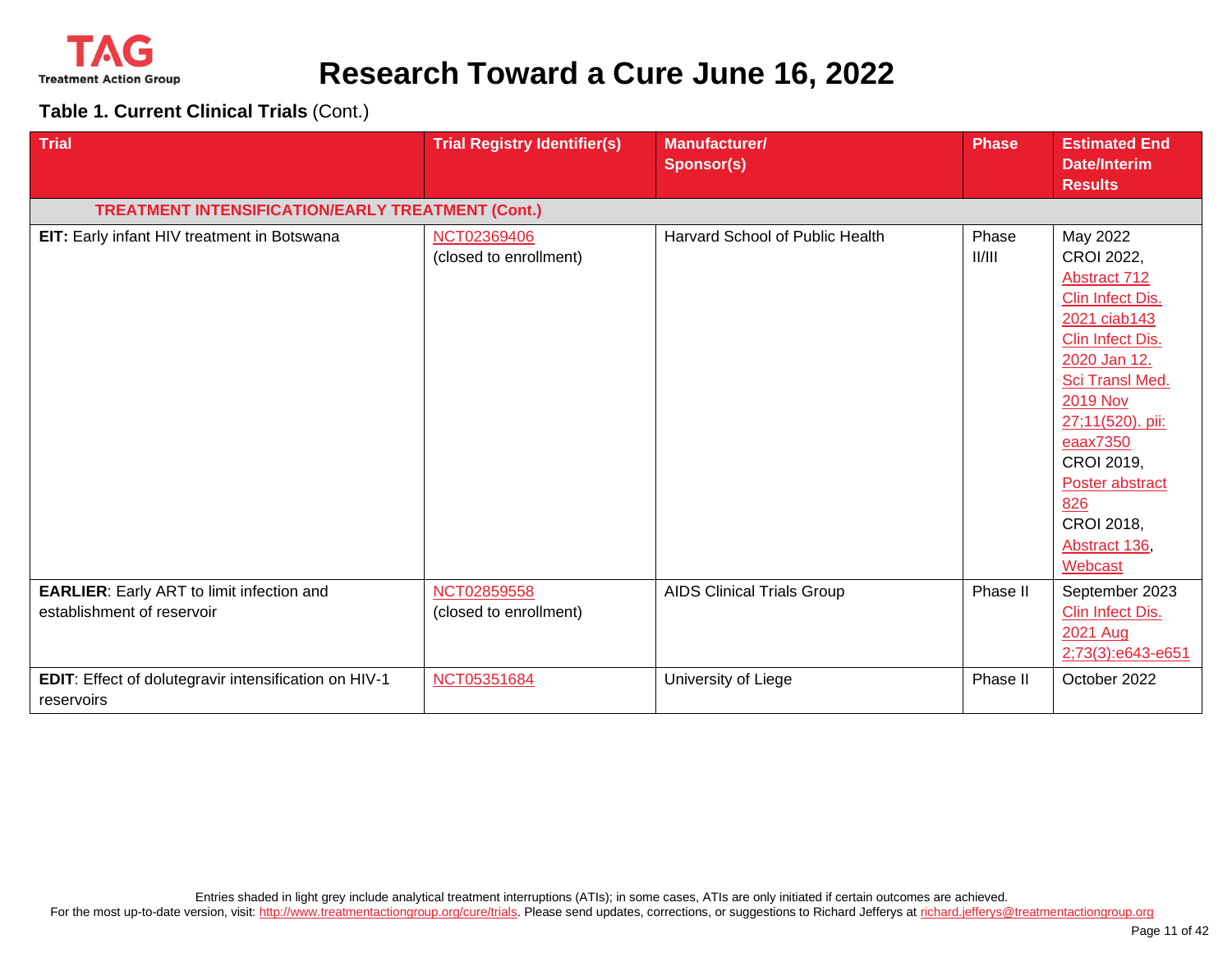# Research Toward a Cure June 16, 2022

**Table 1. Current Clinical Trials** (Cont.)

| Trial | Trial Registry Identifier(s) | Manufacturer/ Sponsor(s) | Phase | Estimated End Date/Interim Results |
|---|---|---|---|---|
| **TREATMENT INTENSIFICATION/EARLY TREATMENT (Cont.)** | | | | |
| **EIT:** Early infant HIV treatment in Botswana | NCT02369406 (closed to enrollment) | Harvard School of Public Health | Phase II/III | May 2022 CROI 2022, Abstract 712 Clin Infect Dis. 2021 ciab143 Clin Infect Dis. 2020 Jan 12. Sci Transl Med. 2019 Nov 27;11(520). pii: eaax7350 CROI 2019, Poster abstract 826 CROI 2018, Abstract 136, Webcast |
| **EARLIER**: Early ART to limit infection and establishment of reservoir | NCT02859558 (closed to enrollment) | AIDS Clinical Trials Group | Phase II | September 2023 Clin Infect Dis. 2021 Aug 2;73(3):e643-e651 |
| **EDIT**: Effect of dolutegravir intensification on HIV-1 reservoirs | NCT05351684 | University of Liege | Phase II | October 2022 |

Entries shaded in light grey include analytical treatment interruptions (ATIs); in some cases, ATIs are only initiated if certain outcomes are achieved.

For the most up-to-date version, visit: http://www.treatmentactiongroup.org/cure/trials. Please send updates, corrections, or suggestions to Richard Jefferys at richard.jefferys@treatmentactiongroup.org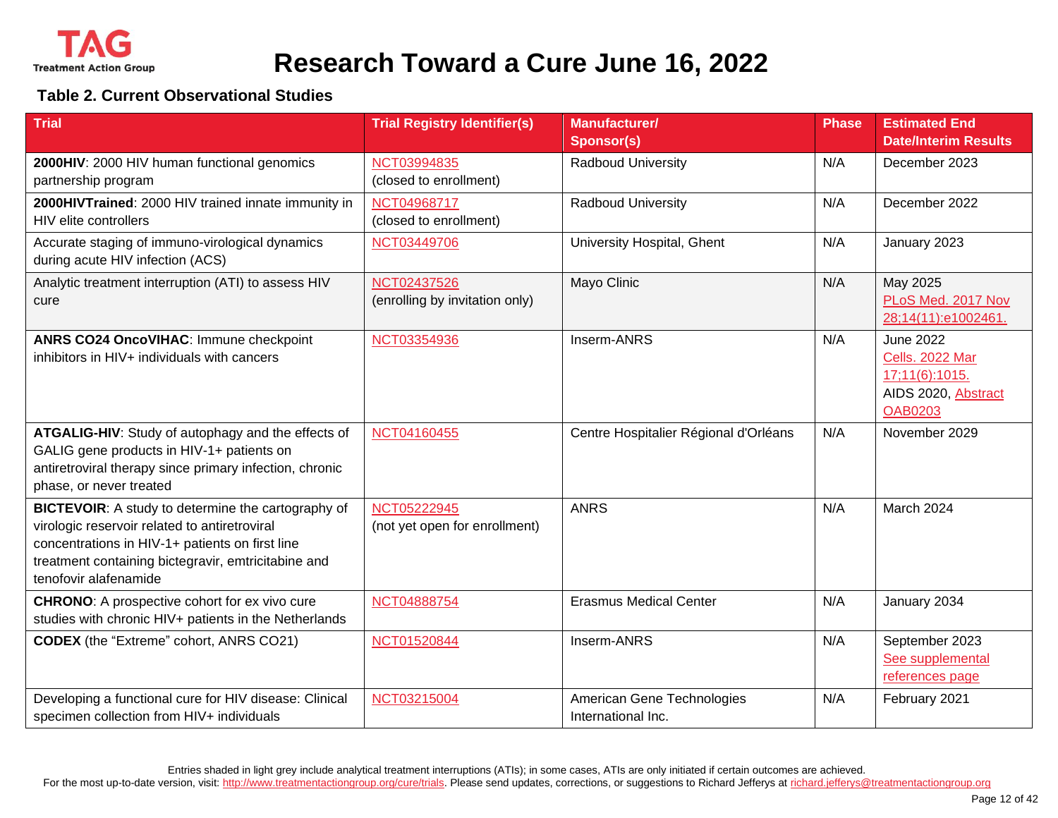# Research Toward a Cure June 16, 2022

### Table 2. Current Observational Studies

| Trial | Trial Registry Identifier(s) | Manufacturer/ Sponsor(s) | Phase | Estimated End Date/Interim Results |
|---|---|---|---|---|
| **2000HIV**: 2000 HIV human functional genomics partnership program | NCT03994835 (closed to enrollment) | Radboud University | N/A | December 2023 |
| **2000HIVTrained**: 2000 HIV trained innate immunity in HIV elite controllers | NCT04968717 (closed to enrollment) | Radboud University | N/A | December 2022 |
| Accurate staging of immuno-virological dynamics during acute HIV infection (ACS) | NCT03449706 | University Hospital, Ghent | N/A | January 2023 |
| Analytic treatment interruption (ATI) to assess HIV cure | NCT02437526 (enrolling by invitation only) | Mayo Clinic | N/A | May 2025 PLoS Med. 2017 Nov 28;14(11):e1002461. |
| **ANRS CO24 OncoVIHAC**: Immune checkpoint inhibitors in HIV+ individuals with cancers | NCT03354936 | Inserm-ANRS | N/A | June 2022 Cells. 2022 Mar 17;11(6):1015. AIDS 2020, Abstract OAB0203 |
| **ATGALIG-HIV**: Study of autophagy and the effects of GALIG gene products in HIV-1+ patients on antiretroviral therapy since primary infection, chronic phase, or never treated | NCT04160455 | Centre Hospitalier Régional d'Orléans | N/A | November 2029 |
| **BICTEVOIR**: A study to determine the cartography of virologic reservoir related to antiretroviral concentrations in HIV-1+ patients on first line treatment containing bictegravir, emtricitabine and tenofovir alafenamide | NCT05222945 (not yet open for enrollment) | ANRS | N/A | March 2024 |
| **CHRONO**: A prospective cohort for ex vivo cure studies with chronic HIV+ patients in the Netherlands | NCT04888754 | Erasmus Medical Center | N/A | January 2034 |
| **CODEX** (the “Extreme” cohort, ANRS CO21) | NCT01520844 | Inserm-ANRS | N/A | September 2023 See supplemental references page |
| Developing a functional cure for HIV disease: Clinical specimen collection from HIV+ individuals | NCT03215004 | American Gene Technologies International Inc. | N/A | February 2021 |

Entries shaded in light grey include analytical treatment interruptions (ATIs); in some cases, ATIs are only initiated if certain outcomes are achieved.

For the most up-to-date version, visit: http://www.treatmentactiongroup.org/cure/trials. Please send updates, corrections, or suggestions to Richard Jefferys at richard.jefferys@treatmentactiongroup.org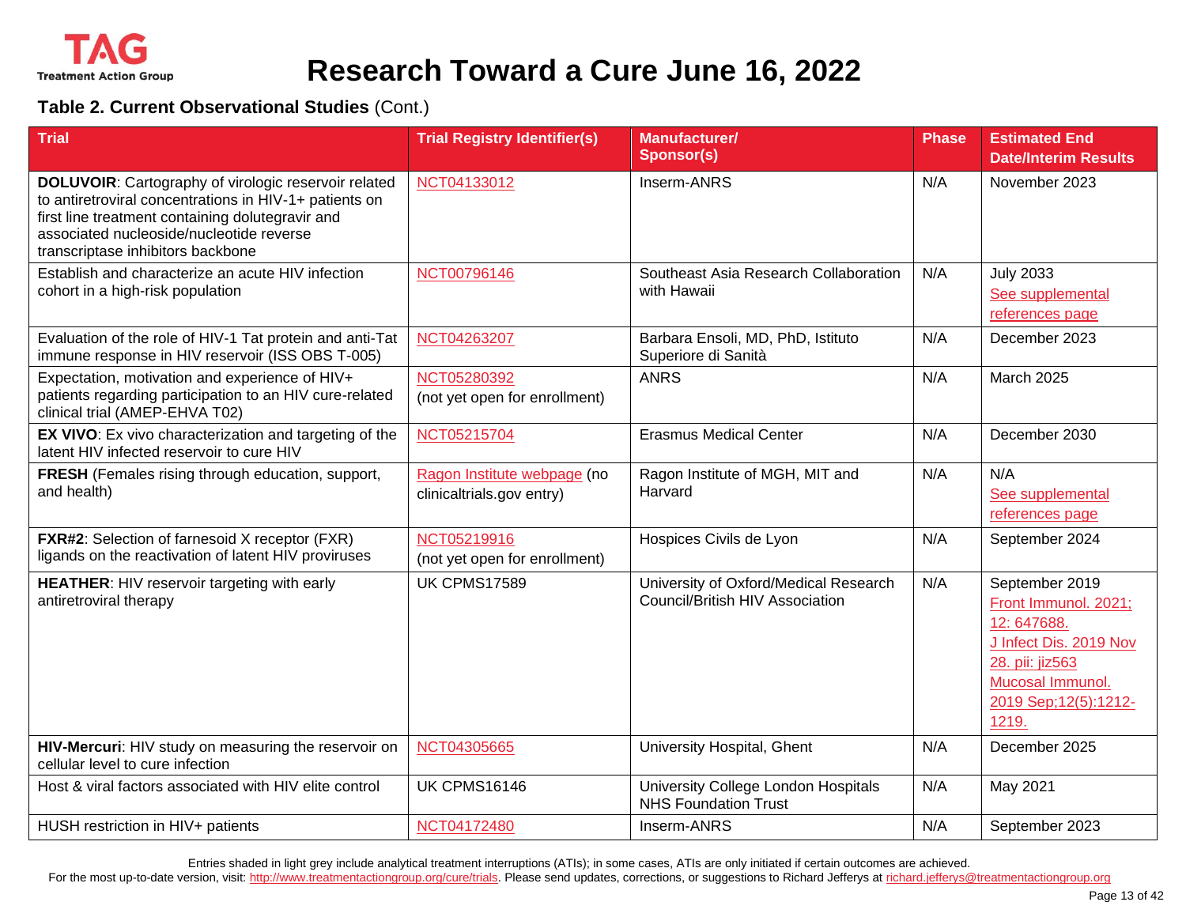## Table 2. Current Observational Studies (Cont.)

| Trial | Trial Registry Identifier(s) | Manufacturer/ Sponsor(s) | Phase | Estimated End Date/Interim Results |
|---|---|---|---|---|
| **DOLUVOIR**: Cartography of virologic reservoir related to antiretroviral concentrations in HIV-1+ patients on first line treatment containing dolutegravir and associated nucleoside/nucleotide reverse transcriptase inhibitors backbone | NCT04133012 | Inserm-ANRS | N/A | November 2023 |
| Establish and characterize an acute HIV infection cohort in a high-risk population | NCT00796146 | Southeast Asia Research Collaboration with Hawaii | N/A | July 2033 See supplemental references page |
| Evaluation of the role of HIV-1 Tat protein and anti-Tat immune response in HIV reservoir (ISS OBS T-005) | NCT04263207 | Barbara Ensoli, MD, PhD, Istituto Superiore di Sanità | N/A | December 2023 |
| Expectation, motivation and experience of HIV+ patients regarding participation to an HIV cure-related clinical trial (AMEP-EHVA T02) | NCT05280392 (not yet open for enrollment) | ANRS | N/A | March 2025 |
| **EX VIVO**: Ex vivo characterization and targeting of the latent HIV infected reservoir to cure HIV | NCT05215704 | Erasmus Medical Center | N/A | December 2030 |
| **FRESH** (Females rising through education, support, and health) | Ragon Institute webpage (no clinicaltrials.gov entry) | Ragon Institute of MGH, MIT and Harvard | N/A | N/A See supplemental references page |
| **FXR#2**: Selection of farnesoid X receptor (FXR) ligands on the reactivation of latent HIV proviruses | NCT05219916 (not yet open for enrollment) | Hospices Civils de Lyon | N/A | September 2024 |
| **HEATHER**: HIV reservoir targeting with early antiretroviral therapy | UK CPMS17589 | University of Oxford/Medical Research Council/British HIV Association | N/A | September 2019 Front Immunol. 2021; 12: 647688. J Infect Dis. 2019 Nov 28. pii: jiz563 Mucosal Immunol. 2019 Sep;12(5):1212-1219. |
| **HIV-Mercuri**: HIV study on measuring the reservoir on cellular level to cure infection | NCT04305665 | University Hospital, Ghent | N/A | December 2025 |
| Host & viral factors associated with HIV elite control | UK CPMS16146 | University College London Hospitals NHS Foundation Trust | N/A | May 2021 |
| HUSH restriction in HIV+ patients | NCT04172480 | Inserm-ANRS | N/A | September 2023 |

Entries shaded in light grey include analytical treatment interruptions (ATIs); in some cases, ATIs are only initiated if certain outcomes are achieved.

For the most up-to-date version, visit: http://www.treatmentactiongroup.org/cure/trials. Please send updates, corrections, or suggestions to Richard Jefferys at richard.jefferys@treatmentactiongroup.org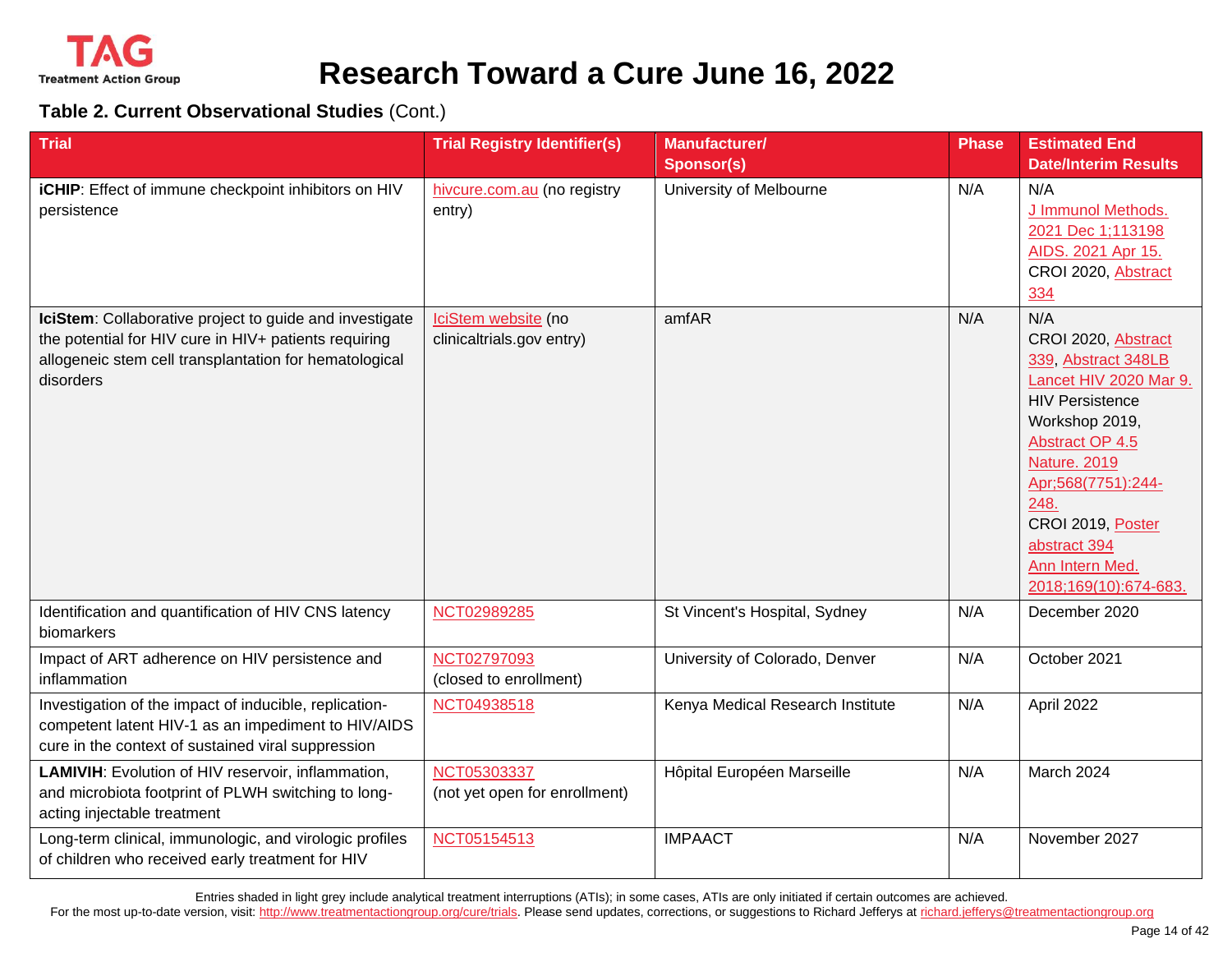# Research Toward a Cure June 16, 2022

**Table 2. Current Observational Studies** (Cont.)

| Trial | Trial Registry Identifier(s) | Manufacturer/ Sponsor(s) | Phase | Estimated End Date/Interim Results |
|---|---|---|---|---|
| **iCHIP**: Effect of immune checkpoint inhibitors on HIV persistence | hivcure.com.au (no registry entry) | University of Melbourne | N/A | N/A<br>J Immunol Methods. 2021 Dec 1;113198<br>AIDS. 2021 Apr 15.<br>CROI 2020, Abstract 334 |
| **IciStem**: Collaborative project to guide and investigate the potential for HIV cure in HIV+ patients requiring allogeneic stem cell transplantation for hematological disorders | IciStem website (no clinicaltrials.gov entry) | amfAR | N/A | N/A<br>CROI 2020, Abstract 339, Abstract 348LB<br>Lancet HIV 2020 Mar 9.<br>HIV Persistence Workshop 2019, Abstract OP 4.5<br>Nature. 2019 Apr;568(7751):244-248.<br>CROI 2019, Poster abstract 394<br>Ann Intern Med. 2018;169(10):674-683. |
| Identification and quantification of HIV CNS latency biomarkers | NCT02989285 | St Vincent's Hospital, Sydney | N/A | December 2020 |
| Impact of ART adherence on HIV persistence and inflammation | NCT02797093 (closed to enrollment) | University of Colorado, Denver | N/A | October 2021 |
| Investigation of the impact of inducible, replication-competent latent HIV-1 as an impediment to HIV/AIDS cure in the context of sustained viral suppression | NCT04938518 | Kenya Medical Research Institute | N/A | April 2022 |
| **LAMIVIH**: Evolution of HIV reservoir, inflammation, and microbiota footprint of PLWH switching to long-acting injectable treatment | NCT05303337 (not yet open for enrollment) | Hôpital Européen Marseille | N/A | March 2024 |
| Long-term clinical, immunologic, and virologic profiles of children who received early treatment for HIV | NCT05154513 | IMPAACT | N/A | November 2027 |

Entries shaded in light grey include analytical treatment interruptions (ATIs); in some cases, ATIs are only initiated if certain outcomes are achieved.
For the most up-to-date version, visit: http://www.treatmentactiongroup.org/cure/trials. Please send updates, corrections, or suggestions to Richard Jefferys at richard.jefferys@treatmentactiongroup.org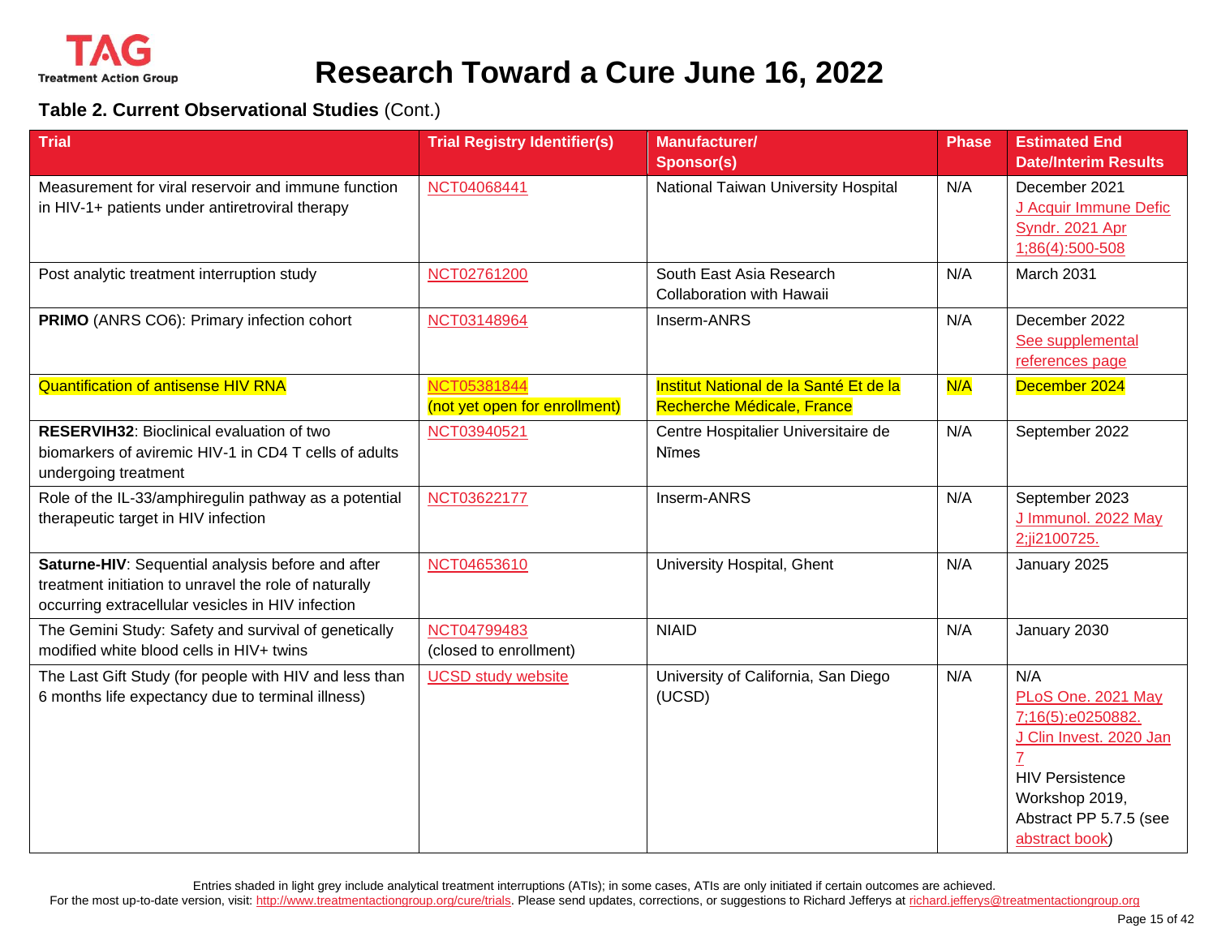# Research Toward a Cure June 16, 2022

**Table 2. Current Observational Studies** (Cont.)

| Trial | Trial Registry Identifier(s) | Manufacturer/ Sponsor(s) | Phase | Estimated End Date/Interim Results |
|---|---|---|---|---|
| Measurement for viral reservoir and immune function in HIV-1+ patients under antiretroviral therapy | NCT04068441 | National Taiwan University Hospital | N/A | December 2021 J Acquir Immune Defic Syndr. 2021 Apr 1;86(4):500-508 |
| Post analytic treatment interruption study | NCT02761200 | South East Asia Research Collaboration with Hawaii | N/A | March 2031 |
| **PRIMO** (ANRS CO6): Primary infection cohort | NCT03148964 | Inserm-ANRS | N/A | December 2022 See supplemental references page |
| Quantification of antisense HIV RNA | NCT05381844 (not yet open for enrollment) | Institut National de la Santé Et de la Recherche Médicale, France | N/A | December 2024 |
| **RESERVIH32**: Bioclinical evaluation of two biomarkers of aviremic HIV-1 in CD4 T cells of adults undergoing treatment | NCT03940521 | Centre Hospitalier Universitaire de Nîmes | N/A | September 2022 |
| Role of the IL-33/amphiregulin pathway as a potential therapeutic target in HIV infection | NCT03622177 | Inserm-ANRS | N/A | September 2023 J Immunol. 2022 May 2;ji2100725. |
| **Saturne-HIV**: Sequential analysis before and after treatment initiation to unravel the role of naturally occurring extracellular vesicles in HIV infection | NCT04653610 | University Hospital, Ghent | N/A | January 2025 |
| The Gemini Study: Safety and survival of genetically modified white blood cells in HIV+ twins | NCT04799483 (closed to enrollment) | NIAID | N/A | January 2030 |
| The Last Gift Study (for people with HIV and less than 6 months life expectancy due to terminal illness) | UCSD study website | University of California, San Diego (UCSD) | N/A | N/A PLoS One. 2021 May 7;16(5):e0250882. J Clin Invest. 2020 Jan 7 HIV Persistence Workshop 2019, Abstract PP 5.7.5 (see abstract book) |

Entries shaded in light grey include analytical treatment interruptions (ATIs); in some cases, ATIs are only initiated if certain outcomes are achieved.

For the most up-to-date version, visit: http://www.treatmentactiongroup.org/cure/trials. Please send updates, corrections, or suggestions to Richard Jefferys at richard.jefferys@treatmentactiongroup.org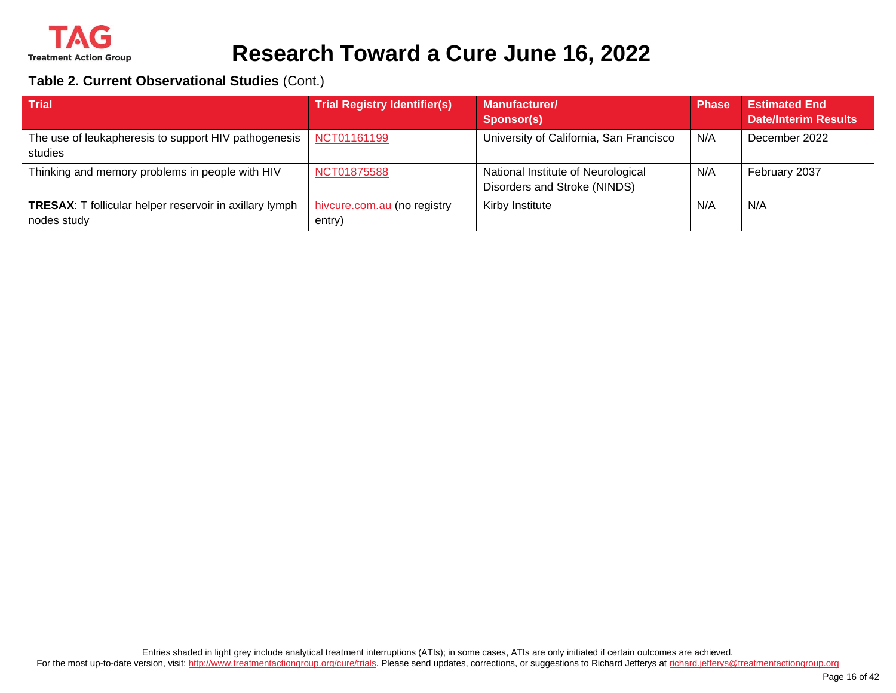**Table 2. Current Observational Studies** (Cont.)

| Trial | Trial Registry Identifier(s) | Manufacturer/ Sponsor(s) | Phase | Estimated End Date/Interim Results |
|---|---|---|---|---|
| The use of leukapheresis to support HIV pathogenesis studies | NCT01161199 | University of California, San Francisco | N/A | December 2022 |
| Thinking and memory problems in people with HIV | NCT01875588 | National Institute of Neurological Disorders and Stroke (NINDS) | N/A | February 2037 |
| **TRESAX**: T follicular helper reservoir in axillary lymph nodes study | hivcure.com.au (no registry entry) | Kirby Institute | N/A | N/A |

Entries shaded in light grey include analytical treatment interruptions (ATIs); in some cases, ATIs are only initiated if certain outcomes are achieved.

For the most up-to-date version, visit: http://www.treatmentactiongroup.org/cure/trials. Please send updates, corrections, or suggestions to Richard Jefferys at richard.jefferys@treatmentactiongroup.org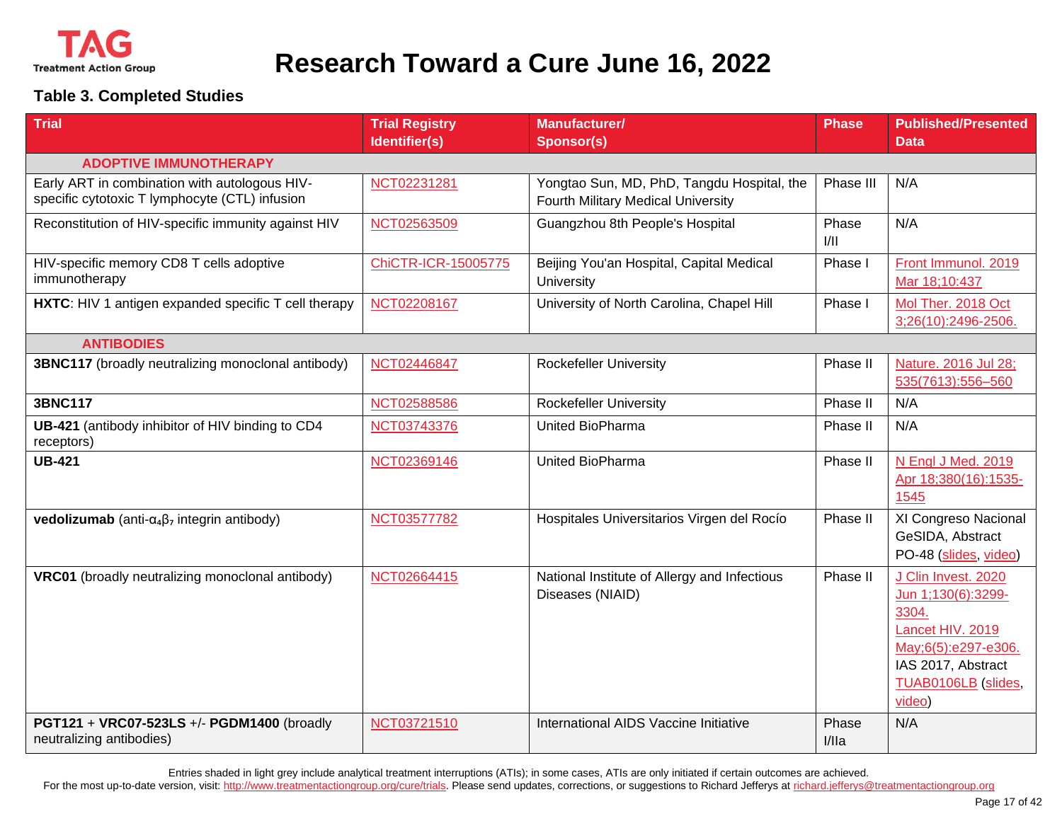# Research Toward a Cure June 16, 2022

### Table 3. Completed Studies

| Trial | Trial Registry Identifier(s) | Manufacturer/ Sponsor(s) | Phase | Published/Presented Data |
|---|---|---|---|---|
| **ADOPTIVE IMMUNOTHERAPY** | | | | |
| Early ART in combination with autologous HIV-specific cytotoxic T lymphocyte (CTL) infusion | NCT02231281 | Yongtao Sun, MD, PhD, Tangdu Hospital, the Fourth Military Medical University | Phase III | N/A |
| Reconstitution of HIV-specific immunity against HIV | NCT02563509 | Guangzhou 8th People's Hospital | Phase I/II | N/A |
| HIV-specific memory CD8 T cells adoptive immunotherapy | ChiCTR-ICR-15005775 | Beijing You'an Hospital, Capital Medical University | Phase I | Front Immunol. 2019 Mar 18;10:437 |
| **HXTC**: HIV 1 antigen expanded specific T cell therapy | NCT02208167 | University of North Carolina, Chapel Hill | Phase I | Mol Ther. 2018 Oct 3;26(10):2496-2506. |
| **ANTIBODIES** | | | | |
| **3BNC117** (broadly neutralizing monoclonal antibody) | NCT02446847 | Rockefeller University | Phase II | Nature. 2016 Jul 28; 535(7613):556–560 |
| **3BNC117** | NCT02588586 | Rockefeller University | Phase II | N/A |
| **UB-421** (antibody inhibitor of HIV binding to CD4 receptors) | NCT03743376 | United BioPharma | Phase II | N/A |
| **UB-421** | NCT02369146 | United BioPharma | Phase II | N Engl J Med. 2019 Apr 18;380(16):1535-1545 |
| **vedolizumab** (anti-$\alpha_4\beta_7$ integrin antibody) | NCT03577782 | Hospitales Universitarios Virgen del Rocío | Phase II | XI Congreso Nacional GeSIDA, Abstract PO-48 (slides, video) |
| **VRC01** (broadly neutralizing monoclonal antibody) | NCT02664415 | National Institute of Allergy and Infectious Diseases (NIAID) | Phase II | J Clin Invest. 2020 Jun 1;130(6):3299-3304. Lancet HIV. 2019 May;6(5):e297-e306. IAS 2017, Abstract TUAB0106LB (slides, video) |
| **PGT121** + **VRC07-523LS** +/- **PGDM1400** (broadly neutralizing antibodies) | NCT03721510 | International AIDS Vaccine Initiative | Phase I/IIa | N/A |

Entries shaded in light grey include analytical treatment interruptions (ATIs); in some cases, ATIs are only initiated if certain outcomes are achieved.
For the most up-to-date version, visit: http://www.treatmentactiongroup.org/cure/trials. Please send updates, corrections, or suggestions to Richard Jefferys at richard.jefferys@treatmentactiongroup.org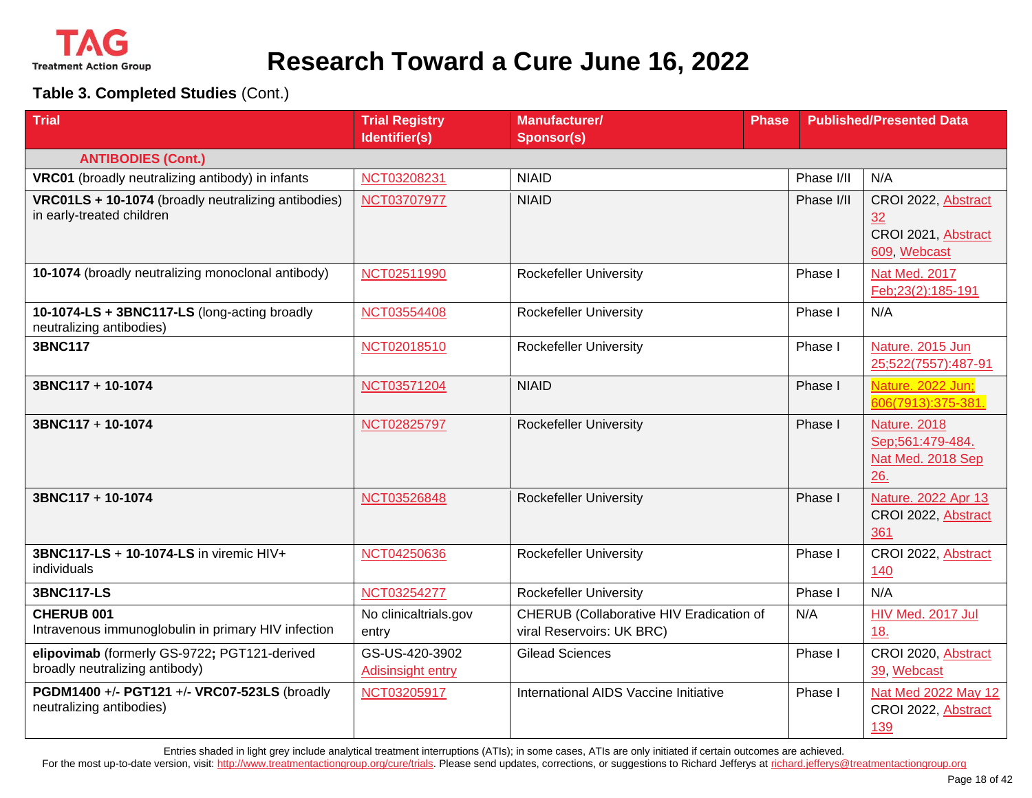# Research Toward a Cure June 16, 2022

**Table 3. Completed Studies** (Cont.)

| Trial | Trial Registry Identifier(s) | Manufacturer/ Sponsor(s) | Phase | Published/Presented Data |
|---|---|---|---|---|
| **ANTIBODIES (Cont.)** | | | | |
| **VRC01** (broadly neutralizing antibody) in infants | NCT03208231 | NIAID | Phase I/II | N/A |
| **VRC01LS + 10-1074** (broadly neutralizing antibodies) in early-treated children | NCT03707977 | NIAID | Phase I/II | CROI 2022, Abstract 32<br>CROI 2021, Abstract 609, Webcast |
| **10-1074** (broadly neutralizing monoclonal antibody) | NCT02511990 | Rockefeller University | Phase I | Nat Med. 2017 Feb;23(2):185-191 |
| **10-1074-LS + 3BNC117-LS** (long-acting broadly neutralizing antibodies) | NCT03554408 | Rockefeller University | Phase I | N/A |
| **3BNC117** | NCT02018510 | Rockefeller University | Phase I | Nature. 2015 Jun 25;522(7557):487-91 |
| **3BNC117** + **10-1074** | NCT03571204 | NIAID | Phase I | Nature. 2022 Jun; 606(7913):375-381. |
| **3BNC117** + **10-1074** | NCT02825797 | Rockefeller University | Phase I | Nature. 2018 Sep;561:479-484.<br>Nat Med. 2018 Sep 26. |
| **3BNC117** + **10-1074** | NCT03526848 | Rockefeller University | Phase I | Nature. 2022 Apr 13<br>CROI 2022, Abstract 361 |
| **3BNC117-LS** + **10-1074-LS** in viremic HIV+ individuals | NCT04250636 | Rockefeller University | Phase I | CROI 2022, Abstract 140 |
| **3BNC117-LS** | NCT03254277 | Rockefeller University | Phase I | N/A |
| **CHERUB 001**<br>Intravenous immunoglobulin in primary HIV infection | No clinicaltrials.gov entry | CHERUB (Collaborative HIV Eradication of viral Reservoirs: UK BRC) | N/A | HIV Med. 2017 Jul 18. |
| **elipovimab** (formerly GS-9722**;** PGT121-derived broadly neutralizing antibody) | GS-US-420-3902<br>Adisinsight entry | Gilead Sciences | Phase I | CROI 2020, Abstract 39, Webcast |
| **PGDM1400** +/- **PGT121** +/- **VRC07-523LS** (broadly neutralizing antibodies) | NCT03205917 | International AIDS Vaccine Initiative | Phase I | Nat Med 2022 May 12<br>CROI 2022, Abstract 139 |

Entries shaded in light grey include analytical treatment interruptions (ATIs); in some cases, ATIs are only initiated if certain outcomes are achieved.

For the most up-to-date version, visit: http://www.treatmentactiongroup.org/cure/trials. Please send updates, corrections, or suggestions to Richard Jefferys at richard.jefferys@treatmentactiongroup.org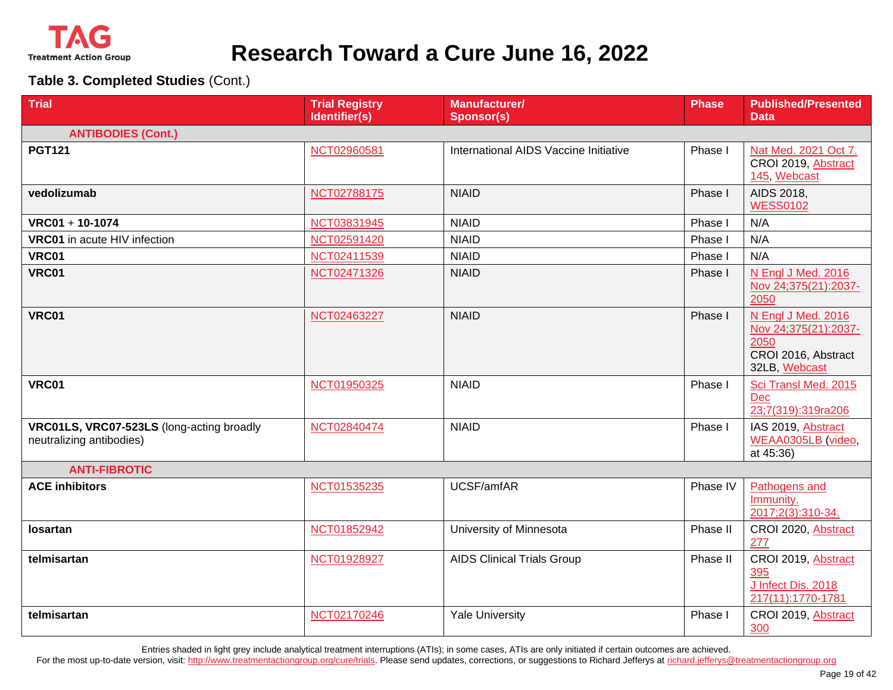# Research Toward a Cure June 16, 2022

**Table 3. Completed Studies** (Cont.)

| Trial | Trial Registry Identifier(s) | Manufacturer/ Sponsor(s) | Phase | Published/Presented Data |
|---|---|---|---|---|
| **ANTIBODIES (Cont.)** | | | | |
| **PGT121** | NCT02960581 | International AIDS Vaccine Initiative | Phase I | Nat Med. 2021 Oct 7. CROI 2019, Abstract 145, Webcast |
| **vedolizumab** | NCT02788175 | NIAID | Phase I | AIDS 2018, WESS0102 |
| **VRC01** + **10-1074** | NCT03831945 | NIAID | Phase I | N/A |
| **VRC01** in acute HIV infection | NCT02591420 | NIAID | Phase I | N/A |
| **VRC01** | NCT02411539 | NIAID | Phase I | N/A |
| **VRC01** | NCT02471326 | NIAID | Phase I | N Engl J Med. 2016 Nov 24;375(21):2037-2050 |
| **VRC01** | NCT02463227 | NIAID | Phase I | N Engl J Med. 2016 Nov 24;375(21):2037-2050 CROI 2016, Abstract 32LB, Webcast |
| **VRC01** | NCT01950325 | NIAID | Phase I | Sci Transl Med. 2015 Dec 23;7(319):319ra206 |
| **VRC01LS, VRC07-523LS** (long-acting broadly neutralizing antibodies) | NCT02840474 | NIAID | Phase I | IAS 2019, Abstract WEAA0305LB (video, at 45:36) |
| **ANTI-FIBROTIC** | | | | |
| **ACE inhibitors** | NCT01535235 | UCSF/amfAR | Phase IV | Pathogens and Immunity. 2017;2(3):310-34. |
| **losartan** | NCT01852942 | University of Minnesota | Phase II | CROI 2020, Abstract 277 |
| **telmisartan** | NCT01928927 | AIDS Clinical Trials Group | Phase II | CROI 2019, Abstract 395 J Infect Dis. 2018 217(11):1770-1781 |
| **telmisartan** | NCT02170246 | Yale University | Phase I | CROI 2019, Abstract 300 |

Entries shaded in light grey include analytical treatment interruptions (ATIs); in some cases, ATIs are only initiated if certain outcomes are achieved.

For the most up-to-date version, visit: http://www.treatmentactiongroup.org/cure/trials. Please send updates, corrections, or suggestions to Richard Jefferys at richard.jefferys@treatmentactiongroup.org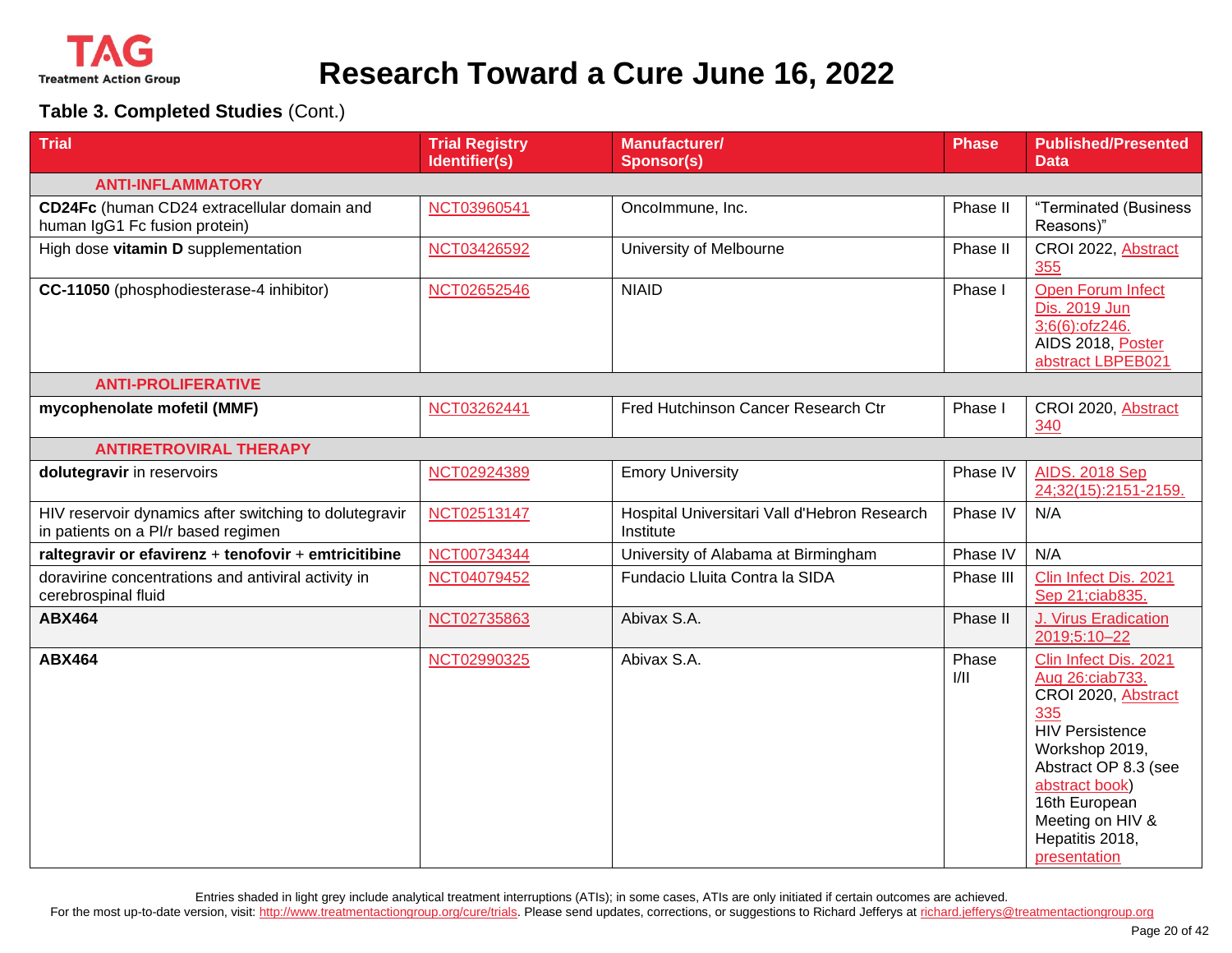# Research Toward a Cure June 16, 2022

**Table 3. Completed Studies** (Cont.)

| Trial | Trial Registry Identifier(s) | Manufacturer/ Sponsor(s) | Phase | Published/Presented Data |
|---|---|---|---|---|
| **ANTI-INFLAMMATORY** | | | | |
| **CD24Fc** (human CD24 extracellular domain and human IgG1 Fc fusion protein) | NCT03960541 | OncoImmune, Inc. | Phase II | "Terminated (Business Reasons)" |
| High dose **vitamin D** supplementation | NCT03426592 | University of Melbourne | Phase II | CROI 2022, Abstract 355 |
| **CC-11050** (phosphodiesterase-4 inhibitor) | NCT02652546 | NIAID | Phase I | Open Forum Infect Dis. 2019 Jun 3;6(6):ofz246. AIDS 2018, Poster abstract LBPEB021 |
| **ANTI-PROLIFERATIVE** | | | | |
| **mycophenolate mofetil (MMF)** | NCT03262441 | Fred Hutchinson Cancer Research Ctr | Phase I | CROI 2020, Abstract 340 |
| **ANTIRETROVIRAL THERAPY** | | | | |
| **dolutegravir** in reservoirs | NCT02924389 | Emory University | Phase IV | AIDS. 2018 Sep 24;32(15):2151-2159. |
| HIV reservoir dynamics after switching to dolutegravir in patients on a PI/r based regimen | NCT02513147 | Hospital Universitari Vall d'Hebron Research Institute | Phase IV | N/A |
| **raltegravir or efavirenz** + **tenofovir** + **emtricitibine** | NCT00734344 | University of Alabama at Birmingham | Phase IV | N/A |
| doravirine concentrations and antiviral activity in cerebrospinal fluid | NCT04079452 | Fundacio Lluita Contra la SIDA | Phase III | Clin Infect Dis. 2021 Sep 21;ciab835. |
| **ABX464** | NCT02735863 | Abivax S.A. | Phase II | J. Virus Eradication 2019;5:10–22 |
| **ABX464** | NCT02990325 | Abivax S.A. | Phase I/II | Clin Infect Dis. 2021 Aug 26:ciab733. CROI 2020, Abstract 335 HIV Persistence Workshop 2019, Abstract OP 8.3 (see abstract book) 16th European Meeting on HIV & Hepatitis 2018, presentation |

Entries shaded in light grey include analytical treatment interruptions (ATIs); in some cases, ATIs are only initiated if certain outcomes are achieved.

For the most up-to-date version, visit: http://www.treatmentactiongroup.org/cure/trials. Please send updates, corrections, or suggestions to Richard Jefferys at richard.jefferys@treatmentactiongroup.org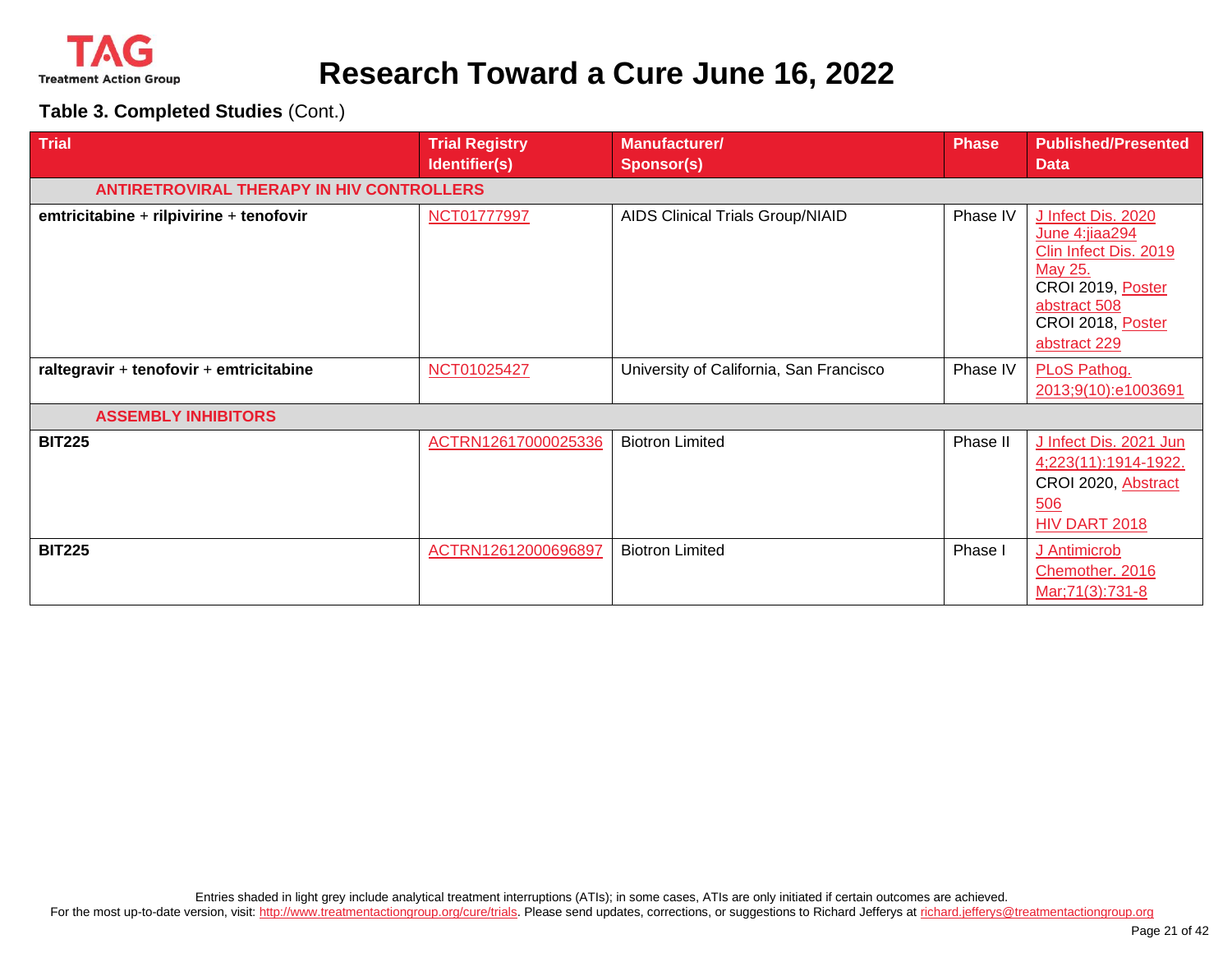# Research Toward a Cure June 16, 2022

**Table 3. Completed Studies** (Cont.)

| Trial | Trial Registry Identifier(s) | Manufacturer/ Sponsor(s) | Phase | Published/Presented Data |
|---|---|---|---|---|
| **ANTIRETROVIRAL THERAPY IN HIV CONTROLLERS** | | | | |
| **emtricitabine** + **rilpivirine** + **tenofovir** | NCT01777997 | AIDS Clinical Trials Group/NIAID | Phase IV | J Infect Dis. 2020 June 4:jiaa294<br>Clin Infect Dis. 2019 May 25.<br>CROI 2019, Poster abstract 508<br>CROI 2018, Poster abstract 229 |
| **raltegravir** + **tenofovir** + **emtricitabine** | NCT01025427 | University of California, San Francisco | Phase IV | PLoS Pathog. 2013;9(10):e1003691 |
| **ASSEMBLY INHIBITORS** | | | | |
| **BIT225** | ACTRN12617000025336 | Biotron Limited | Phase II | J Infect Dis. 2021 Jun 4;223(11):1914-1922.<br>CROI 2020, Abstract 506<br>HIV DART 2018 |
| **BIT225** | ACTRN12612000696897 | Biotron Limited | Phase I | J Antimicrob Chemother. 2016 Mar;71(3):731-8 |

Entries shaded in light grey include analytical treatment interruptions (ATIs); in some cases, ATIs are only initiated if certain outcomes are achieved.
For the most up-to-date version, visit: http://www.treatmentactiongroup.org/cure/trials. Please send updates, corrections, or suggestions to Richard Jefferys at richard.jefferys@treatmentactiongroup.org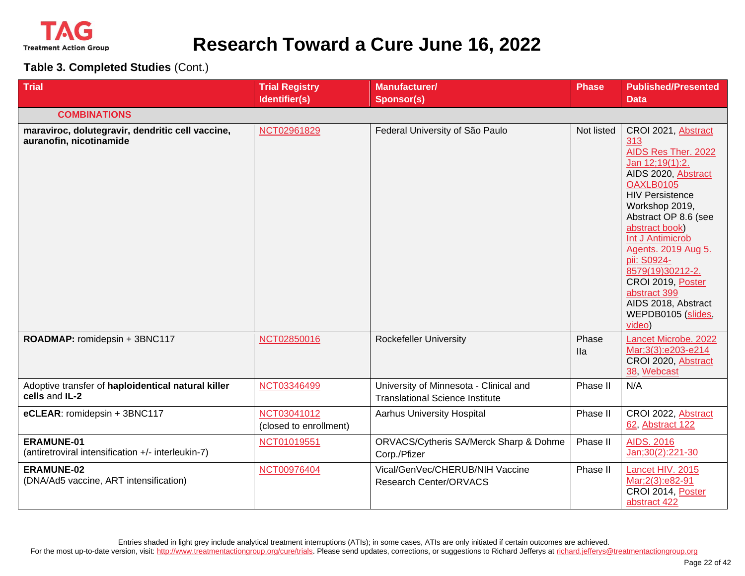# Research Toward a Cure June 16, 2022

**Table 3. Completed Studies** (Cont.)

| Trial | Trial Registry Identifier(s) | Manufacturer/ Sponsor(s) | Phase | Published/Presented Data |
|---|---|---|---|---|
| **COMBINATIONS** | | | | |
| **maraviroc, dolutegravir, dendritic cell vaccine, auranofin, nicotinamide** | NCT02961829 | Federal University of São Paulo | Not listed | CROI 2021, Abstract 313<br>AIDS Res Ther. 2022 Jan 12;19(1):2.<br>AIDS 2020, Abstract OAXLB0105<br>HIV Persistence Workshop 2019, Abstract OP 8.6 (see abstract book)<br>Int J Antimicrob Agents. 2019 Aug 5. pii: S0924-8579(19)30212-2.<br>CROI 2019, Poster abstract 399<br>AIDS 2018, Abstract WEPDB0105 (slides, video) |
| **ROADMAP:** romidepsin + 3BNC117 | NCT02850016 | Rockefeller University | Phase IIa | Lancet Microbe. 2022 Mar;3(3):e203-e214<br>CROI 2020, Abstract 38, Webcast |
| Adoptive transfer of **haploidentical natural killer cells** and **IL-2** | NCT03346499 | University of Minnesota - Clinical and Translational Science Institute | Phase II | N/A |
| **eCLEAR**: romidepsin + 3BNC117 | NCT03041012 (closed to enrollment) | Aarhus University Hospital | Phase II | CROI 2022, Abstract 62, Abstract 122 |
| **ERAMUNE-01** (antiretroviral intensification +/- interleukin-7) | NCT01019551 | ORVACS/Cytheris SA/Merck Sharp & Dohme Corp./Pfizer | Phase II | AIDS. 2016 Jan;30(2):221-30 |
| **ERAMUNE-02** (DNA/Ad5 vaccine, ART intensification) | NCT00976404 | Vical/GenVec/CHERUB/NIH Vaccine Research Center/ORVACS | Phase II | Lancet HIV. 2015 Mar;2(3):e82-91<br>CROI 2014, Poster abstract 422 |

Entries shaded in light grey include analytical treatment interruptions (ATIs); in some cases, ATIs are only initiated if certain outcomes are achieved.

For the most up-to-date version, visit: http://www.treatmentactiongroup.org/cure/trials. Please send updates, corrections, or suggestions to Richard Jefferys at richard.jefferys@treatmentactiongroup.org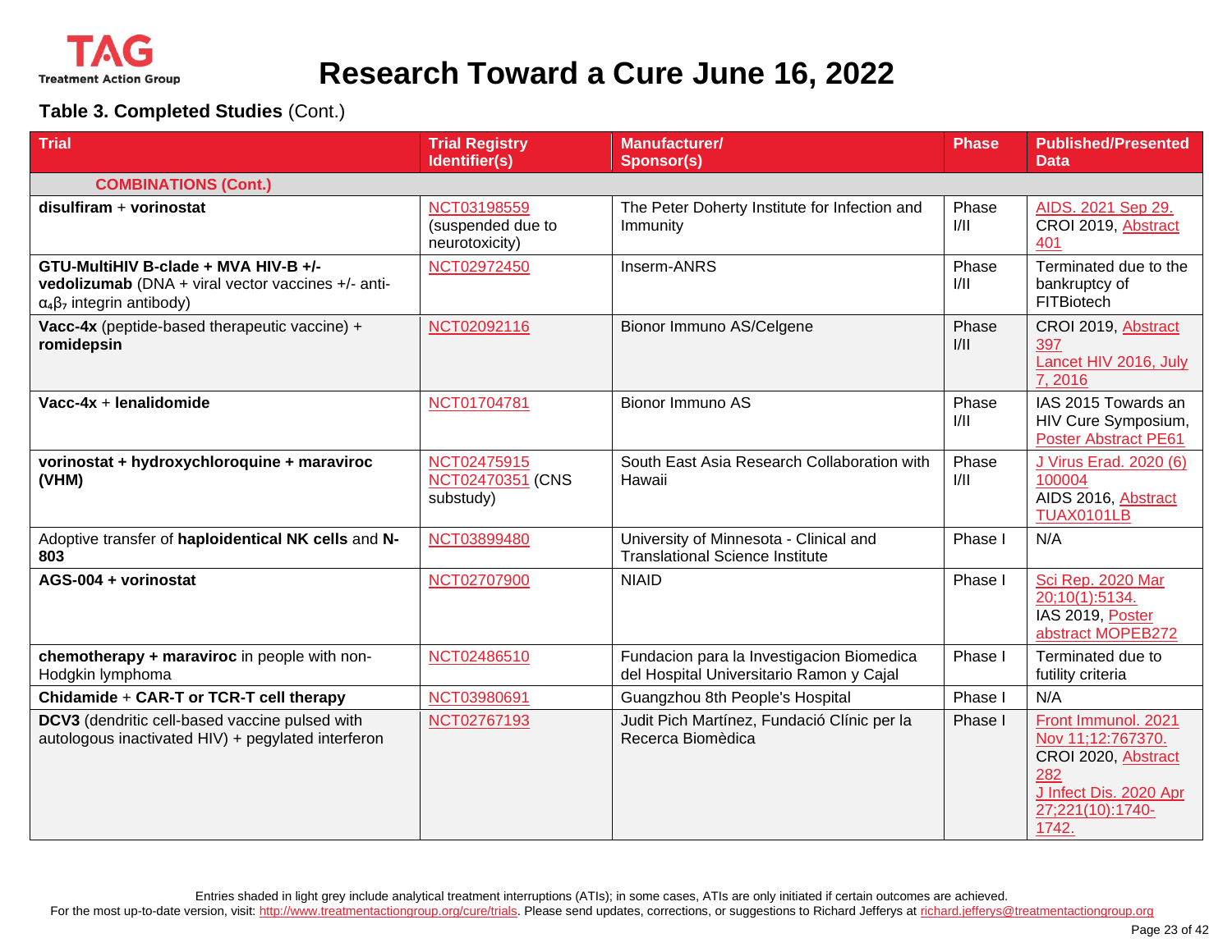# Research Toward a Cure June 16, 2022

**Table 3. Completed Studies** (Cont.)

| Trial | Trial Registry Identifier(s) | Manufacturer/ Sponsor(s) | Phase | Published/Presented Data |
|---|---|---|---|---|
| **COMBINATIONS (Cont.)** | | | | |
| **disulfiram** + **vorinostat** | NCT03198559 (suspended due to neurotoxicity) | The Peter Doherty Institute for Infection and Immunity | Phase I/II | AIDS. 2021 Sep 29. CROI 2019, Abstract 401 |
| **GTU-MultiHIV B-clade + MVA HIV-B +/- vedolizumab** (DNA + viral vector vaccines +/- anti-$\alpha_4\beta_7$ integrin antibody) | NCT02972450 | Inserm-ANRS | Phase I/II | Terminated due to the bankruptcy of FITBiotech |
| **Vacc-4x** (peptide-based therapeutic vaccine) + **romidepsin** | NCT02092116 | Bionor Immuno AS/Celgene | Phase I/II | CROI 2019, Abstract 397 Lancet HIV 2016, July 7, 2016 |
| **Vacc-4x** + **lenalidomide** | NCT01704781 | Bionor Immuno AS | Phase I/II | IAS 2015 Towards an HIV Cure Symposium, Poster Abstract PE61 |
| **vorinostat + hydroxychloroquine + maraviroc (VHM)** | NCT02475915 NCT02470351 (CNS substudy) | South East Asia Research Collaboration with Hawaii | Phase I/II | J Virus Erad. 2020 (6) 100004 AIDS 2016, Abstract TUAX0101LB |
| Adoptive transfer of **haploidentical NK cells** and **N-803** | NCT03899480 | University of Minnesota - Clinical and Translational Science Institute | Phase I | N/A |
| **AGS-004 + vorinostat** | NCT02707900 | NIAID | Phase I | Sci Rep. 2020 Mar 20;10(1):5134. IAS 2019, Poster abstract MOPEB272 |
| **chemotherapy + maraviroc** in people with non-Hodgkin lymphoma | NCT02486510 | Fundacion para la Investigacion Biomedica del Hospital Universitario Ramon y Cajal | Phase I | Terminated due to futility criteria |
| **Chidamide** + **CAR-T or TCR-T cell therapy** | NCT03980691 | Guangzhou 8th People's Hospital | Phase I | N/A |
| **DCV3** (dendritic cell-based vaccine pulsed with autologous inactivated HIV) + pegylated interferon | NCT02767193 | Judit Pich Martínez, Fundació Clínic per la Recerca Biomèdica | Phase I | Front Immunol. 2021 Nov 11;12:767370. CROI 2020, Abstract 282 J Infect Dis. 2020 Apr 27;221(10):1740-1742. |

Entries shaded in light grey include analytical treatment interruptions (ATIs); in some cases, ATIs are only initiated if certain outcomes are achieved.

For the most up-to-date version, visit: http://www.treatmentactiongroup.org/cure/trials. Please send updates, corrections, or suggestions to Richard Jefferys at richard.jefferys@treatmentactiongroup.org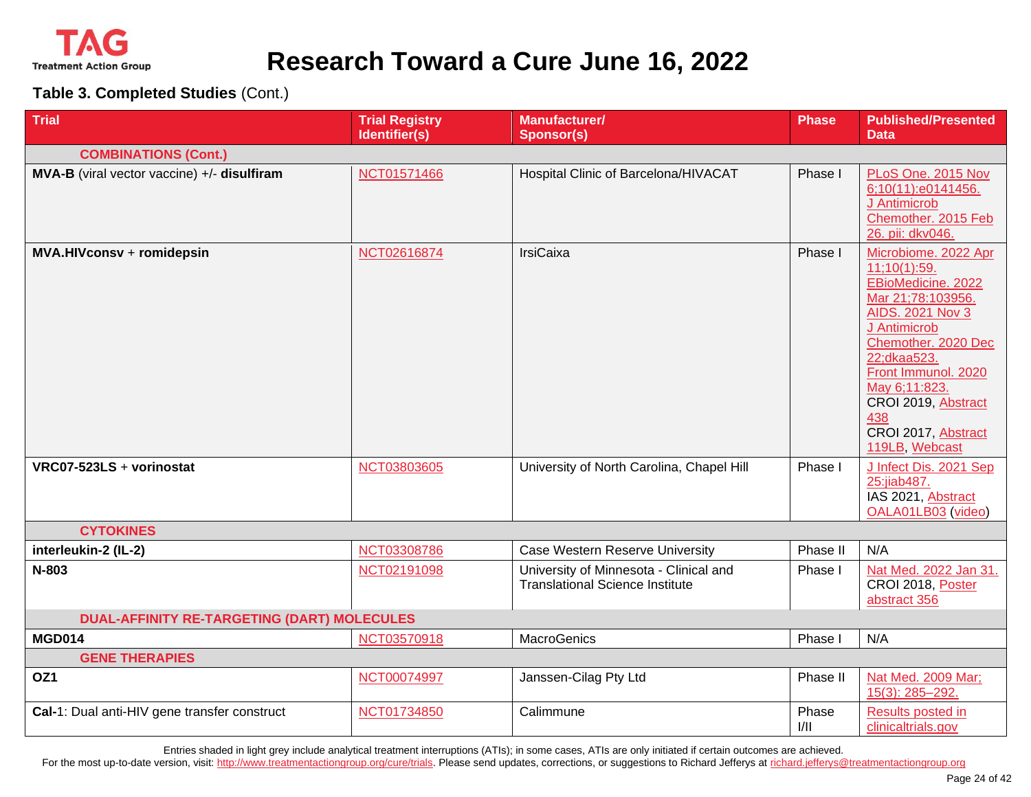## Table 3. Completed Studies (Cont.)

| Trial | Trial Registry Identifier(s) | Manufacturer/ Sponsor(s) | Phase | Published/Presented Data |
|---|---|---|---|---|
| **COMBINATIONS (Cont.)** | | | | |
| **MVA-B** (viral vector vaccine) +/- **disulfiram** | NCT01571466 | Hospital Clinic of Barcelona/HIVACAT | Phase I | PLoS One. 2015 Nov 6;10(11):e0141456. J Antimicrob Chemother. 2015 Feb 26. pii: dkv046. |
| **MVA.HIVconsv** + **romidepsin** | NCT02616874 | IrsiCaixa | Phase I | Microbiome. 2022 Apr 11;10(1):59. EBioMedicine. 2022 Mar 21;78:103956. AIDS. 2021 Nov 3 J Antimicrob Chemother. 2020 Dec 22;dkaa523. Front Immunol. 2020 May 6;11:823. CROI 2019, Abstract 438 CROI 2017, Abstract 119LB, Webcast |
| **VRC07-523LS** + **vorinostat** | NCT03803605 | University of North Carolina, Chapel Hill | Phase I | J Infect Dis. 2021 Sep 25:jiab487. IAS 2021, Abstract OALA01LB03 (video) |
| **CYTOKINES** | | | | |
| **interleukin-2 (IL-2)** | NCT03308786 | Case Western Reserve University | Phase II | N/A |
| **N-803** | NCT02191098 | University of Minnesota - Clinical and Translational Science Institute | Phase I | Nat Med. 2022 Jan 31. CROI 2018, Poster abstract 356 |
| **DUAL-AFFINITY RE-TARGETING (DART) MOLECULES** | | | | |
| **MGD014** | NCT03570918 | MacroGenics | Phase I | N/A |
| **GENE THERAPIES** | | | | |
| **OZ1** | NCT00074997 | Janssen-Cilag Pty Ltd | Phase II | Nat Med. 2009 Mar; 15(3): 285–292. |
| **Cal-**1: Dual anti-HIV gene transfer construct | NCT01734850 | Calimmune | Phase I/II | Results posted in clinicaltrials.gov |

Entries shaded in light grey include analytical treatment interruptions (ATIs); in some cases, ATIs are only initiated if certain outcomes are achieved.

For the most up-to-date version, visit: http://www.treatmentactiongroup.org/cure/trials. Please send updates, corrections, or suggestions to Richard Jefferys at richard.jefferys@treatmentactiongroup.org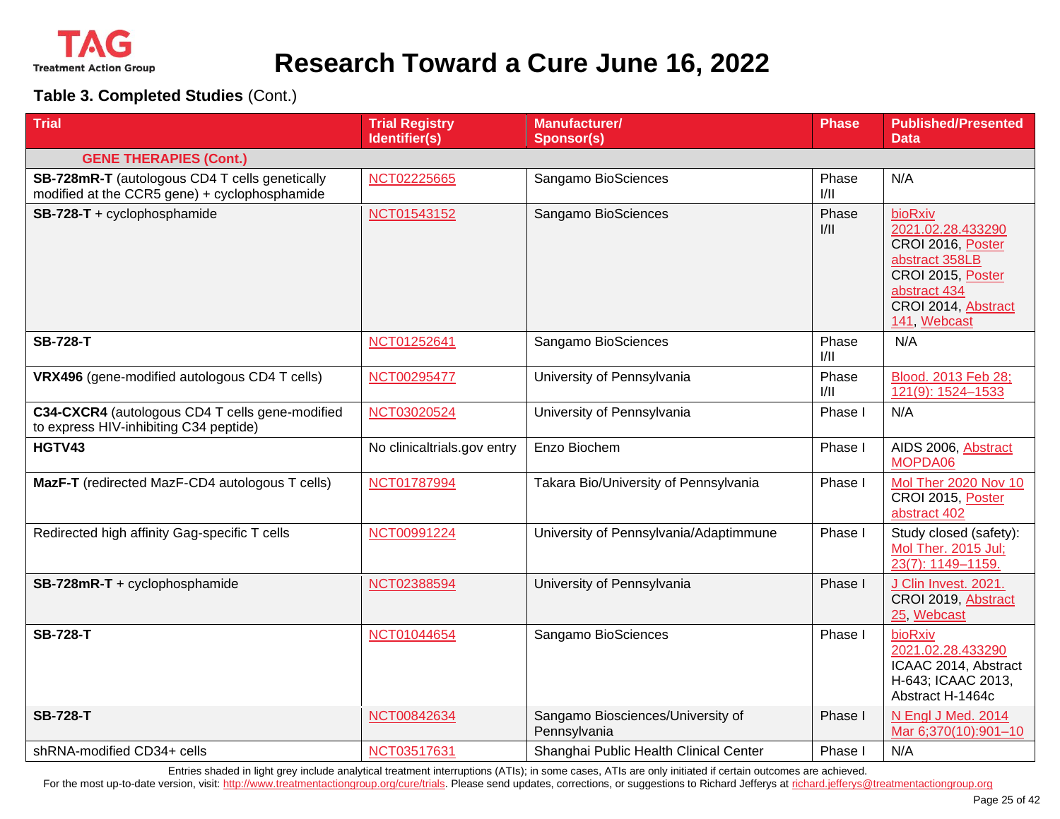# Research Toward a Cure June 16, 2022

**Table 3. Completed Studies** (Cont.)

| Trial | Trial Registry Identifier(s) | Manufacturer/ Sponsor(s) | Phase | Published/Presented Data |
|---|---|---|---|---|
| **GENE THERAPIES (Cont.)** | | | | |
| **SB-728mR-T** (autologous CD4 T cells genetically modified at the CCR5 gene) + cyclophosphamide | NCT02225665 | Sangamo BioSciences | Phase I/II | N/A |
| **SB-728-T** + cyclophosphamide | NCT01543152 | Sangamo BioSciences | Phase I/II | bioRxiv 2021.02.28.433290 CROI 2016, Poster abstract 358LB CROI 2015, Poster abstract 434 CROI 2014, Abstract 141, Webcast |
| **SB-728-T** | NCT01252641 | Sangamo BioSciences | Phase I/II | N/A |
| **VRX496** (gene-modified autologous CD4 T cells) | NCT00295477 | University of Pennsylvania | Phase I/II | Blood. 2013 Feb 28; 121(9): 1524–1533 |
| **C34-CXCR4** (autologous CD4 T cells gene-modified to express HIV-inhibiting C34 peptide) | NCT03020524 | University of Pennsylvania | Phase I | N/A |
| **HGTV43** | No clinicaltrials.gov entry | Enzo Biochem | Phase I | AIDS 2006, Abstract MOPDA06 |
| **MazF-T** (redirected MazF-CD4 autologous T cells) | NCT01787994 | Takara Bio/University of Pennsylvania | Phase I | Mol Ther 2020 Nov 10 CROI 2015, Poster abstract 402 |
| Redirected high affinity Gag-specific T cells | NCT00991224 | University of Pennsylvania/Adaptimmune | Phase I | Study closed (safety): Mol Ther. 2015 Jul; 23(7): 1149–1159. |
| **SB-728mR-T** + cyclophosphamide | NCT02388594 | University of Pennsylvania | Phase I | J Clin Invest. 2021. CROI 2019, Abstract 25, Webcast |
| **SB-728-T** | NCT01044654 | Sangamo BioSciences | Phase I | bioRxiv 2021.02.28.433290 ICAAC 2014, Abstract H-643; ICAAC 2013, Abstract H-1464c |
| **SB-728-T** | NCT00842634 | Sangamo Biosciences/University of Pennsylvania | Phase I | N Engl J Med. 2014 Mar 6;370(10):901–10 |
| shRNA-modified CD34+ cells | NCT03517631 | Shanghai Public Health Clinical Center | Phase I | N/A |

Entries shaded in light grey include analytical treatment interruptions (ATIs); in some cases, ATIs are only initiated if certain outcomes are achieved.

For the most up-to-date version, visit: http://www.treatmentactiongroup.org/cure/trials. Please send updates, corrections, or suggestions to Richard Jefferys at richard.jefferys@treatmentactiongroup.org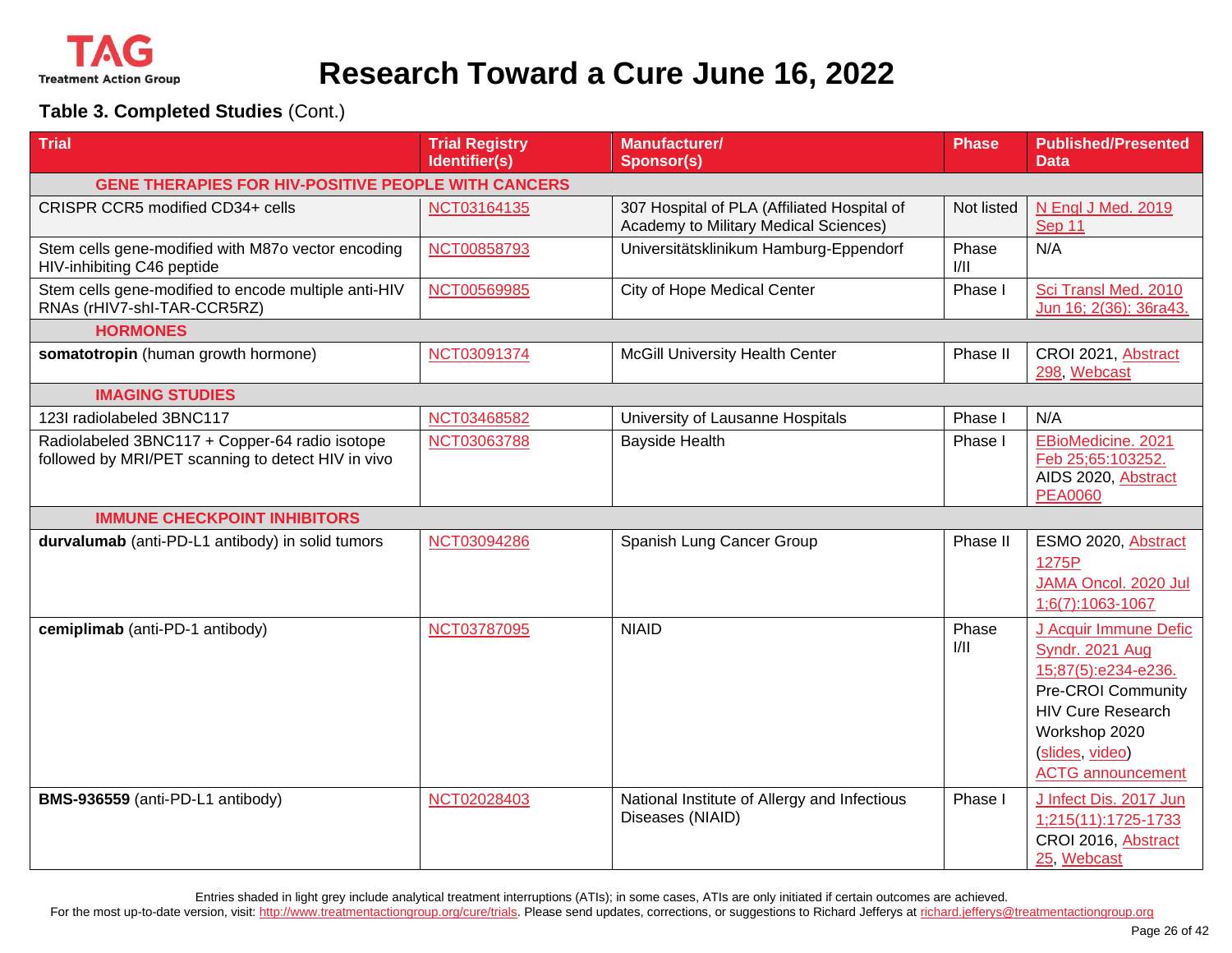# Research Toward a Cure June 16, 2022

**Table 3. Completed Studies** (Cont.)

| Trial | Trial Registry Identifier(s) | Manufacturer/ Sponsor(s) | Phase | Published/Presented Data |
|---|---|---|---|---|
| **GENE THERAPIES FOR HIV-POSITIVE PEOPLE WITH CANCERS** | | | | |
| CRISPR CCR5 modified CD34+ cells | NCT03164135 | 307 Hospital of PLA (Affiliated Hospital of Academy to Military Medical Sciences) | Not listed | N Engl J Med. 2019 Sep 11 |
| Stem cells gene-modified with M87o vector encoding HIV-inhibiting C46 peptide | NCT00858793 | Universitätsklinikum Hamburg-Eppendorf | Phase I/II | N/A |
| Stem cells gene-modified to encode multiple anti-HIV RNAs (rHIV7-shI-TAR-CCR5RZ) | NCT00569985 | City of Hope Medical Center | Phase I | Sci Transl Med. 2010 Jun 16; 2(36): 36ra43. |
| **HORMONES** | | | | |
| **somatotropin** (human growth hormone) | NCT03091374 | McGill University Health Center | Phase II | CROI 2021, Abstract 298, Webcast |
| **IMAGING STUDIES** | | | | |
| 123I radiolabeled 3BNC117 | NCT03468582 | University of Lausanne Hospitals | Phase I | N/A |
| Radiolabeled 3BNC117 + Copper-64 radio isotope followed by MRI/PET scanning to detect HIV in vivo | NCT03063788 | Bayside Health | Phase I | EBioMedicine. 2021 Feb 25;65:103252. AIDS 2020, Abstract PEA0060 |
| **IMMUNE CHECKPOINT INHIBITORS** | | | | |
| **durvalumab** (anti-PD-L1 antibody) in solid tumors | NCT03094286 | Spanish Lung Cancer Group | Phase II | ESMO 2020, Abstract 1275P JAMA Oncol. 2020 Jul 1;6(7):1063-1067 |
| **cemiplimab** (anti-PD-1 antibody) | NCT03787095 | NIAID | Phase I/II | J Acquir Immune Defic Syndr. 2021 Aug 15;87(5):e234-e236. Pre-CROI Community HIV Cure Research Workshop 2020 (slides, video) ACTG announcement |
| **BMS-936559** (anti-PD-L1 antibody) | NCT02028403 | National Institute of Allergy and Infectious Diseases (NIAID) | Phase I | J Infect Dis. 2017 Jun 1;215(11):1725-1733 CROI 2016, Abstract 25, Webcast |

Entries shaded in light grey include analytical treatment interruptions (ATIs); in some cases, ATIs are only initiated if certain outcomes are achieved.

For the most up-to-date version, visit: http://www.treatmentactiongroup.org/cure/trials. Please send updates, corrections, or suggestions to Richard Jefferys at richard.jefferys@treatmentactiongroup.org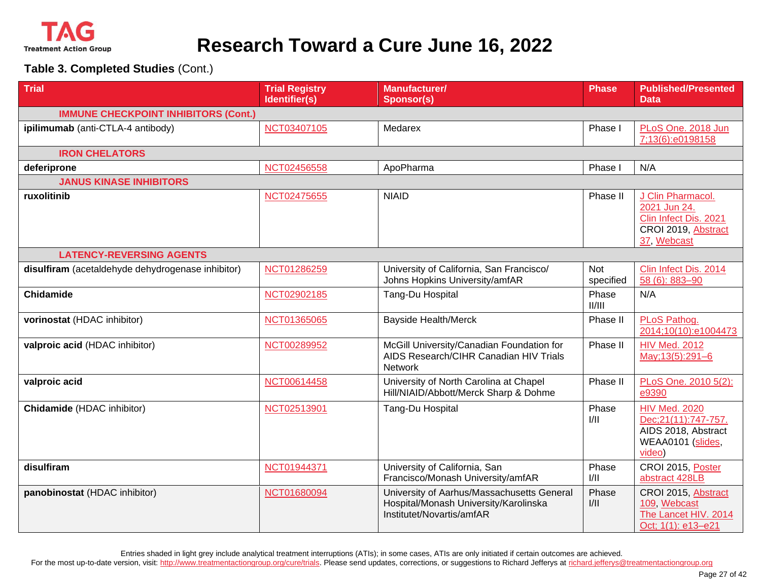## Table 3. Completed Studies (Cont.)

| Trial | Trial Registry Identifier(s) | Manufacturer/ Sponsor(s) | Phase | Published/Presented Data |
|---|---|---|---|---|
| **IMMUNE CHECKPOINT INHIBITORS (Cont.)** | | | | |
| **ipilimumab** (anti-CTLA-4 antibody) | NCT03407105 | Medarex | Phase I | PLoS One. 2018 Jun 7;13(6):e0198158 |
| **IRON CHELATORS** | | | | |
| **deferiprone** | NCT02456558 | ApoPharma | Phase I | N/A |
| **JANUS KINASE INHIBITORS** | | | | |
| **ruxolitinib** | NCT02475655 | NIAID | Phase II | J Clin Pharmacol. 2021 Jun 24. Clin Infect Dis. 2021 CROI 2019, Abstract 37, Webcast |
| **LATENCY-REVERSING AGENTS** | | | | |
| **disulfiram** (acetaldehyde dehydrogenase inhibitor) | NCT01286259 | University of California, San Francisco/ Johns Hopkins University/amfAR | Not specified | Clin Infect Dis. 2014 58 (6): 883–90 |
| **Chidamide** | NCT02902185 | Tang-Du Hospital | Phase II/III | N/A |
| **vorinostat** (HDAC inhibitor) | NCT01365065 | Bayside Health/Merck | Phase II | PLoS Pathog. 2014;10(10):e1004473 |
| **valproic acid** (HDAC inhibitor) | NCT00289952 | McGill University/Canadian Foundation for AIDS Research/CIHR Canadian HIV Trials Network | Phase II | HIV Med. 2012 May;13(5):291–6 |
| **valproic acid** | NCT00614458 | University of North Carolina at Chapel Hill/NIAID/Abbott/Merck Sharp & Dohme | Phase II | PLoS One. 2010 5(2): e9390 |
| **Chidamide** (HDAC inhibitor) | NCT02513901 | Tang-Du Hospital | Phase I/II | HIV Med. 2020 Dec;21(11):747-757. AIDS 2018, Abstract WEAA0101 (slides, video) |
| **disulfiram** | NCT01944371 | University of California, San Francisco/Monash University/amfAR | Phase I/II | CROI 2015, Poster abstract 428LB |
| **panobinostat** (HDAC inhibitor) | NCT01680094 | University of Aarhus/Massachusetts General Hospital/Monash University/Karolinska Institutet/Novartis/amfAR | Phase I/II | CROI 2015, Abstract 109, Webcast The Lancet HIV. 2014 Oct; 1(1): e13–e21 |

Entries shaded in light grey include analytical treatment interruptions (ATIs); in some cases, ATIs are only initiated if certain outcomes are achieved.

For the most up-to-date version, visit: http://www.treatmentactiongroup.org/cure/trials. Please send updates, corrections, or suggestions to Richard Jefferys at richard.jefferys@treatmentactiongroup.org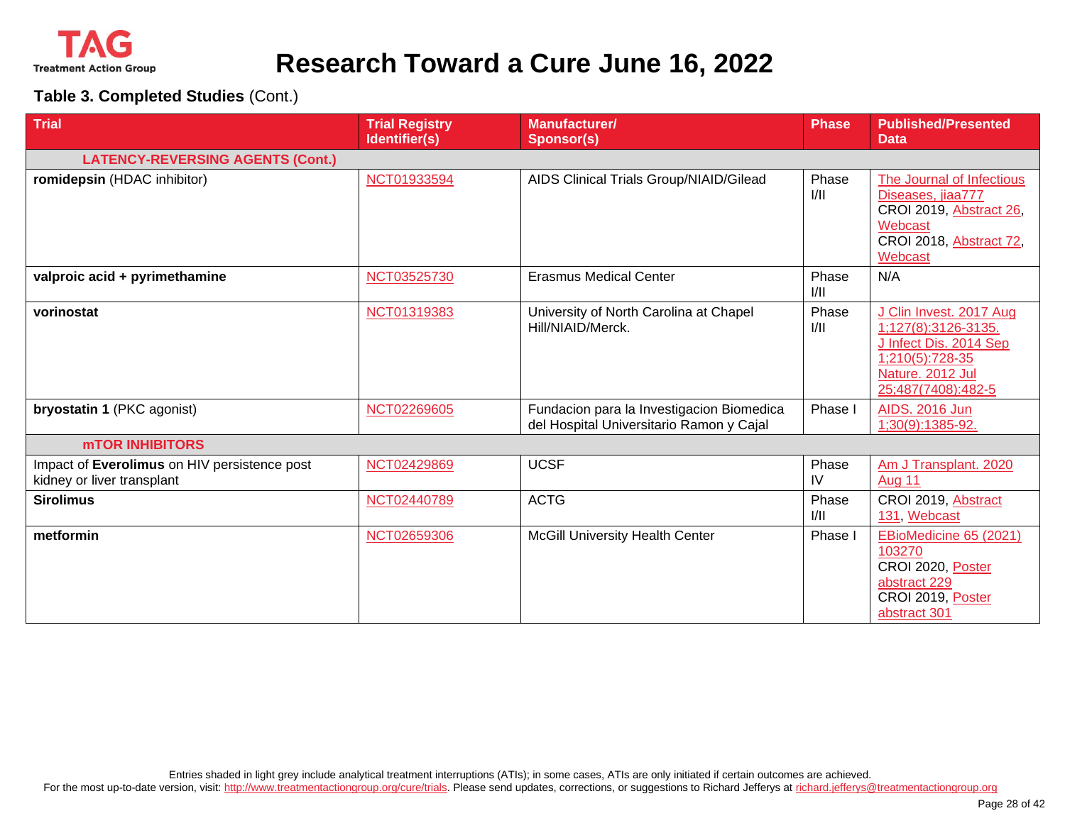# Research Toward a Cure June 16, 2022

**Table 3. Completed Studies** (Cont.)

| Trial | Trial Registry Identifier(s) | Manufacturer/ Sponsor(s) | Phase | Published/Presented Data |
|---|---|---|---|---|
| **LATENCY-REVERSING AGENTS (Cont.)** | | | | |
| **romidepsin** (HDAC inhibitor) | NCT01933594 | AIDS Clinical Trials Group/NIAID/Gilead | Phase I/II | The Journal of Infectious Diseases, jiaa777<br>CROI 2019, Abstract 26, Webcast<br>CROI 2018, Abstract 72, Webcast |
| **valproic acid + pyrimethamine** | NCT03525730 | Erasmus Medical Center | Phase I/II | N/A |
| **vorinostat** | NCT01319383 | University of North Carolina at Chapel Hill/NIAID/Merck. | Phase I/II | J Clin Invest. 2017 Aug 1;127(8):3126-3135.<br>J Infect Dis. 2014 Sep 1;210(5):728-35<br>Nature. 2012 Jul 25;487(7408):482-5 |
| **bryostatin 1** (PKC agonist) | NCT02269605 | Fundacion para la Investigacion Biomedica del Hospital Universitario Ramon y Cajal | Phase I | AIDS. 2016 Jun 1;30(9):1385-92. |
| **mTOR INHIBITORS** | | | | |
| Impact of **Everolimus** on HIV persistence post kidney or liver transplant | NCT02429869 | UCSF | Phase IV | Am J Transplant. 2020 Aug 11 |
| **Sirolimus** | NCT02440789 | ACTG | Phase I/II | CROI 2019, Abstract 131, Webcast |
| **metformin** | NCT02659306 | McGill University Health Center | Phase I | EBioMedicine 65 (2021) 103270<br>CROI 2020, Poster abstract 229<br>CROI 2019, Poster abstract 301 |

Entries shaded in light grey include analytical treatment interruptions (ATIs); in some cases, ATIs are only initiated if certain outcomes are achieved.

For the most up-to-date version, visit: http://www.treatmentactiongroup.org/cure/trials. Please send updates, corrections, or suggestions to Richard Jefferys at richard.jefferys@treatmentactiongroup.org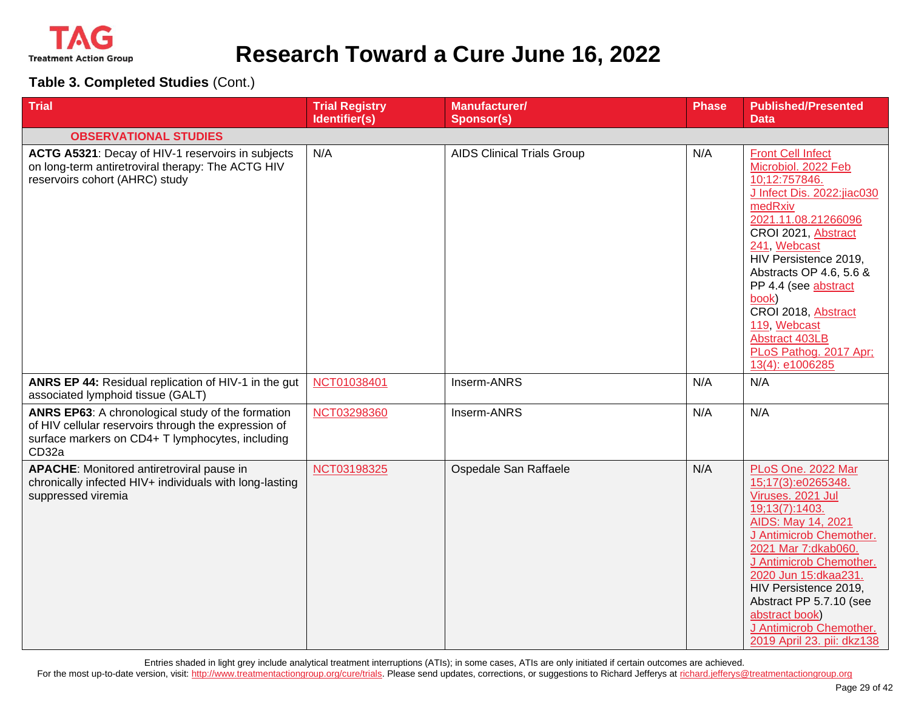# Research Toward a Cure June 16, 2022

**Table 3. Completed Studies** (Cont.)

| Trial | Trial Registry Identifier(s) | Manufacturer/ Sponsor(s) | Phase | Published/Presented Data |
|---|---|---|---|---|
| **OBSERVATIONAL STUDIES** | | | | |
| **ACTG A5321**: Decay of HIV-1 reservoirs in subjects on long-term antiretroviral therapy: The ACTG HIV reservoirs cohort (AHRC) study | N/A | AIDS Clinical Trials Group | N/A | Front Cell Infect Microbiol. 2022 Feb 10;12:757846. J Infect Dis. 2022:jiac030 medRxiv 2021.11.08.21266096 CROI 2021, Abstract 241, Webcast HIV Persistence 2019, Abstracts OP 4.6, 5.6 & PP 4.4 (see abstract book) CROI 2018, Abstract 119, Webcast Abstract 403LB PLoS Pathog. 2017 Apr; 13(4): e1006285 |
| **ANRS EP 44:** Residual replication of HIV-1 in the gut associated lymphoid tissue (GALT) | NCT01038401 | Inserm-ANRS | N/A | N/A |
| **ANRS EP63**: A chronological study of the formation of HIV cellular reservoirs through the expression of surface markers on CD4+ T lymphocytes, including CD32a | NCT03298360 | Inserm-ANRS | N/A | N/A |
| **APACHE**: Monitored antiretroviral pause in chronically infected HIV+ individuals with long-lasting suppressed viremia | NCT03198325 | Ospedale San Raffaele | N/A | PLoS One. 2022 Mar 15;17(3):e0265348. Viruses. 2021 Jul 19;13(7):1403. AIDS: May 14, 2021 J Antimicrob Chemother. 2021 Mar 7:dkab060. J Antimicrob Chemother. 2020 Jun 15:dkaa231. HIV Persistence 2019, Abstract PP 5.7.10 (see abstract book) J Antimicrob Chemother. 2019 April 23. pii: dkz138 |

Entries shaded in light grey include analytical treatment interruptions (ATIs); in some cases, ATIs are only initiated if certain outcomes are achieved.

For the most up-to-date version, visit: http://www.treatmentactiongroup.org/cure/trials. Please send updates, corrections, or suggestions to Richard Jefferys at richard.jefferys@treatmentactiongroup.org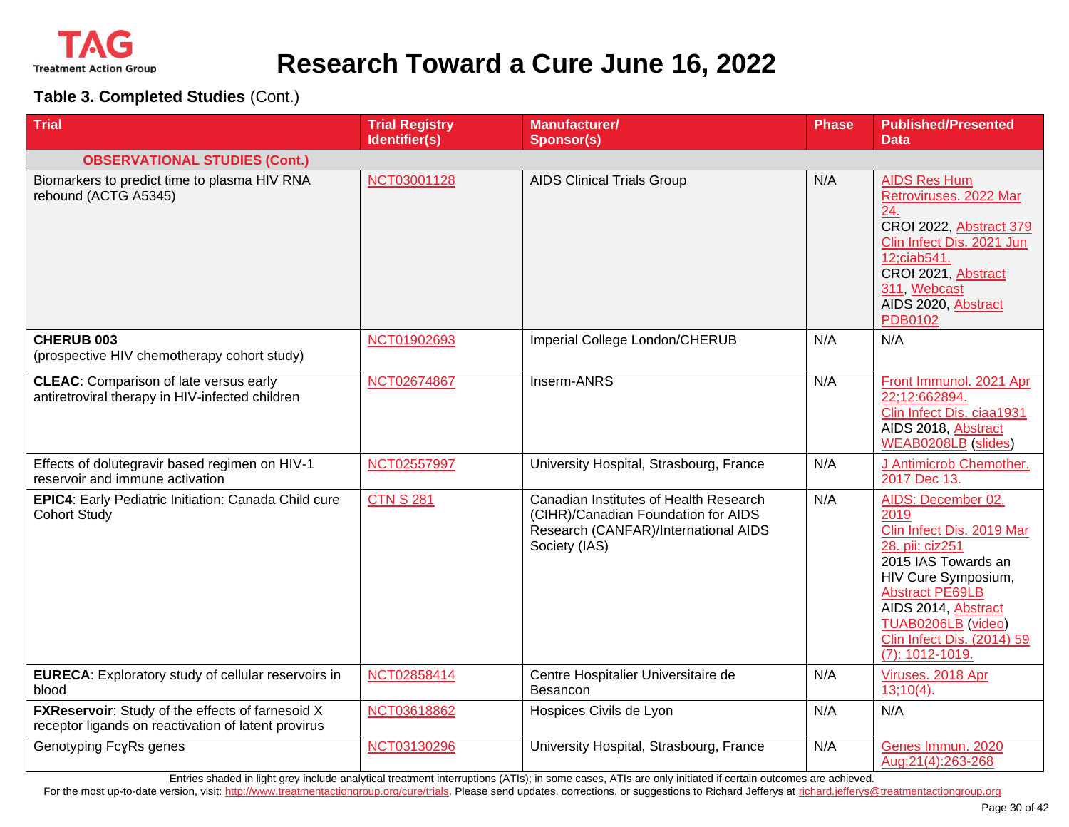# Research Toward a Cure June 16, 2022

**Table 3. Completed Studies** (Cont.)

| Trial | Trial Registry Identifier(s) | Manufacturer/ Sponsor(s) | Phase | Published/Presented Data |
|---|---|---|---|---|
| **OBSERVATIONAL STUDIES (Cont.)** | | | | |
| Biomarkers to predict time to plasma HIV RNA rebound (ACTG A5345) | NCT03001128 | AIDS Clinical Trials Group | N/A | AIDS Res Hum Retroviruses. 2022 Mar 24. CROI 2022, Abstract 379 Clin Infect Dis. 2021 Jun 12;ciab541. CROI 2021, Abstract 311, Webcast AIDS 2020, Abstract PDB0102 |
| **CHERUB 003** (prospective HIV chemotherapy cohort study) | NCT01902693 | Imperial College London/CHERUB | N/A | N/A |
| **CLEAC**: Comparison of late versus early antiretroviral therapy in HIV-infected children | NCT02674867 | Inserm-ANRS | N/A | Front Immunol. 2021 Apr 22;12:662894. Clin Infect Dis. ciaa1931 AIDS 2018, Abstract WEAB0208LB (slides) |
| Effects of dolutegravir based regimen on HIV-1 reservoir and immune activation | NCT02557997 | University Hospital, Strasbourg, France | N/A | J Antimicrob Chemother. 2017 Dec 13. |
| **EPIC4**: Early Pediatric Initiation: Canada Child cure Cohort Study | CTN S 281 | Canadian Institutes of Health Research (CIHR)/Canadian Foundation for AIDS Research (CANFAR)/International AIDS Society (IAS) | N/A | AIDS: December 02, 2019 Clin Infect Dis. 2019 Mar 28. pii: ciz251 2015 IAS Towards an HIV Cure Symposium, Abstract PE69LB AIDS 2014, Abstract TUAB0206LB (video) Clin Infect Dis. (2014) 59 (7): 1012-1019. |
| **EURECA**: Exploratory study of cellular reservoirs in blood | NCT02858414 | Centre Hospitalier Universitaire de Besancon | N/A | Viruses. 2018 Apr 13;10(4). |
| **FXReservoir**: Study of the effects of farnesoid X receptor ligands on reactivation of latent provirus | NCT03618862 | Hospices Civils de Lyon | N/A | N/A |
| Genotyping FcɣRs genes | NCT03130296 | University Hospital, Strasbourg, France | N/A | Genes Immun. 2020 Aug;21(4):263-268 |

Entries shaded in light grey include analytical treatment interruptions (ATIs); in some cases, ATIs are only initiated if certain outcomes are achieved.

For the most up-to-date version, visit: http://www.treatmentactiongroup.org/cure/trials. Please send updates, corrections, or suggestions to Richard Jefferys at richard.jefferys@treatmentactiongroup.org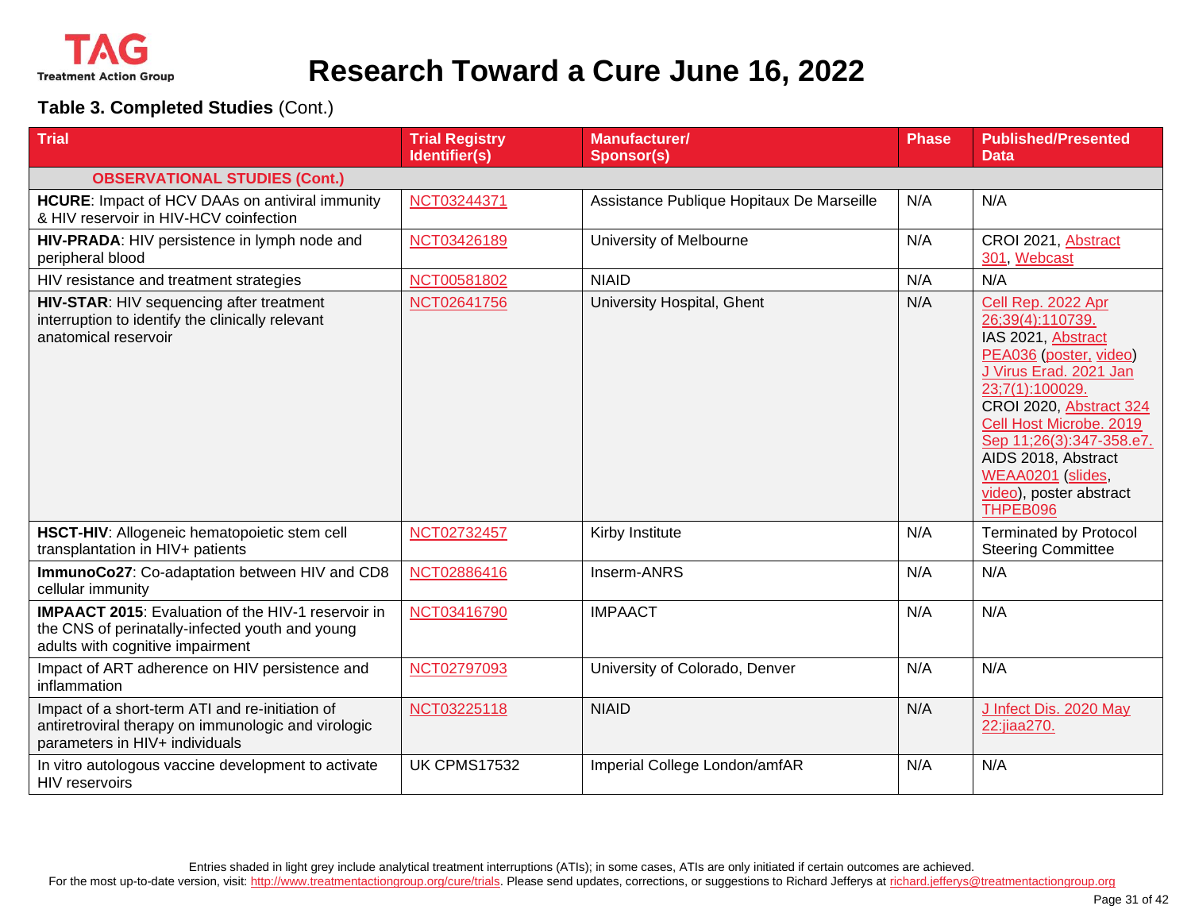## Table 3. Completed Studies (Cont.)

| Trial | Trial Registry Identifier(s) | Manufacturer/ Sponsor(s) | Phase | Published/Presented Data |
|---|---|---|---|---|
| **OBSERVATIONAL STUDIES (Cont.)** | | | | |
| **HCURE**: Impact of HCV DAAs on antiviral immunity & HIV reservoir in HIV-HCV coinfection | NCT03244371 | Assistance Publique Hopitaux De Marseille | N/A | N/A |
| **HIV-PRADA**: HIV persistence in lymph node and peripheral blood | NCT03426189 | University of Melbourne | N/A | CROI 2021, Abstract 301, Webcast |
| HIV resistance and treatment strategies | NCT00581802 | NIAID | N/A | N/A |
| **HIV-STAR**: HIV sequencing after treatment interruption to identify the clinically relevant anatomical reservoir | NCT02641756 | University Hospital, Ghent | N/A | Cell Rep. 2022 Apr 26;39(4):110739. IAS 2021, Abstract PEA036 (poster, video) J Virus Erad. 2021 Jan 23;7(1):100029. CROI 2020, Abstract 324 Cell Host Microbe. 2019 Sep 11;26(3):347-358.e7. AIDS 2018, Abstract WEAA0201 (slides, video), poster abstract THPEB096 |
| **HSCT-HIV**: Allogeneic hematopoietic stem cell transplantation in HIV+ patients | NCT02732457 | Kirby Institute | N/A | Terminated by Protocol Steering Committee |
| **ImmunoCo27**: Co-adaptation between HIV and CD8 cellular immunity | NCT02886416 | Inserm-ANRS | N/A | N/A |
| **IMPAACT 2015**: Evaluation of the HIV-1 reservoir in the CNS of perinatally-infected youth and young adults with cognitive impairment | NCT03416790 | IMPAACT | N/A | N/A |
| Impact of ART adherence on HIV persistence and inflammation | NCT02797093 | University of Colorado, Denver | N/A | N/A |
| Impact of a short-term ATI and re-initiation of antiretroviral therapy on immunologic and virologic parameters in HIV+ individuals | NCT03225118 | NIAID | N/A | J Infect Dis. 2020 May 22:jiaa270. |
| In vitro autologous vaccine development to activate HIV reservoirs | UK CPMS17532 | Imperial College London/amfAR | N/A | N/A |

Entries shaded in light grey include analytical treatment interruptions (ATIs); in some cases, ATIs are only initiated if certain outcomes are achieved.

For the most up-to-date version, visit: http://www.treatmentactiongroup.org/cure/trials. Please send updates, corrections, or suggestions to Richard Jefferys at richard.jefferys@treatmentactiongroup.org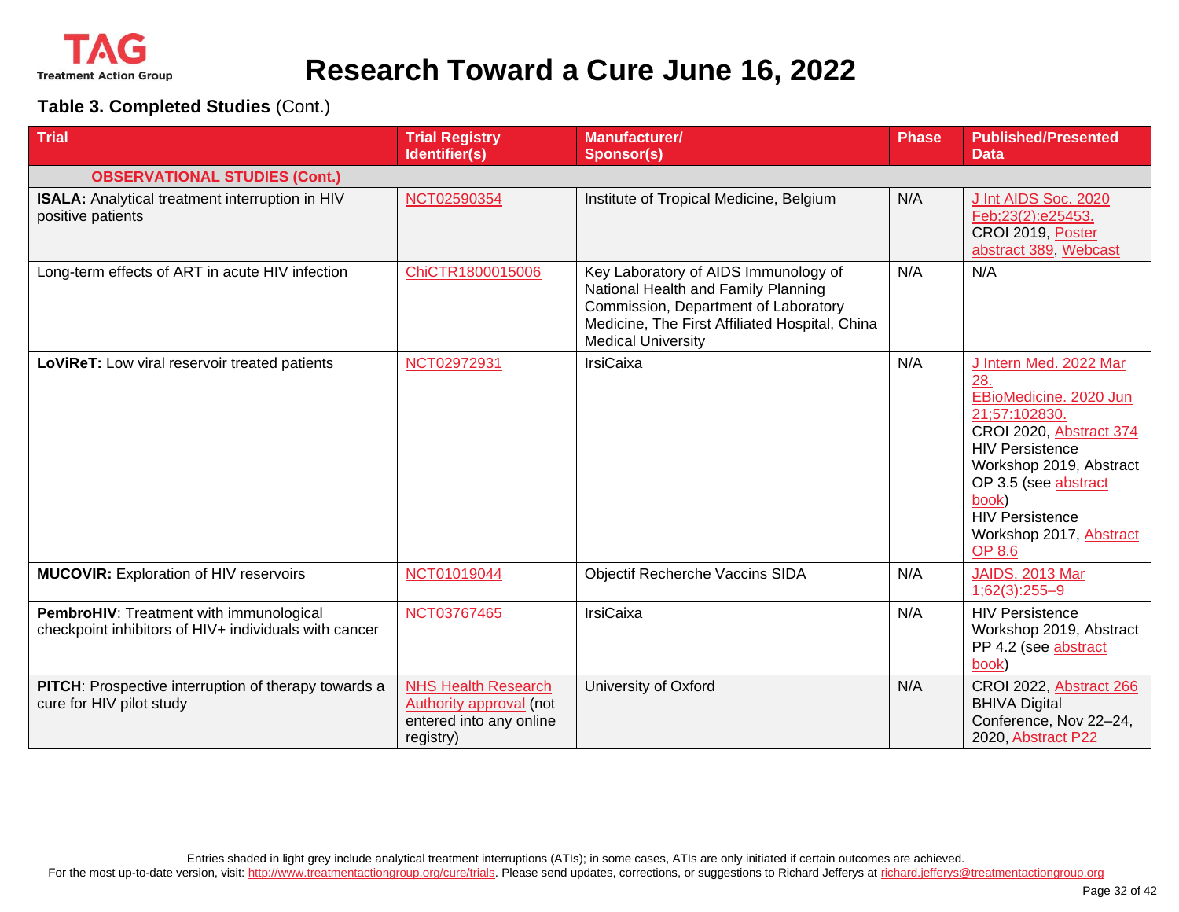# Research Toward a Cure June 16, 2022

**Table 3. Completed Studies** (Cont.)

| Trial | Trial Registry Identifier(s) | Manufacturer/ Sponsor(s) | Phase | Published/Presented Data |
|---|---|---|---|---|
| **OBSERVATIONAL STUDIES (Cont.)** | | | | |
| **ISALA:** Analytical treatment interruption in HIV positive patients | NCT02590354 | Institute of Tropical Medicine, Belgium | N/A | J Int AIDS Soc. 2020 Feb;23(2):e25453. CROI 2019, Poster abstract 389, Webcast |
| Long-term effects of ART in acute HIV infection | ChiCTR1800015006 | Key Laboratory of AIDS Immunology of National Health and Family Planning Commission, Department of Laboratory Medicine, The First Affiliated Hospital, China Medical University | N/A | N/A |
| **LoViReT:** Low viral reservoir treated patients | NCT02972931 | IrsiCaixa | N/A | J Intern Med. 2022 Mar 28. EBioMedicine. 2020 Jun 21;57:102830. CROI 2020, Abstract 374 HIV Persistence Workshop 2019, Abstract OP 3.5 (see abstract book) HIV Persistence Workshop 2017, Abstract OP 8.6 |
| **MUCOVIR:** Exploration of HIV reservoirs | NCT01019044 | Objectif Recherche Vaccins SIDA | N/A | JAIDS. 2013 Mar 1;62(3):255–9 |
| **PembroHIV**: Treatment with immunological checkpoint inhibitors of HIV+ individuals with cancer | NCT03767465 | IrsiCaixa | N/A | HIV Persistence Workshop 2019, Abstract PP 4.2 (see abstract book) |
| **PITCH**: Prospective interruption of therapy towards a cure for HIV pilot study | NHS Health Research Authority approval (not entered into any online registry) | University of Oxford | N/A | CROI 2022, Abstract 266 BHIVA Digital Conference, Nov 22–24, 2020, Abstract P22 |

Entries shaded in light grey include analytical treatment interruptions (ATIs); in some cases, ATIs are only initiated if certain outcomes are achieved.
For the most up-to-date version, visit: http://www.treatmentactiongroup.org/cure/trials. Please send updates, corrections, or suggestions to Richard Jefferys at richard.jefferys@treatmentactiongroup.org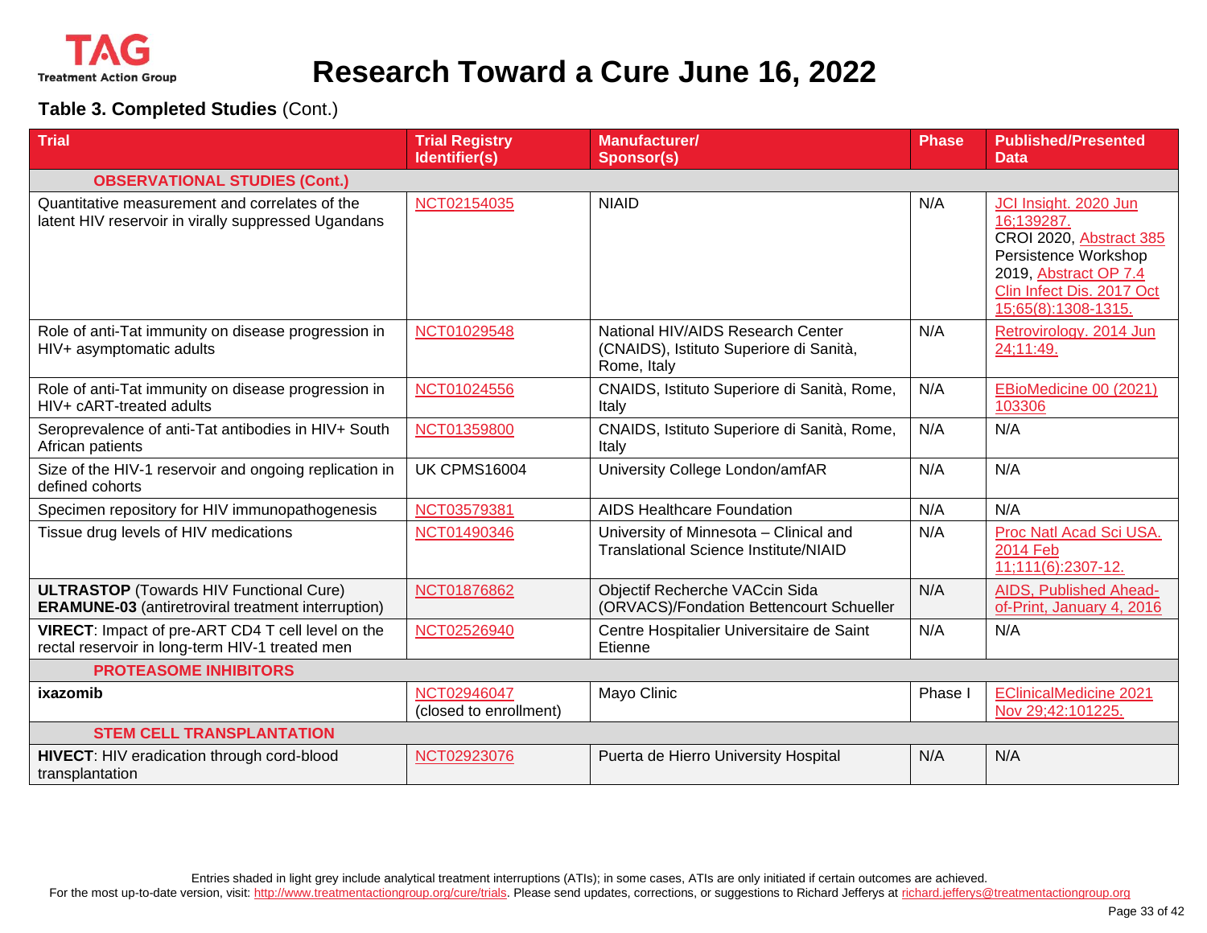# Research Toward a Cure June 16, 2022

**Table 3. Completed Studies** (Cont.)

| Trial | Trial Registry Identifier(s) | Manufacturer/ Sponsor(s) | Phase | Published/Presented Data |
|---|---|---|---|---|
| **OBSERVATIONAL STUDIES (Cont.)** | | | | |
| Quantitative measurement and correlates of the latent HIV reservoir in virally suppressed Ugandans | NCT02154035 | NIAID | N/A | JCI Insight. 2020 Jun 16;139287. CROI 2020, Abstract 385 Persistence Workshop 2019, Abstract OP 7.4 Clin Infect Dis. 2017 Oct 15;65(8):1308-1315. |
| Role of anti-Tat immunity on disease progression in HIV+ asymptomatic adults | NCT01029548 | National HIV/AIDS Research Center (CNAIDS), Istituto Superiore di Sanità, Rome, Italy | N/A | Retrovirology. 2014 Jun 24;11:49. |
| Role of anti-Tat immunity on disease progression in HIV+ cART-treated adults | NCT01024556 | CNAIDS, Istituto Superiore di Sanità, Rome, Italy | N/A | EBioMedicine 00 (2021) 103306 |
| Seroprevalence of anti-Tat antibodies in HIV+ South African patients | NCT01359800 | CNAIDS, Istituto Superiore di Sanità, Rome, Italy | N/A | N/A |
| Size of the HIV-1 reservoir and ongoing replication in defined cohorts | UK CPMS16004 | University College London/amfAR | N/A | N/A |
| Specimen repository for HIV immunopathogenesis | NCT03579381 | AIDS Healthcare Foundation | N/A | N/A |
| Tissue drug levels of HIV medications | NCT01490346 | University of Minnesota – Clinical and Translational Science Institute/NIAID | N/A | Proc Natl Acad Sci USA. 2014 Feb 11;111(6):2307-12. |
| **ULTRASTOP** (Towards HIV Functional Cure) **ERAMUNE-03** (antiretroviral treatment interruption) | NCT01876862 | Objectif Recherche VACcin Sida (ORVACS)/Fondation Bettencourt Schueller | N/A | AIDS, Published Ahead-of-Print, January 4, 2016 |
| **VIRECT**: Impact of pre-ART CD4 T cell level on the rectal reservoir in long-term HIV-1 treated men | NCT02526940 | Centre Hospitalier Universitaire de Saint Etienne | N/A | N/A |
| **PROTEASOME INHIBITORS** | | | | |
| **ixazomib** | NCT02946047 (closed to enrollment) | Mayo Clinic | Phase I | EClinicalMedicine 2021 Nov 29;42:101225. |
| **STEM CELL TRANSPLANTATION** | | | | |
| **HIVECT**: HIV eradication through cord-blood transplantation | NCT02923076 | Puerta de Hierro University Hospital | N/A | N/A |

Entries shaded in light grey include analytical treatment interruptions (ATIs); in some cases, ATIs are only initiated if certain outcomes are achieved.

For the most up-to-date version, visit: http://www.treatmentactiongroup.org/cure/trials. Please send updates, corrections, or suggestions to Richard Jefferys at richard.jefferys@treatmentactiongroup.org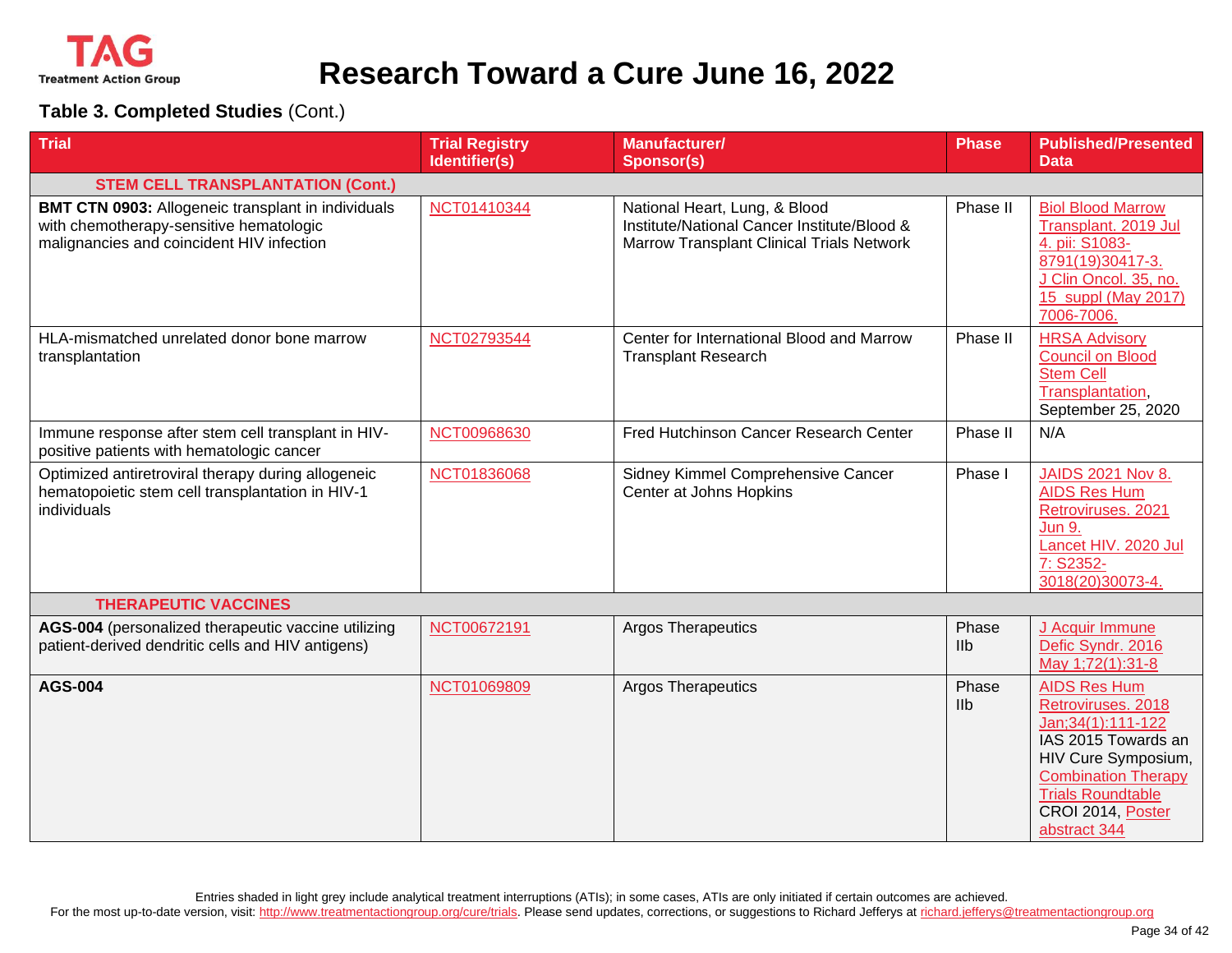# Research Toward a Cure June 16, 2022

**Table 3. Completed Studies** (Cont.)

| Trial | Trial Registry Identifier(s) | Manufacturer/ Sponsor(s) | Phase | Published/Presented Data |
|---|---|---|---|---|
| **STEM CELL TRANSPLANTATION (Cont.)** | | | | |
| **BMT CTN 0903:** Allogeneic transplant in individuals with chemotherapy-sensitive hematologic malignancies and coincident HIV infection | NCT01410344 | National Heart, Lung, & Blood Institute/National Cancer Institute/Blood & Marrow Transplant Clinical Trials Network | Phase II | Biol Blood Marrow Transplant. 2019 Jul 4. pii: S1083-8791(19)30417-3. J Clin Oncol. 35, no. 15_suppl (May 2017) 7006-7006. |
| HLA-mismatched unrelated donor bone marrow transplantation | NCT02793544 | Center for International Blood and Marrow Transplant Research | Phase II | HRSA Advisory Council on Blood Stem Cell Transplantation, September 25, 2020 |
| Immune response after stem cell transplant in HIV-positive patients with hematologic cancer | NCT00968630 | Fred Hutchinson Cancer Research Center | Phase II | N/A |
| Optimized antiretroviral therapy during allogeneic hematopoietic stem cell transplantation in HIV-1 individuals | NCT01836068 | Sidney Kimmel Comprehensive Cancer Center at Johns Hopkins | Phase I | JAIDS 2021 Nov 8. AIDS Res Hum Retroviruses. 2021 Jun 9. Lancet HIV. 2020 Jul 7: S2352-3018(20)30073-4. |
| **THERAPEUTIC VACCINES** | | | | |
| **AGS-004** (personalized therapeutic vaccine utilizing patient-derived dendritic cells and HIV antigens) | NCT00672191 | Argos Therapeutics | Phase IIb | J Acquir Immune Defic Syndr. 2016 May 1;72(1):31-8 |
| **AGS-004** | NCT01069809 | Argos Therapeutics | Phase IIb | AIDS Res Hum Retroviruses. 2018 Jan;34(1):111-122 IAS 2015 Towards an HIV Cure Symposium, Combination Therapy Trials Roundtable CROI 2014, Poster abstract 344 |

Entries shaded in light grey include analytical treatment interruptions (ATIs); in some cases, ATIs are only initiated if certain outcomes are achieved.

For the most up-to-date version, visit: http://www.treatmentactiongroup.org/cure/trials. Please send updates, corrections, or suggestions to Richard Jefferys at richard.jefferys@treatmentactiongroup.org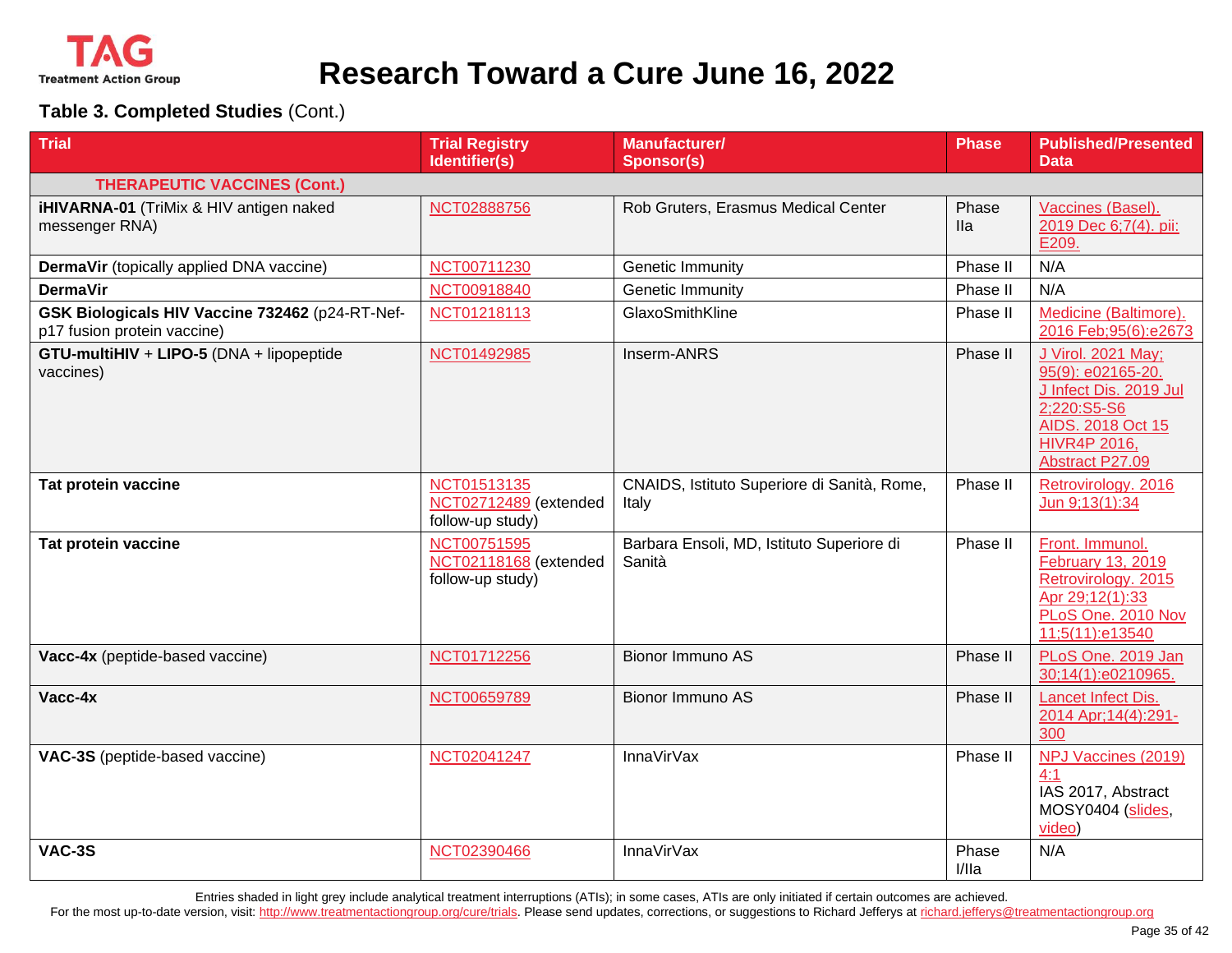# Research Toward a Cure June 16, 2022

**Table 3. Completed Studies** (Cont.)

| Trial | Trial Registry Identifier(s) | Manufacturer/ Sponsor(s) | Phase | Published/Presented Data |
|---|---|---|---|---|
| **THERAPEUTIC VACCINES (Cont.)** | | | | |
| **iHIVARNA-01** (TriMix & HIV antigen naked messenger RNA) | NCT02888756 | Rob Gruters, Erasmus Medical Center | Phase IIa | Vaccines (Basel). 2019 Dec 6;7(4). pii: E209. |
| **DermaVir** (topically applied DNA vaccine) | NCT00711230 | Genetic Immunity | Phase II | N/A |
| **DermaVir** | NCT00918840 | Genetic Immunity | Phase II | N/A |
| **GSK Biologicals HIV Vaccine 732462** (p24-RT-Nef-p17 fusion protein vaccine) | NCT01218113 | GlaxoSmithKline | Phase II | Medicine (Baltimore). 2016 Feb;95(6):e2673 |
| **GTU-multiHIV** + **LIPO-5** (DNA + lipopeptide vaccines) | NCT01492985 | Inserm-ANRS | Phase II | J Virol. 2021 May; 95(9): e02165-20. J Infect Dis. 2019 Jul 2;220:S5-S6 AIDS. 2018 Oct 15 HIVR4P 2016, Abstract P27.09 |
| **Tat protein vaccine** | NCT01513135 NCT02712489 (extended follow-up study) | CNAIDS, Istituto Superiore di Sanità, Rome, Italy | Phase II | Retrovirology. 2016 Jun 9;13(1):34 |
| **Tat protein vaccine** | NCT00751595 NCT02118168 (extended follow-up study) | Barbara Ensoli, MD, Istituto Superiore di Sanità | Phase II | Front. Immunol. February 13, 2019 Retrovirology. 2015 Apr 29;12(1):33 PLoS One. 2010 Nov 11;5(11):e13540 |
| **Vacc-4x** (peptide-based vaccine) | NCT01712256 | Bionor Immuno AS | Phase II | PLoS One. 2019 Jan 30;14(1):e0210965. |
| **Vacc-4x** | NCT00659789 | Bionor Immuno AS | Phase II | Lancet Infect Dis. 2014 Apr;14(4):291-300 |
| **VAC-3S** (peptide-based vaccine) | NCT02041247 | InnaVirVax | Phase II | NPJ Vaccines (2019) 4:1 IAS 2017, Abstract MOSY0404 (slides, video) |
| **VAC-3S** | NCT02390466 | InnaVirVax | Phase I/IIa | N/A |

Entries shaded in light grey include analytical treatment interruptions (ATIs); in some cases, ATIs are only initiated if certain outcomes are achieved.

For the most up-to-date version, visit: http://www.treatmentactiongroup.org/cure/trials. Please send updates, corrections, or suggestions to Richard Jefferys at richard.jefferys@treatmentactiongroup.org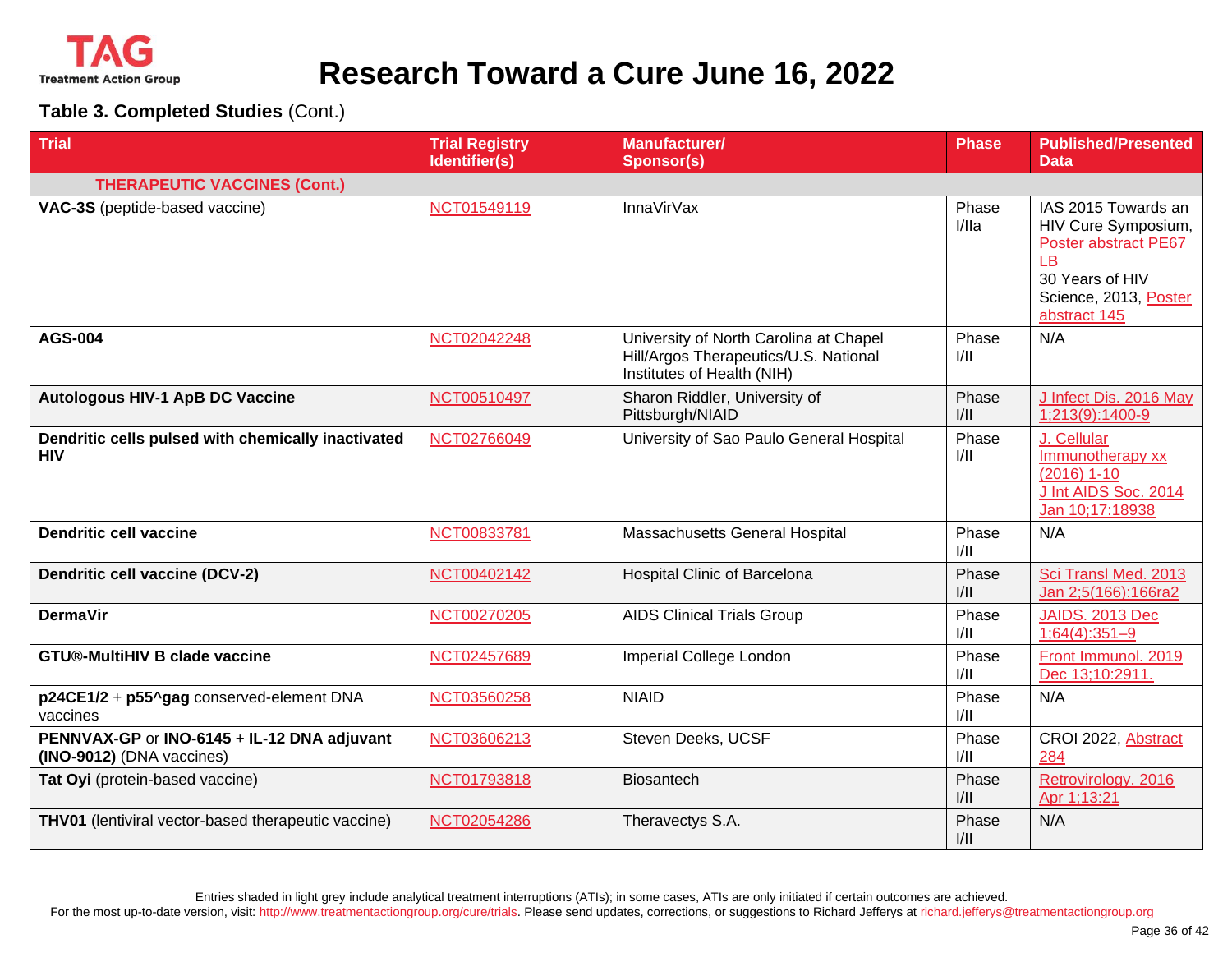## Research Toward a Cure June 16, 2022

**Table 3. Completed Studies** (Cont.)

| Trial | Trial Registry Identifier(s) | Manufacturer/ Sponsor(s) | Phase | Published/Presented Data |
|---|---|---|---|---|
| **THERAPEUTIC VACCINES (Cont.)** | | | | |
| **VAC-3S** (peptide-based vaccine) | NCT01549119 | InnaVirVax | Phase I/IIa | IAS 2015 Towards an HIV Cure Symposium, Poster abstract PE67 LB<br>30 Years of HIV Science, 2013, Poster abstract 145 |
| **AGS-004** | NCT02042248 | University of North Carolina at Chapel Hill/Argos Therapeutics/U.S. National Institutes of Health (NIH) | Phase I/II | N/A |
| **Autologous HIV-1 ApB DC Vaccine** | NCT00510497 | Sharon Riddler, University of Pittsburgh/NIAID | Phase I/II | J Infect Dis. 2016 May 1;213(9):1400-9 |
| **Dendritic cells pulsed with chemically inactivated HIV** | NCT02766049 | University of Sao Paulo General Hospital | Phase I/II | J. Cellular Immunotherapy xx (2016) 1-10<br>J Int AIDS Soc. 2014 Jan 10;17:18938 |
| **Dendritic cell vaccine** | NCT00833781 | Massachusetts General Hospital | Phase I/II | N/A |
| **Dendritic cell vaccine (DCV-2)** | NCT00402142 | Hospital Clinic of Barcelona | Phase I/II | Sci Transl Med. 2013 Jan 2;5(166):166ra2 |
| **DermaVir** | NCT00270205 | AIDS Clinical Trials Group | Phase I/II | JAIDS. 2013 Dec 1;64(4):351–9 |
| **GTU®-MultiHIV B clade vaccine** | NCT02457689 | Imperial College London | Phase I/II | Front Immunol. 2019 Dec 13;10:2911. |
| **p24CE1/2** + **p55^gag** conserved-element DNA vaccines | NCT03560258 | NIAID | Phase I/II | N/A |
| **PENNVAX-GP** or **INO-6145** + **IL-12 DNA adjuvant (INO-9012)** (DNA vaccines) | NCT03606213 | Steven Deeks, UCSF | Phase I/II | CROI 2022, Abstract 284 |
| **Tat Oyi** (protein-based vaccine) | NCT01793818 | Biosantech | Phase I/II | Retrovirology. 2016 Apr 1;13:21 |
| **THV01** (lentiviral vector-based therapeutic vaccine) | NCT02054286 | Theravectys S.A. | Phase I/II | N/A |

Entries shaded in light grey include analytical treatment interruptions (ATIs); in some cases, ATIs are only initiated if certain outcomes are achieved.

For the most up-to-date version, visit: http://www.treatmentactiongroup.org/cure/trials. Please send updates, corrections, or suggestions to Richard Jefferys at richard.jefferys@treatmentactiongroup.org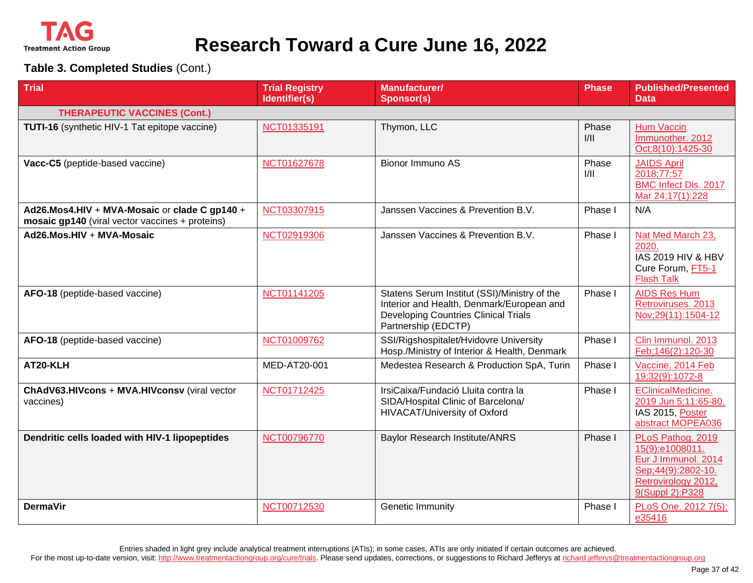# Research Toward a Cure June 16, 2022

## Table 3. Completed Studies (Cont.)

| Trial | Trial Registry Identifier(s) | Manufacturer/ Sponsor(s) | Phase | Published/Presented Data |
|---|---|---|---|---|
| **THERAPEUTIC VACCINES (Cont.)** | | | | |
| **TUTI-16** (synthetic HIV-1 Tat epitope vaccine) | NCT01335191 | Thymon, LLC | Phase I/II | Hum Vaccin Immunother. 2012 Oct;8(10):1425-30 |
| **Vacc-C5** (peptide-based vaccine) | NCT01627678 | Bionor Immuno AS | Phase I/II | JAIDS April 2018;77:57<br>BMC Infect Dis. 2017 Mar 24;17(1):228 |
| **Ad26.Mos4.HIV** + **MVA-Mosaic** or **clade C gp140** + **mosaic gp140** (viral vector vaccines + proteins) | NCT03307915 | Janssen Vaccines & Prevention B.V. | Phase I | N/A |
| **Ad26.Mos.HIV** + **MVA-Mosaic** | NCT02919306 | Janssen Vaccines & Prevention B.V. | Phase I | Nat Med March 23, 2020.<br>IAS 2019 HIV & HBV Cure Forum, FT5-1 Flash Talk |
| **AFO-18** (peptide-based vaccine) | NCT01141205 | Statens Serum Institut (SSI)/Ministry of the Interior and Health, Denmark/European and Developing Countries Clinical Trials Partnership (EDCTP) | Phase I | AIDS Res Hum Retroviruses. 2013 Nov;29(11):1504-12 |
| **AFO-18** (peptide-based vaccine) | NCT01009762 | SSI/Rigshospitalet/Hvidovre University Hosp./Ministry of Interior & Health, Denmark | Phase I | Clin Immunol. 2013 Feb;146(2):120-30 |
| **AT20-KLH** | MED-AT20-001 | Medestea Research & Production SpA, Turin | Phase I | Vaccine. 2014 Feb 19;32(9):1072-8 |
| **ChAdV63.HIVcons** + **MVA.HIVconsv** (viral vector vaccines) | NCT01712425 | IrsiCaixa/Fundació Lluita contra la SIDA/Hospital Clinic of Barcelona/ HIVACAT/University of Oxford | Phase I | EClinicalMedicine. 2019 Jun 5;11:65-80.<br>IAS 2015, Poster abstract MOPEA036 |
| **Dendritic cells loaded with HIV-1 lipopeptides** | NCT00796770 | Baylor Research Institute/ANRS | Phase I | PLoS Pathog. 2019 15(9):e1008011.<br>Eur J Immunol. 2014 Sep;44(9):2802-10.<br>Retrovirology 2012, 9(Suppl 2):P328 |
| **DermaVir** | NCT00712530 | Genetic Immunity | Phase I | PLoS One. 2012 7(5): e35416 |

Entries shaded in light grey include analytical treatment interruptions (ATIs); in some cases, ATIs are only initiated if certain outcomes are achieved.

For the most up-to-date version, visit: http://www.treatmentactiongroup.org/cure/trials. Please send updates, corrections, or suggestions to Richard Jefferys at richard.jefferys@treatmentactiongroup.org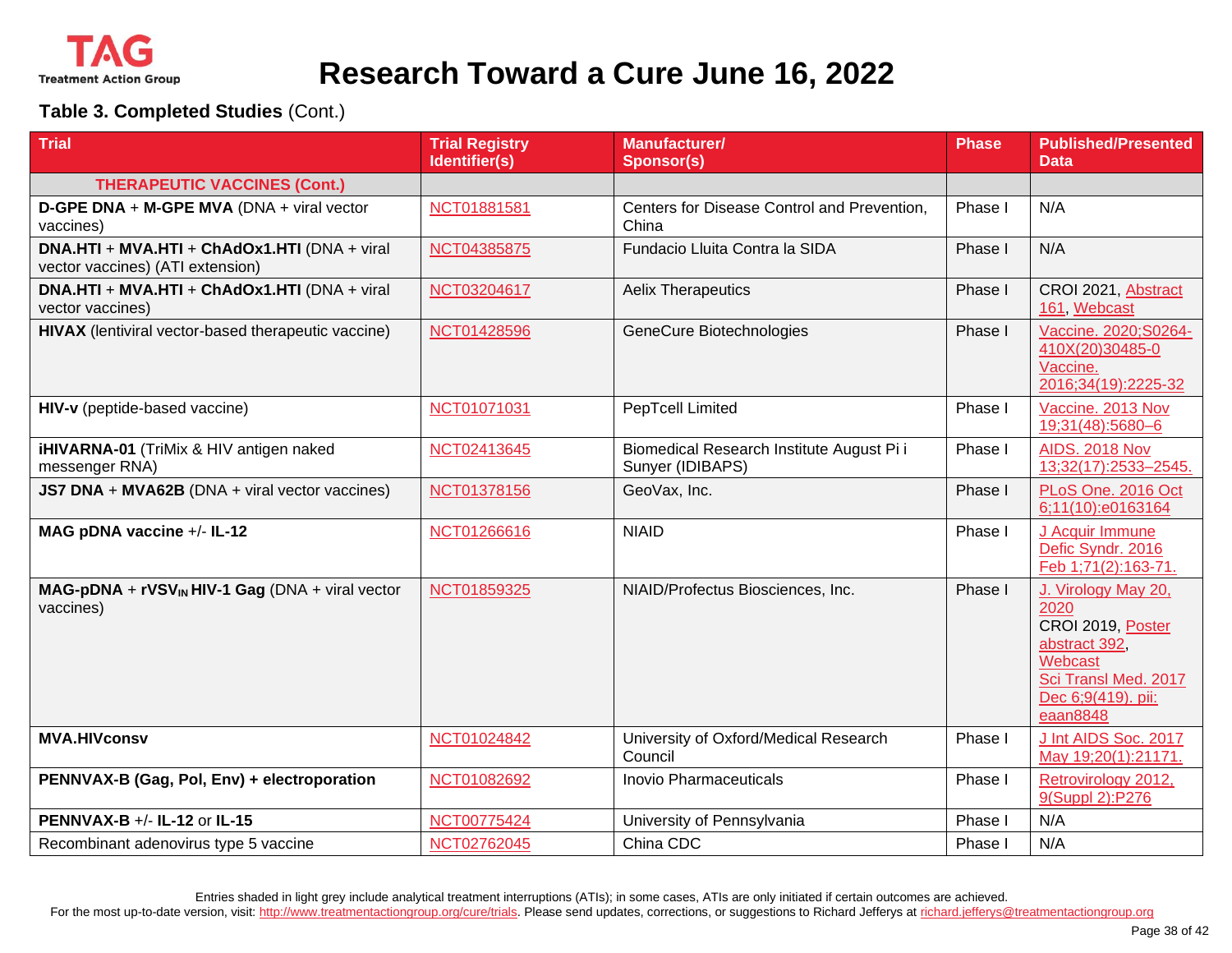## Table 3. Completed Studies (Cont.)

| Trial | Trial Registry Identifier(s) | Manufacturer/ Sponsor(s) | Phase | Published/Presented Data |
|---|---|---|---|---|
| **THERAPEUTIC VACCINES (Cont.)** | | | | |
| **D-GPE DNA** + **M-GPE MVA** (DNA + viral vector vaccines) | NCT01881581 | Centers for Disease Control and Prevention, China | Phase I | N/A |
| **DNA.HTI** + **MVA.HTI** + **ChAdOx1.HTI** (DNA + viral vector vaccines) (ATI extension) | NCT04385875 | Fundacio Lluita Contra la SIDA | Phase I | N/A |
| **DNA.HTI** + **MVA.HTI** + **ChAdOx1.HTI** (DNA + viral vector vaccines) | NCT03204617 | Aelix Therapeutics | Phase I | CROI 2021, Abstract 161, Webcast |
| **HIVAX** (lentiviral vector-based therapeutic vaccine) | NCT01428596 | GeneCure Biotechnologies | Phase I | Vaccine. 2020;S0264-410X(20)30485-0 Vaccine. 2016;34(19):2225-32 |
| **HIV-v** (peptide-based vaccine) | NCT01071031 | PepTcell Limited | Phase I | Vaccine. 2013 Nov 19;31(48):5680–6 |
| **iHIVARNA-01** (TriMix & HIV antigen naked messenger RNA) | NCT02413645 | Biomedical Research Institute August Pi i Sunyer (IDIBAPS) | Phase I | AIDS. 2018 Nov 13;32(17):2533–2545. |
| **JS7 DNA** + **MVA62B** (DNA + viral vector vaccines) | NCT01378156 | GeoVax, Inc. | Phase I | PLoS One. 2016 Oct 6;11(10):e0163164 |
| **MAG pDNA vaccine** +/- **IL-12** | NCT01266616 | NIAID | Phase I | J Acquir Immune Defic Syndr. 2016 Feb 1;71(2):163-71. |
| **MAG-pDNA** + **rVSV$_{IN}$ HIV-1 Gag** (DNA + viral vector vaccines) | NCT01859325 | NIAID/Profectus Biosciences, Inc. | Phase I | J. Virology May 20, 2020 CROI 2019, Poster abstract 392, Webcast Sci Transl Med. 2017 Dec 6;9(419). pii: eaan8848 |
| **MVA.HIVconsv** | NCT01024842 | University of Oxford/Medical Research Council | Phase I | J Int AIDS Soc. 2017 May 19;20(1):21171. |
| **PENNVAX-B (Gag, Pol, Env) + electroporation** | NCT01082692 | Inovio Pharmaceuticals | Phase I | Retrovirology 2012, 9(Suppl 2):P276 |
| **PENNVAX-B** +/- **IL-12** or **IL-15** | NCT00775424 | University of Pennsylvania | Phase I | N/A |
| Recombinant adenovirus type 5 vaccine | NCT02762045 | China CDC | Phase I | N/A |

Entries shaded in light grey include analytical treatment interruptions (ATIs); in some cases, ATIs are only initiated if certain outcomes are achieved.
For the most up-to-date version, visit: http://www.treatmentactiongroup.org/cure/trials. Please send updates, corrections, or suggestions to Richard Jefferys at richard.jefferys@treatmentactiongroup.org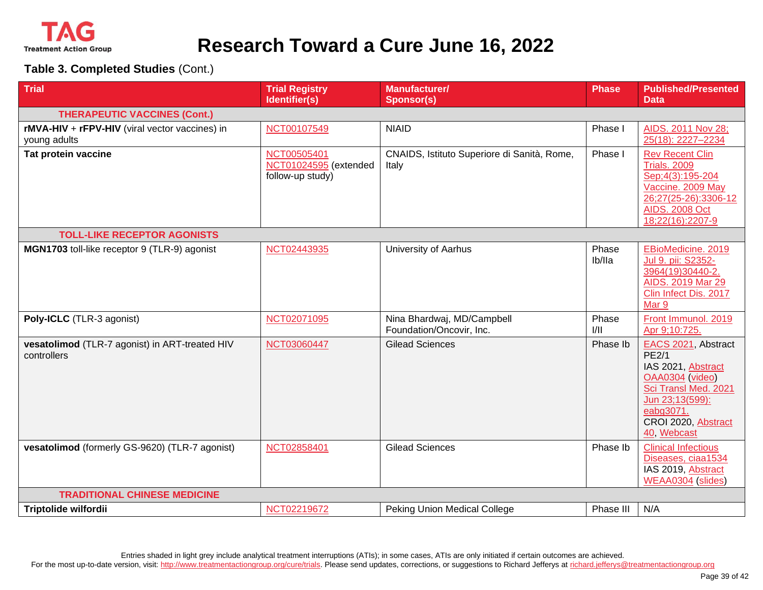# Research Toward a Cure June 16, 2022

**Table 3. Completed Studies** (Cont.)

| Trial | Trial Registry Identifier(s) | Manufacturer/ Sponsor(s) | Phase | Published/Presented Data |
|---|---|---|---|---|
| **THERAPEUTIC VACCINES (Cont.)** | | | | |
| **rMVA-HIV** + **rFPV-HIV** (viral vector vaccines) in young adults | NCT00107549 | NIAID | Phase I | AIDS. 2011 Nov 28; 25(18): 2227–2234 |
| **Tat protein vaccine** | NCT00505401 NCT01024595 (extended follow-up study) | CNAIDS, Istituto Superiore di Sanità, Rome, Italy | Phase I | Rev Recent Clin Trials. 2009 Sep;4(3):195-204 Vaccine. 2009 May 26;27(25-26):3306-12 AIDS. 2008 Oct 18;22(16):2207-9 |
| **TOLL-LIKE RECEPTOR AGONISTS** | | | | |
| **MGN1703** toll-like receptor 9 (TLR-9) agonist | NCT02443935 | University of Aarhus | Phase Ib/IIa | EBioMedicine. 2019 Jul 9. pii: S2352-3964(19)30440-2. AIDS. 2019 Mar 29 Clin Infect Dis. 2017 Mar 9 |
| **Poly-ICLC** (TLR-3 agonist) | NCT02071095 | Nina Bhardwaj, MD/Campbell Foundation/Oncovir, Inc. | Phase I/II | Front Immunol. 2019 Apr 9;10:725. |
| **vesatolimod** (TLR-7 agonist) in ART-treated HIV controllers | NCT03060447 | Gilead Sciences | Phase Ib | EACS 2021, Abstract PE2/1 IAS 2021, Abstract OAA0304 (video) Sci Transl Med. 2021 Jun 23;13(599): eabg3071. CROI 2020, Abstract 40, Webcast |
| **vesatolimod** (formerly GS-9620) (TLR-7 agonist) | NCT02858401 | Gilead Sciences | Phase Ib | Clinical Infectious Diseases, ciaa1534 IAS 2019, Abstract WEAA0304 (slides) |
| **TRADITIONAL CHINESE MEDICINE** | | | | |
| **Triptolide wilfordii** | NCT02219672 | Peking Union Medical College | Phase III | N/A |

Entries shaded in light grey include analytical treatment interruptions (ATIs); in some cases, ATIs are only initiated if certain outcomes are achieved.

For the most up-to-date version, visit: http://www.treatmentactiongroup.org/cure/trials. Please send updates, corrections, or suggestions to Richard Jefferys at richard.jefferys@treatmentactiongroup.org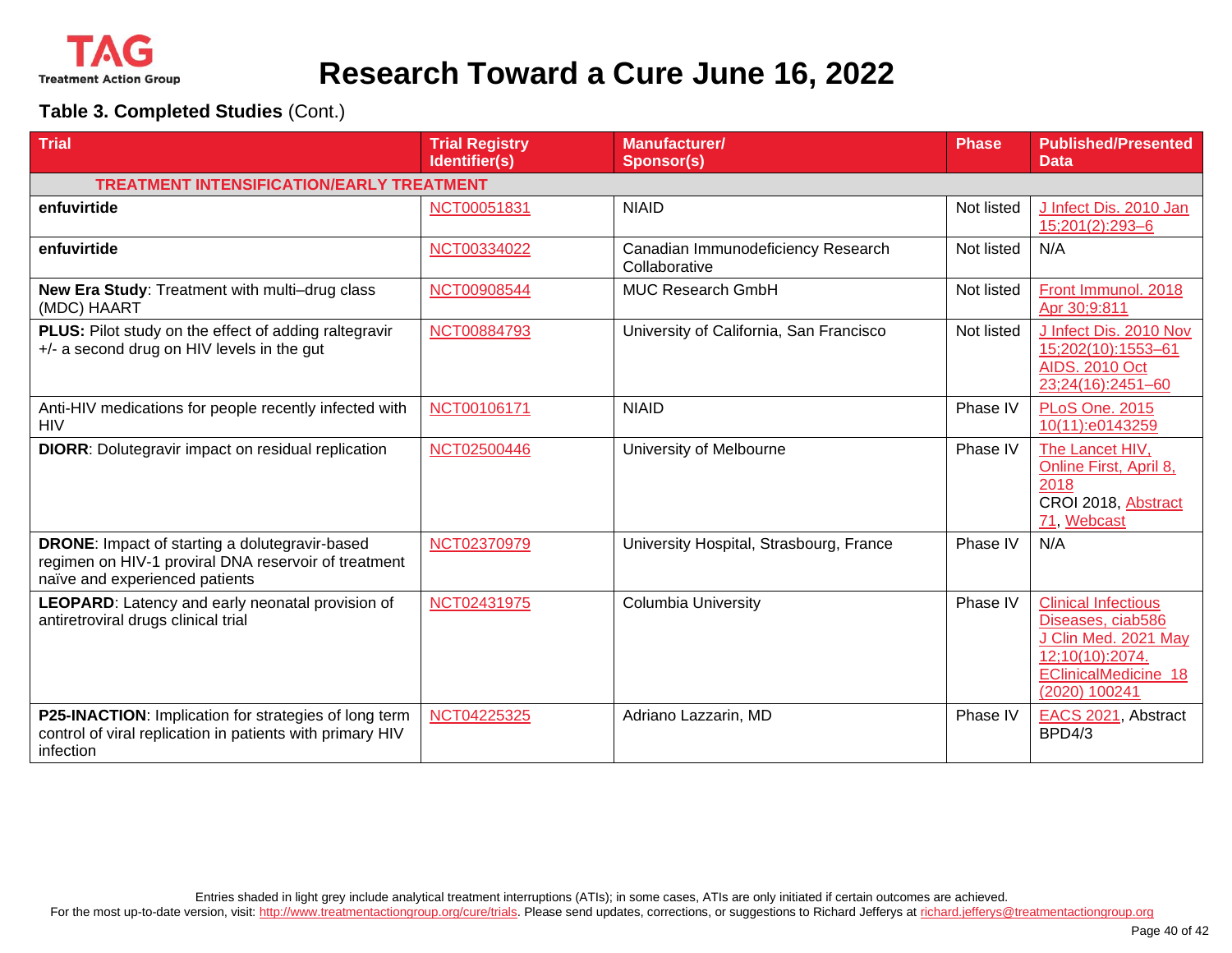# Research Toward a Cure June 16, 2022

**Table 3. Completed Studies** (Cont.)

| Trial | Trial Registry Identifier(s) | Manufacturer/ Sponsor(s) | Phase | Published/Presented Data |
|---|---|---|---|---|
| **TREATMENT INTENSIFICATION/EARLY TREATMENT** | | | | |
| **enfuvirtide** | NCT00051831 | NIAID | Not listed | J Infect Dis. 2010 Jan 15;201(2):293–6 |
| **enfuvirtide** | NCT00334022 | Canadian Immunodeficiency Research Collaborative | Not listed | N/A |
| **New Era Study**: Treatment with multi–drug class (MDC) HAART | NCT00908544 | MUC Research GmbH | Not listed | Front Immunol. 2018 Apr 30;9:811 |
| **PLUS:** Pilot study on the effect of adding raltegravir +/- a second drug on HIV levels in the gut | NCT00884793 | University of California, San Francisco | Not listed | J Infect Dis. 2010 Nov 15;202(10):1553–61 AIDS. 2010 Oct 23;24(16):2451–60 |
| Anti-HIV medications for people recently infected with HIV | NCT00106171 | NIAID | Phase IV | PLoS One. 2015 10(11):e0143259 |
| **DIORR**: Dolutegravir impact on residual replication | NCT02500446 | University of Melbourne | Phase IV | The Lancet HIV, Online First, April 8, 2018 CROI 2018, Abstract 71, Webcast |
| **DRONE**: Impact of starting a dolutegravir-based regimen on HIV-1 proviral DNA reservoir of treatment naïve and experienced patients | NCT02370979 | University Hospital, Strasbourg, France | Phase IV | N/A |
| **LEOPARD**: Latency and early neonatal provision of antiretroviral drugs clinical trial | NCT02431975 | Columbia University | Phase IV | Clinical Infectious Diseases, ciab586 J Clin Med. 2021 May 12;10(10):2074. EClinicalMedicine 18 (2020) 100241 |
| **P25-INACTION**: Implication for strategies of long term control of viral replication in patients with primary HIV infection | NCT04225325 | Adriano Lazzarin, MD | Phase IV | EACS 2021, Abstract BPD4/3 |

Entries shaded in light grey include analytical treatment interruptions (ATIs); in some cases, ATIs are only initiated if certain outcomes are achieved.
For the most up-to-date version, visit: http://www.treatmentactiongroup.org/cure/trials. Please send updates, corrections, or suggestions to Richard Jefferys at richard.jefferys@treatmentactiongroup.org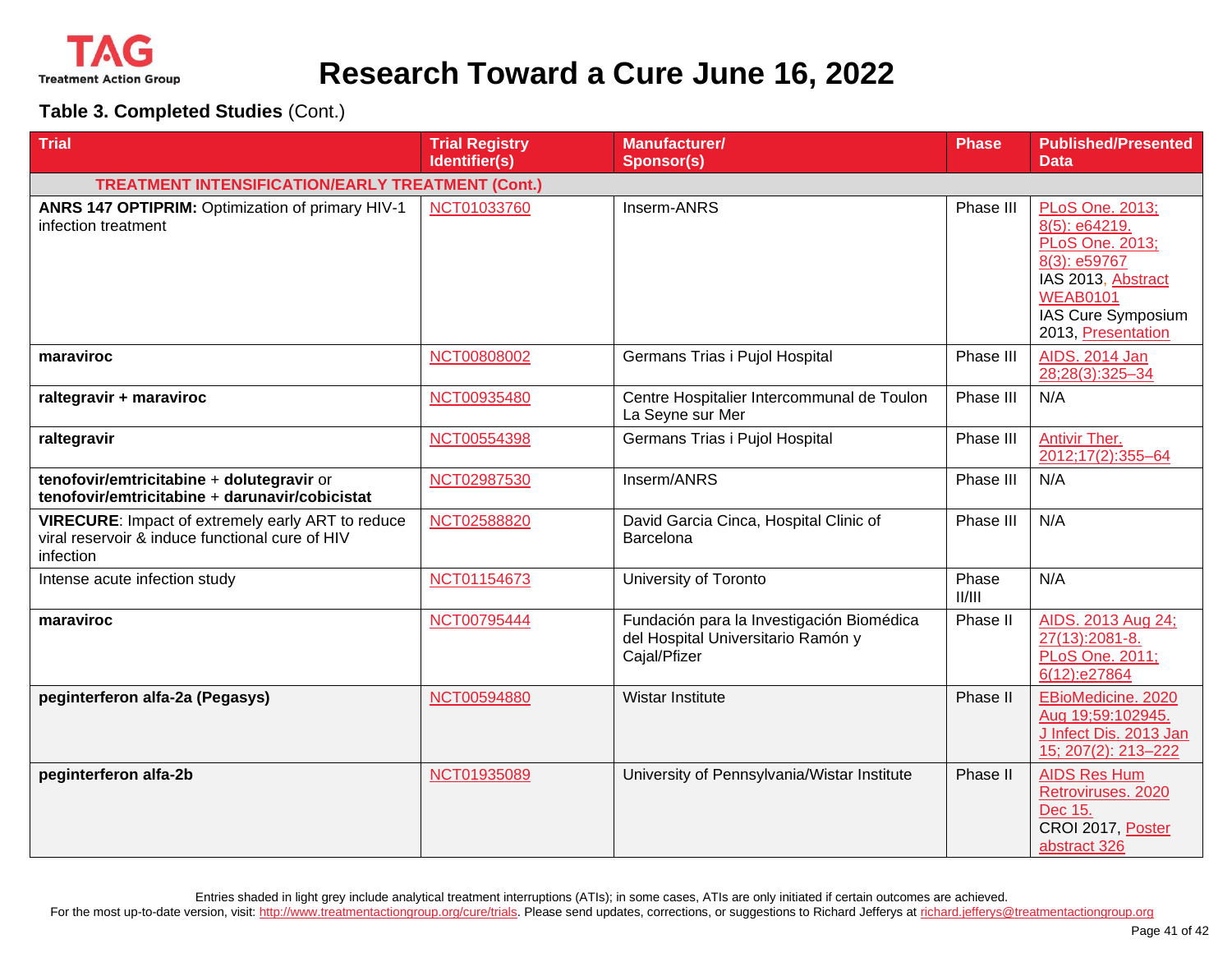# Research Toward a Cure June 16, 2022

**Table 3. Completed Studies** (Cont.)

| Trial | Trial Registry Identifier(s) | Manufacturer/ Sponsor(s) | Phase | Published/Presented Data |
|---|---|---|---|---|
| **TREATMENT INTENSIFICATION/EARLY TREATMENT (Cont.)** | | | | |
| **ANRS 147 OPTIPRIM:** Optimization of primary HIV-1 infection treatment | NCT01033760 | Inserm-ANRS | Phase III | PLoS One. 2013; 8(5): e64219. PLoS One. 2013; 8(3): e59767 IAS 2013, Abstract WEAB0101 IAS Cure Symposium 2013, Presentation |
| **maraviroc** | NCT00808002 | Germans Trias i Pujol Hospital | Phase III | AIDS. 2014 Jan 28;28(3):325–34 |
| **raltegravir + maraviroc** | NCT00935480 | Centre Hospitalier Intercommunal de Toulon La Seyne sur Mer | Phase III | N/A |
| **raltegravir** | NCT00554398 | Germans Trias i Pujol Hospital | Phase III | Antivir Ther. 2012;17(2):355–64 |
| **tenofovir/emtricitabine** + **dolutegravir** or **tenofovir/emtricitabine** + **darunavir/cobicistat** | NCT02987530 | Inserm/ANRS | Phase III | N/A |
| **VIRECURE**: Impact of extremely early ART to reduce viral reservoir & induce functional cure of HIV infection | NCT02588820 | David Garcia Cinca, Hospital Clinic of Barcelona | Phase III | N/A |
| Intense acute infection study | NCT01154673 | University of Toronto | Phase II/III | N/A |
| **maraviroc** | NCT00795444 | Fundación para la Investigación Biomédica del Hospital Universitario Ramón y Cajal/Pfizer | Phase II | AIDS. 2013 Aug 24; 27(13):2081-8. PLoS One. 2011; 6(12):e27864 |
| **peginterferon alfa-2a (Pegasys)** | NCT00594880 | Wistar Institute | Phase II | EBioMedicine. 2020 Aug 19;59:102945. J Infect Dis. 2013 Jan 15; 207(2): 213–222 |
| **peginterferon alfa-2b** | NCT01935089 | University of Pennsylvania/Wistar Institute | Phase II | AIDS Res Hum Retroviruses. 2020 Dec 15. CROI 2017, Poster abstract 326 |

Entries shaded in light grey include analytical treatment interruptions (ATIs); in some cases, ATIs are only initiated if certain outcomes are achieved.
For the most up-to-date version, visit: http://www.treatmentactiongroup.org/cure/trials. Please send updates, corrections, or suggestions to Richard Jefferys at richard.jefferys@treatmentactiongroup.org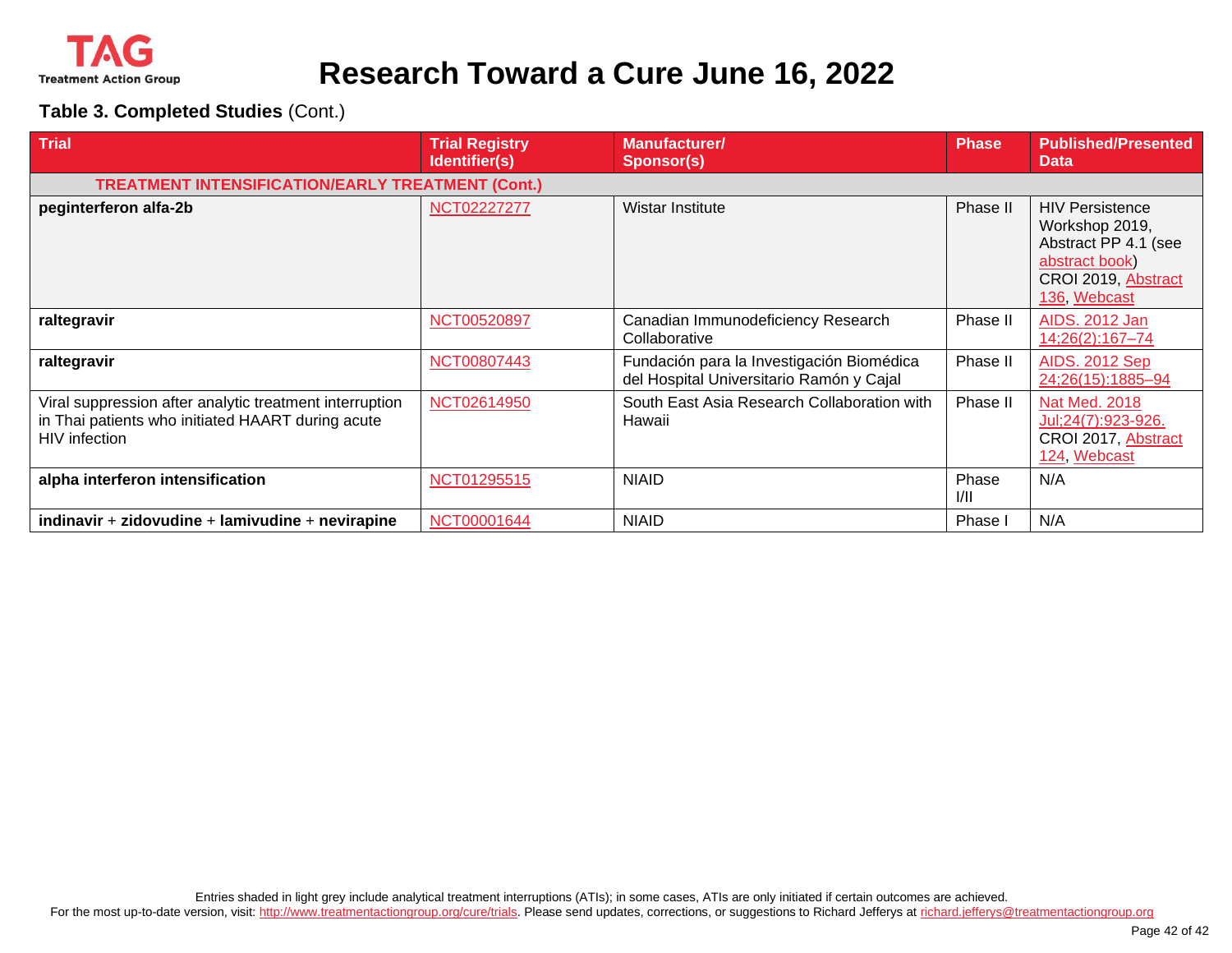# Research Toward a Cure June 16, 2022

**Table 3. Completed Studies** (Cont.)

| Trial | Trial Registry Identifier(s) | Manufacturer/ Sponsor(s) | Phase | Published/Presented Data |
|---|---|---|---|---|
| **TREATMENT INTENSIFICATION/EARLY TREATMENT (Cont.)** | | | | |
| **peginterferon alfa-2b** | NCT02227277 | Wistar Institute | Phase II | HIV Persistence Workshop 2019, Abstract PP 4.1 (see abstract book) CROI 2019, Abstract 136, Webcast |
| **raltegravir** | NCT00520897 | Canadian Immunodeficiency Research Collaborative | Phase II | AIDS. 2012 Jan 14;26(2):167–74 |
| **raltegravir** | NCT00807443 | Fundación para la Investigación Biomédica del Hospital Universitario Ramón y Cajal | Phase II | AIDS. 2012 Sep 24;26(15):1885–94 |
| Viral suppression after analytic treatment interruption in Thai patients who initiated HAART during acute HIV infection | NCT02614950 | South East Asia Research Collaboration with Hawaii | Phase II | Nat Med. 2018 Jul;24(7):923-926. CROI 2017, Abstract 124, Webcast |
| **alpha interferon intensification** | NCT01295515 | NIAID | Phase I/II | N/A |
| **indinavir** + **zidovudine** + **lamivudine** + **nevirapine** | NCT00001644 | NIAID | Phase I | N/A |

Entries shaded in light grey include analytical treatment interruptions (ATIs); in some cases, ATIs are only initiated if certain outcomes are achieved.

For the most up-to-date version, visit: http://www.treatmentactiongroup.org/cure/trials. Please send updates, corrections, or suggestions to Richard Jefferys at richard.jefferys@treatmentactiongroup.org